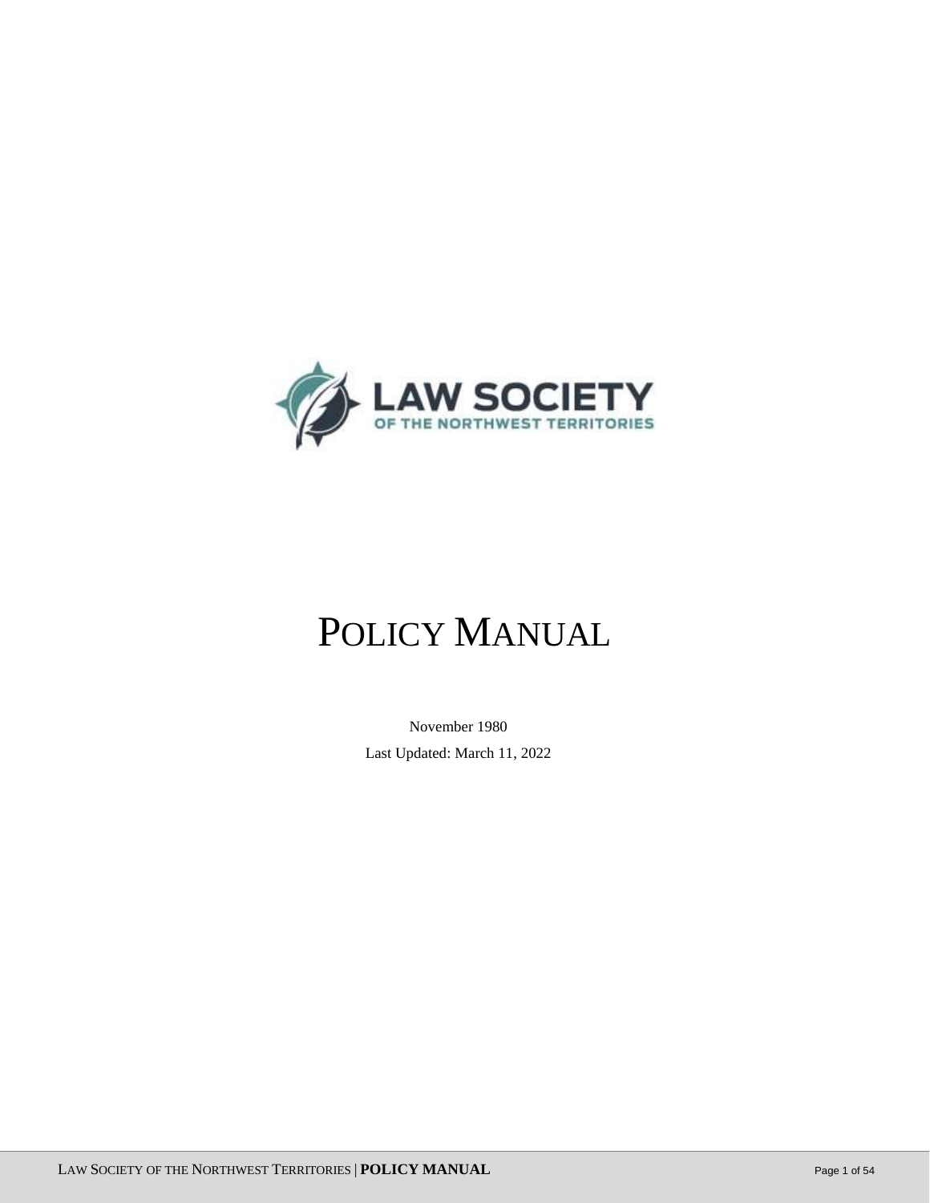LAW SOCIETY
OF THE NORTHWEST TERRITORIES

# POLICY MANUAL

November 1980

Last Updated: March 11, 2022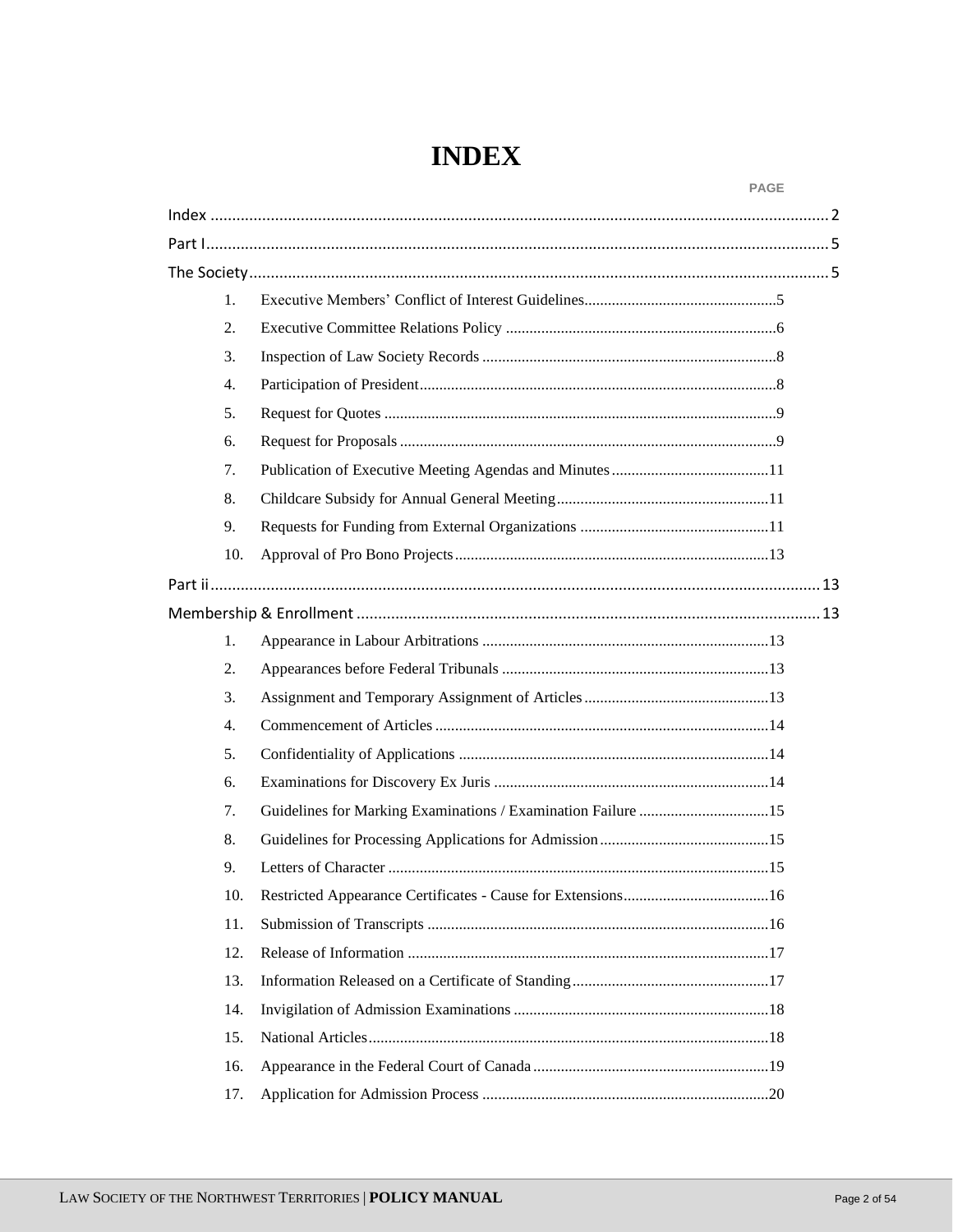# INDEX

| | | PAGE |
|---|---|---|
| Index | | 2 |
| Part I | | 5 |
| The Society | | 5 |
| 1. | Executive Members' Conflict of Interest Guidelines | 5 |
| 2. | Executive Committee Relations Policy | 6 |
| 3. | Inspection of Law Society Records | 8 |
| 4. | Participation of President | 8 |
| 5. | Request for Quotes | 9 |
| 6. | Request for Proposals | 9 |
| 7. | Publication of Executive Meeting Agendas and Minutes | 11 |
| 8. | Childcare Subsidy for Annual General Meeting | 11 |
| 9. | Requests for Funding from External Organizations | 11 |
| 10. | Approval of Pro Bono Projects | 13 |
| Part ii | | 13 |
| Membership & Enrollment | | 13 |
| 1. | Appearance in Labour Arbitrations | 13 |
| 2. | Appearances before Federal Tribunals | 13 |
| 3. | Assignment and Temporary Assignment of Articles | 13 |
| 4. | Commencement of Articles | 14 |
| 5. | Confidentiality of Applications | 14 |
| 6. | Examinations for Discovery Ex Juris | 14 |
| 7. | Guidelines for Marking Examinations / Examination Failure | 15 |
| 8. | Guidelines for Processing Applications for Admission | 15 |
| 9. | Letters of Character | 15 |
| 10. | Restricted Appearance Certificates - Cause for Extensions | 16 |
| 11. | Submission of Transcripts | 16 |
| 12. | Release of Information | 17 |
| 13. | Information Released on a Certificate of Standing | 17 |
| 14. | Invigilation of Admission Examinations | 18 |
| 15. | National Articles | 18 |
| 16. | Appearance in the Federal Court of Canada | 19 |
| 17. | Application for Admission Process | 20 |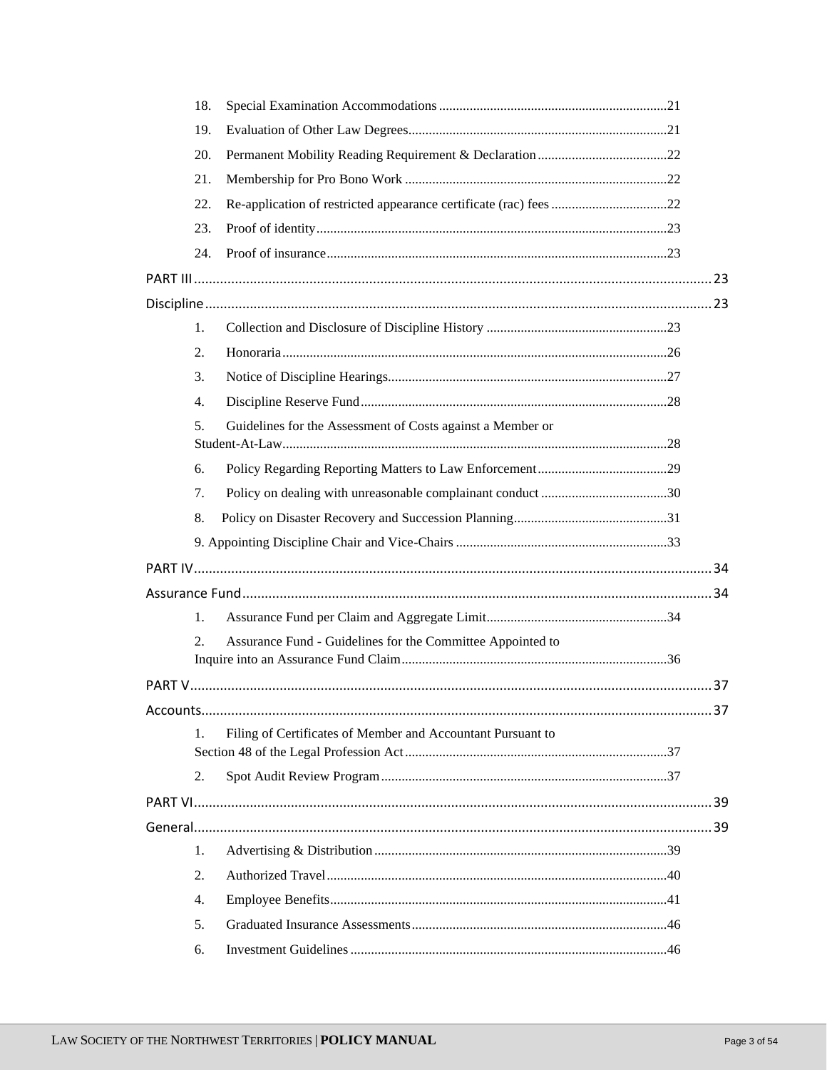18. Special Examination Accommodations .....21

19. Evaluation of Other Law Degrees.....21

20. Permanent Mobility Reading Requirement & Declaration.....22

21. Membership for Pro Bono Work .....22

22. Re-application of restricted appearance certificate (rac) fees .....22

23. Proof of identity.....23

24. Proof of insurance.....23

PART III.....23

Discipline.....23

1. Collection and Disclosure of Discipline History .....23

2. Honoraria.....26

3. Notice of Discipline Hearings.....27

4. Discipline Reserve Fund.....28

5. Guidelines for the Assessment of Costs against a Member or Student-At-Law.....28

6. Policy Regarding Reporting Matters to Law Enforcement.....29

7. Policy on dealing with unreasonable complainant conduct .....30

8. Policy on Disaster Recovery and Succession Planning.....31

9. Appointing Discipline Chair and Vice-Chairs .....33

PART IV.....34

Assurance Fund.....34

1. Assurance Fund per Claim and Aggregate Limit.....34

2. Assurance Fund - Guidelines for the Committee Appointed to Inquire into an Assurance Fund Claim.....36

PART V.....37

Accounts.....37

1. Filing of Certificates of Member and Accountant Pursuant to Section 48 of the Legal Profession Act.....37

2. Spot Audit Review Program.....37

PART VI.....39

General.....39

1. Advertising & Distribution.....39

2. Authorized Travel.....40

4. Employee Benefits.....41

5. Graduated Insurance Assessments.....46

6. Investment Guidelines.....46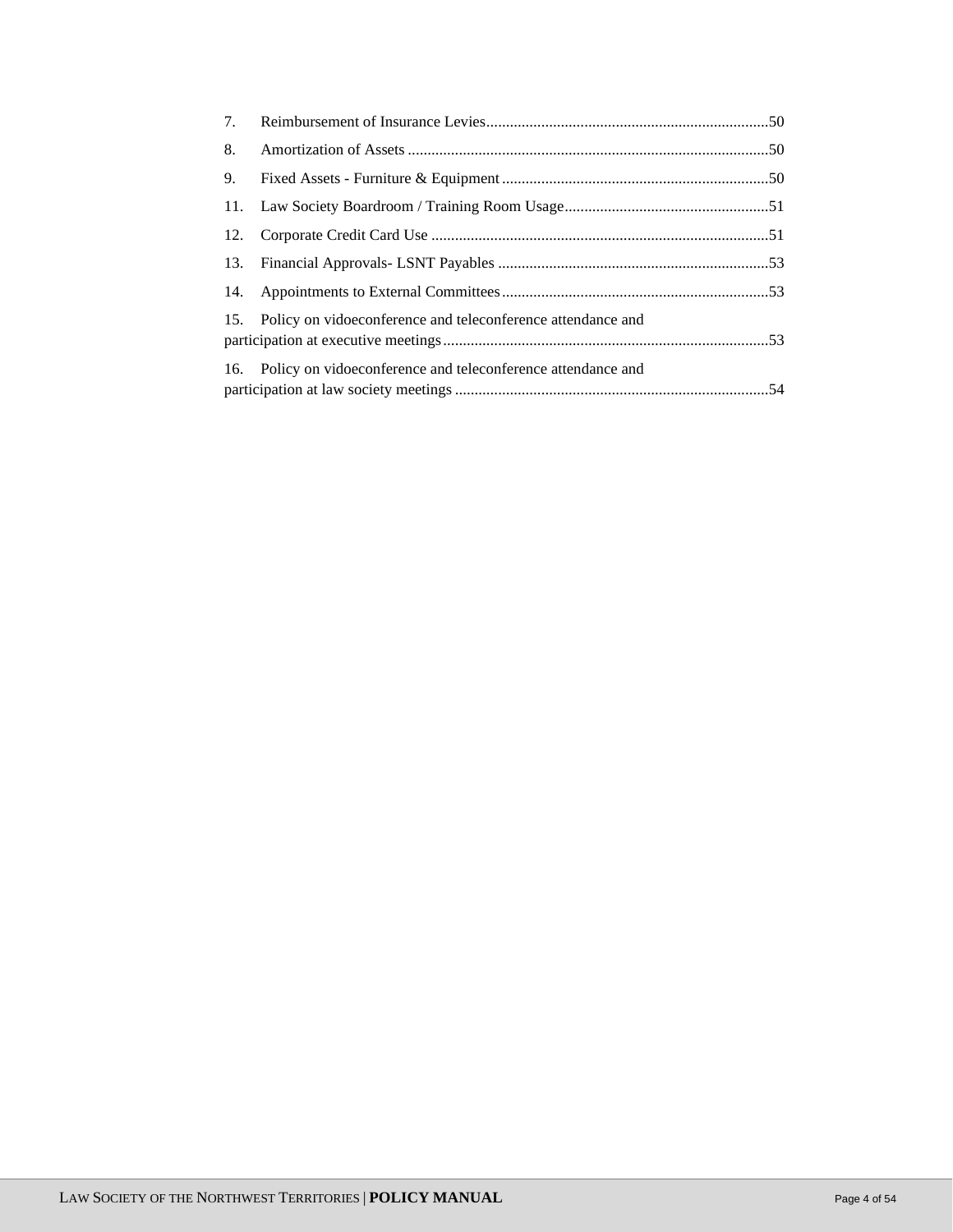7. Reimbursement of Insurance Levies........................................................................50

8. Amortization of Assets ...........................................................................................50

9. Fixed Assets - Furniture & Equipment ....................................................................50

11. Law Society Boardroom / Training Room Usage....................................................51

12. Corporate Credit Card Use ......................................................................................51

13. Financial Approvals- LSNT Payables .....................................................................53

14. Appointments to External Committees ....................................................................53

15. Policy on vidoeconference and teleconference attendance and participation at executive meetings...................................................................................53

16. Policy on vidoeconference and teleconference attendance and participation at law society meetings ................................................................................54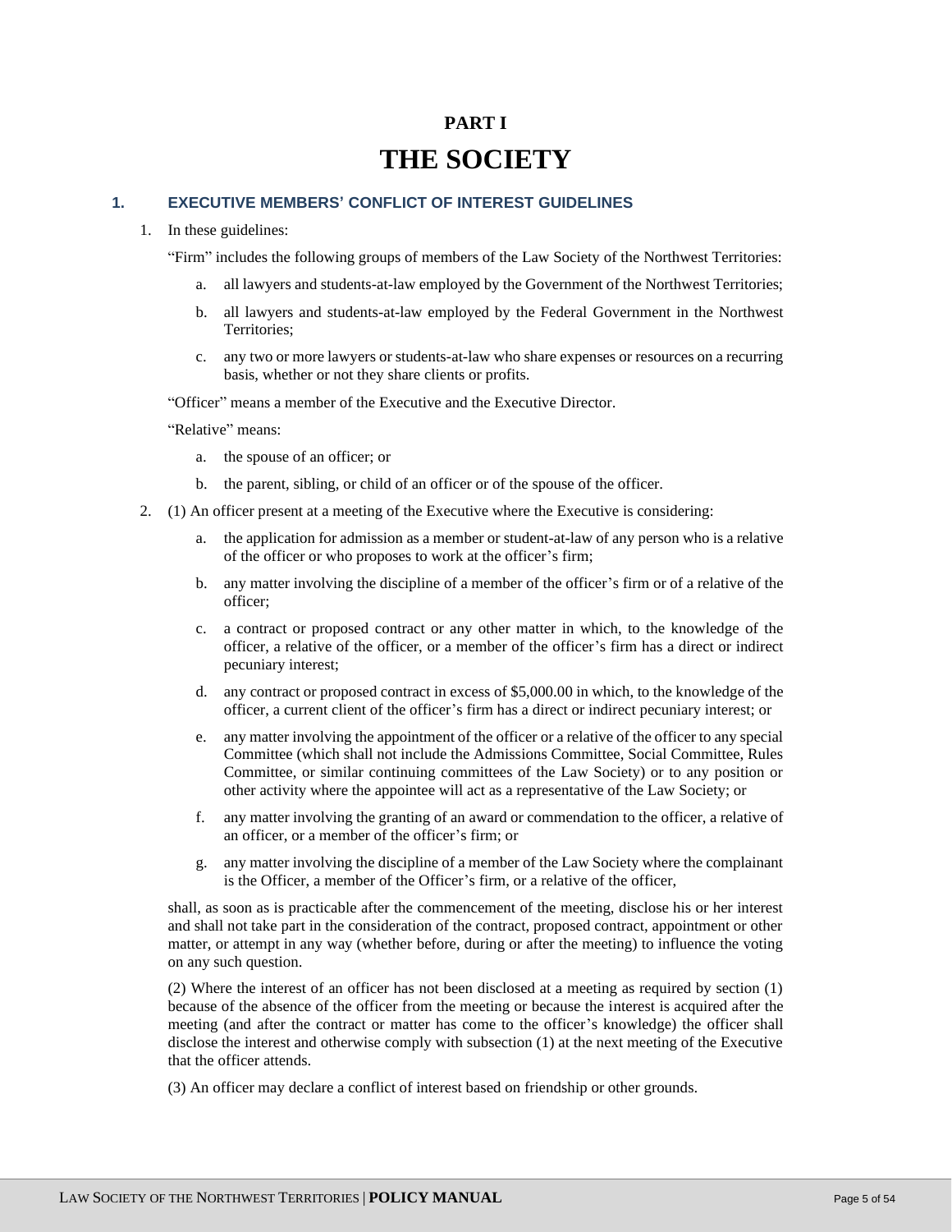# PART I

# THE SOCIETY

## 1. EXECUTIVE MEMBERS' CONFLICT OF INTEREST GUIDELINES

1. In these guidelines:

   "Firm" includes the following groups of members of the Law Society of the Northwest Territories:

   a. all lawyers and students-at-law employed by the Government of the Northwest Territories;

   b. all lawyers and students-at-law employed by the Federal Government in the Northwest Territories;

   c. any two or more lawyers or students-at-law who share expenses or resources on a recurring basis, whether or not they share clients or profits.

   "Officer" means a member of the Executive and the Executive Director.

   "Relative" means:

   a. the spouse of an officer; or

   b. the parent, sibling, or child of an officer or of the spouse of the officer.

2. (1) An officer present at a meeting of the Executive where the Executive is considering:

   a. the application for admission as a member or student-at-law of any person who is a relative of the officer or who proposes to work at the officer's firm;

   b. any matter involving the discipline of a member of the officer's firm or of a relative of the officer;

   c. a contract or proposed contract or any other matter in which, to the knowledge of the officer, a relative of the officer, or a member of the officer's firm has a direct or indirect pecuniary interest;

   d. any contract or proposed contract in excess of $5,000.00 in which, to the knowledge of the officer, a current client of the officer's firm has a direct or indirect pecuniary interest; or

   e. any matter involving the appointment of the officer or a relative of the officer to any special Committee (which shall not include the Admissions Committee, Social Committee, Rules Committee, or similar continuing committees of the Law Society) or to any position or other activity where the appointee will act as a representative of the Law Society; or

   f. any matter involving the granting of an award or commendation to the officer, a relative of an officer, or a member of the officer's firm; or

   g. any matter involving the discipline of a member of the Law Society where the complainant is the Officer, a member of the Officer's firm, or a relative of the officer,

   shall, as soon as is practicable after the commencement of the meeting, disclose his or her interest and shall not take part in the consideration of the contract, proposed contract, appointment or other matter, or attempt in any way (whether before, during or after the meeting) to influence the voting on any such question.

   (2) Where the interest of an officer has not been disclosed at a meeting as required by section (1) because of the absence of the officer from the meeting or because the interest is acquired after the meeting (and after the contract or matter has come to the officer's knowledge) the officer shall disclose the interest and otherwise comply with subsection (1) at the next meeting of the Executive that the officer attends.

   (3) An officer may declare a conflict of interest based on friendship or other grounds.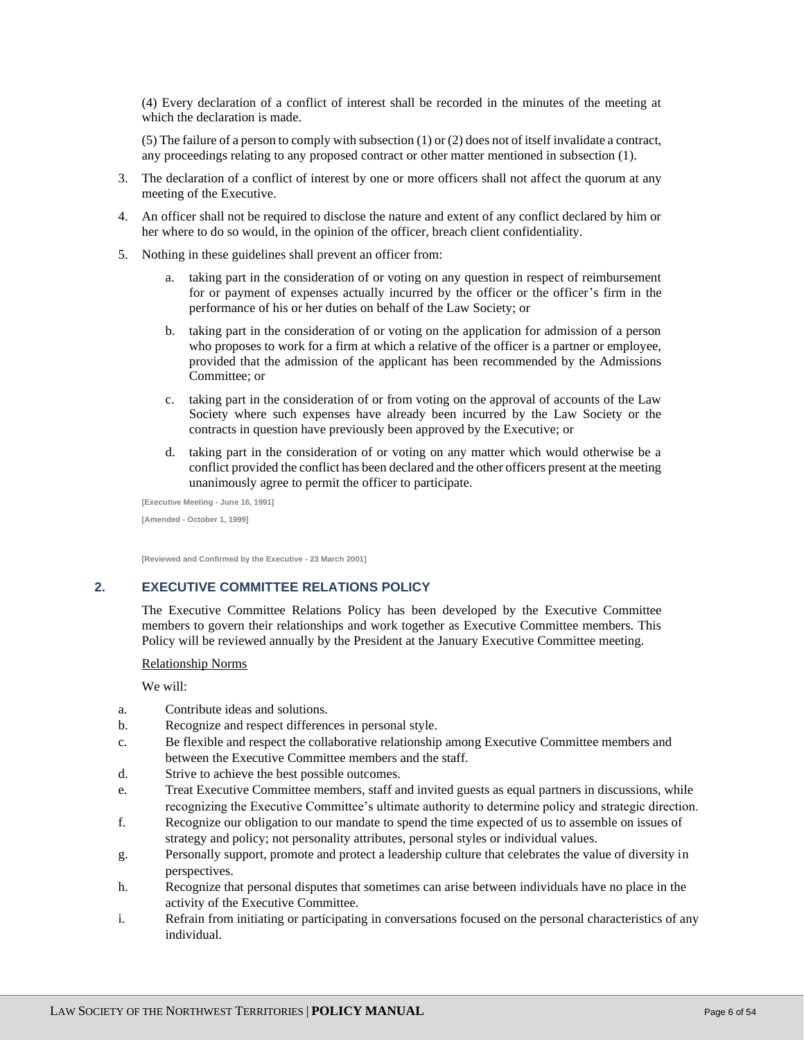(4) Every declaration of a conflict of interest shall be recorded in the minutes of the meeting at which the declaration is made.

(5) The failure of a person to comply with subsection (1) or (2) does not of itself invalidate a contract, any proceedings relating to any proposed contract or other matter mentioned in subsection (1).

3. The declaration of a conflict of interest by one or more officers shall not affect the quorum at any meeting of the Executive.

4. An officer shall not be required to disclose the nature and extent of any conflict declared by him or her where to do so would, in the opinion of the officer, breach client confidentiality.

5. Nothing in these guidelines shall prevent an officer from:

   a. taking part in the consideration of or voting on any question in respect of reimbursement for or payment of expenses actually incurred by the officer or the officer's firm in the performance of his or her duties on behalf of the Law Society; or

   b. taking part in the consideration of or voting on the application for admission of a person who proposes to work for a firm at which a relative of the officer is a partner or employee, provided that the admission of the applicant has been recommended by the Admissions Committee; or

   c. taking part in the consideration of or from voting on the approval of accounts of the Law Society where such expenses have already been incurred by the Law Society or the contracts in question have previously been approved by the Executive; or

   d. taking part in the consideration of or voting on any matter which would otherwise be a conflict provided the conflict has been declared and the other officers present at the meeting unanimously agree to permit the officer to participate.

**[Executive Meeting - June 16, 1991]**

**[Amended - October 1, 1999]**

**[Reviewed and Confirmed by the Executive - 23 March 2001]**

## 2. EXECUTIVE COMMITTEE RELATIONS POLICY

The Executive Committee Relations Policy has been developed by the Executive Committee members to govern their relationships and work together as Executive Committee members. This Policy will be reviewed annually by the President at the January Executive Committee meeting.

<u>Relationship Norms</u>

We will:

a. Contribute ideas and solutions.
b. Recognize and respect differences in personal style.
c. Be flexible and respect the collaborative relationship among Executive Committee members and between the Executive Committee members and the staff.
d. Strive to achieve the best possible outcomes.
e. Treat Executive Committee members, staff and invited guests as equal partners in discussions, while recognizing the Executive Committee's ultimate authority to determine policy and strategic direction.
f. Recognize our obligation to our mandate to spend the time expected of us to assemble on issues of strategy and policy; not personality attributes, personal styles or individual values.
g. Personally support, promote and protect a leadership culture that celebrates the value of diversity in perspectives.
h. Recognize that personal disputes that sometimes can arise between individuals have no place in the activity of the Executive Committee.
i. Refrain from initiating or participating in conversations focused on the personal characteristics of any individual.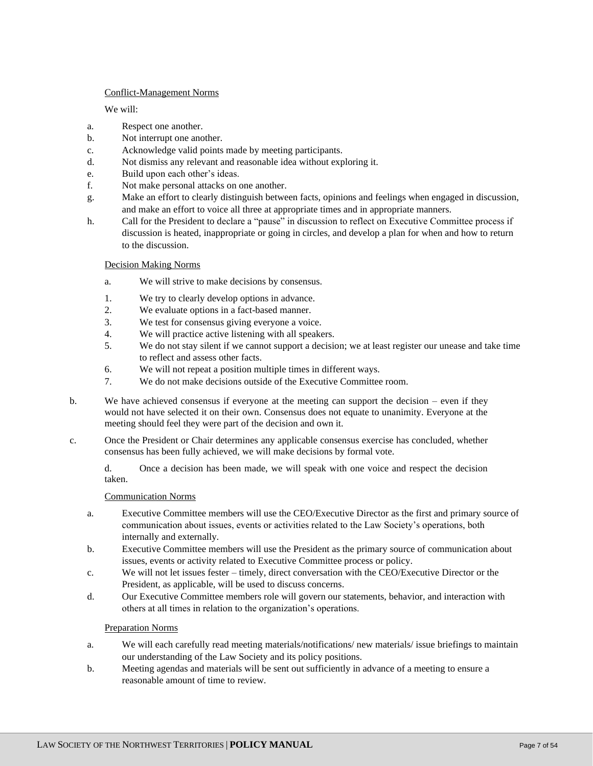Conflict-Management Norms

We will:

a. Respect one another.
b. Not interrupt one another.
c. Acknowledge valid points made by meeting participants.
d. Not dismiss any relevant and reasonable idea without exploring it.
e. Build upon each other's ideas.
f. Not make personal attacks on one another.
g. Make an effort to clearly distinguish between facts, opinions and feelings when engaged in discussion, and make an effort to voice all three at appropriate times and in appropriate manners.
h. Call for the President to declare a "pause" in discussion to reflect on Executive Committee process if discussion is heated, inappropriate or going in circles, and develop a plan for when and how to return to the discussion.

Decision Making Norms

a. We will strive to make decisions by consensus.

1. We try to clearly develop options in advance.
2. We evaluate options in a fact-based manner.
3. We test for consensus giving everyone a voice.
4. We will practice active listening with all speakers.
5. We do not stay silent if we cannot support a decision; we at least register our unease and take time to reflect and assess other facts.
6. We will not repeat a position multiple times in different ways.
7. We do not make decisions outside of the Executive Committee room.

b. We have achieved consensus if everyone at the meeting can support the decision – even if they would not have selected it on their own. Consensus does not equate to unanimity. Everyone at the meeting should feel they were part of the decision and own it.

c. Once the President or Chair determines any applicable consensus exercise has concluded, whether consensus has been fully achieved, we will make decisions by formal vote.

d. Once a decision has been made, we will speak with one voice and respect the decision taken.

Communication Norms

a. Executive Committee members will use the CEO/Executive Director as the first and primary source of communication about issues, events or activities related to the Law Society's operations, both internally and externally.
b. Executive Committee members will use the President as the primary source of communication about issues, events or activity related to Executive Committee process or policy.
c. We will not let issues fester – timely, direct conversation with the CEO/Executive Director or the President, as applicable, will be used to discuss concerns.
d. Our Executive Committee members role will govern our statements, behavior, and interaction with others at all times in relation to the organization's operations.

Preparation Norms

a. We will each carefully read meeting materials/notifications/ new materials/ issue briefings to maintain our understanding of the Law Society and its policy positions.
b. Meeting agendas and materials will be sent out sufficiently in advance of a meeting to ensure a reasonable amount of time to review.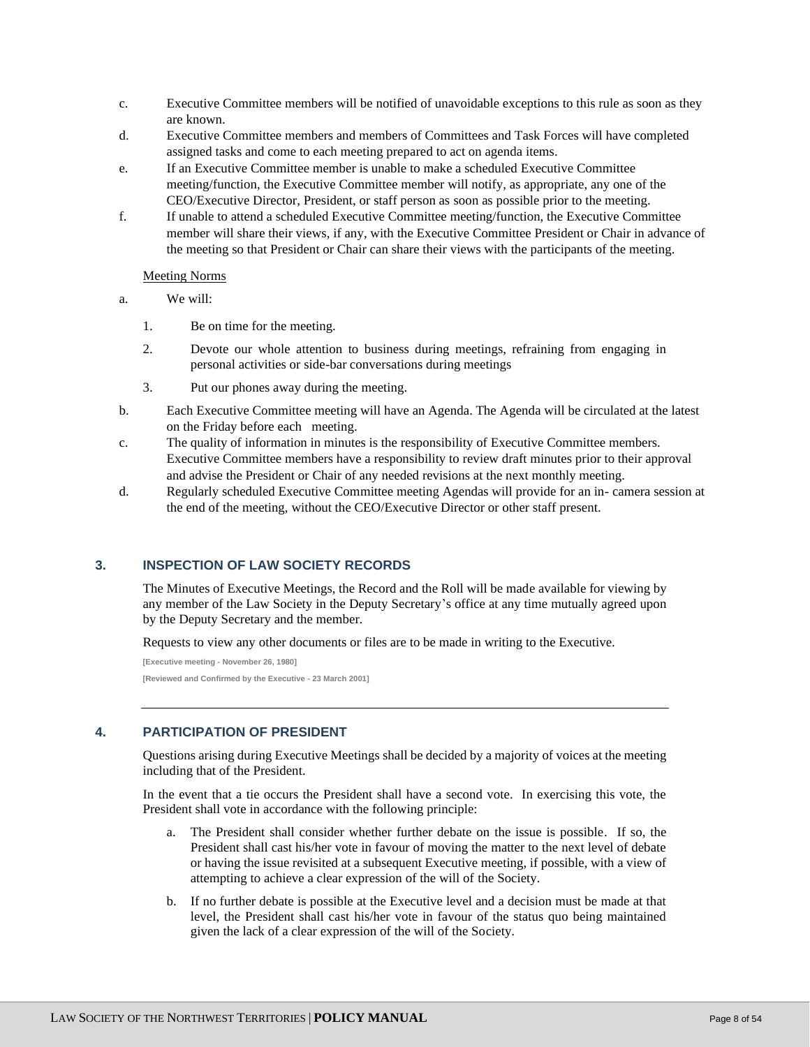c. Executive Committee members will be notified of unavoidable exceptions to this rule as soon as they are known.

d. Executive Committee members and members of Committees and Task Forces will have completed assigned tasks and come to each meeting prepared to act on agenda items.

e. If an Executive Committee member is unable to make a scheduled Executive Committee meeting/function, the Executive Committee member will notify, as appropriate, any one of the CEO/Executive Director, President, or staff person as soon as possible prior to the meeting.

f. If unable to attend a scheduled Executive Committee meeting/function, the Executive Committee member will share their views, if any, with the Executive Committee President or Chair in advance of the meeting so that President or Chair can share their views with the participants of the meeting.

Meeting Norms

a. We will:

   1. Be on time for the meeting.

   2. Devote our whole attention to business during meetings, refraining from engaging in personal activities or side-bar conversations during meetings

   3. Put our phones away during the meeting.

b. Each Executive Committee meeting will have an Agenda. The Agenda will be circulated at the latest on the Friday before each meeting.

c. The quality of information in minutes is the responsibility of Executive Committee members. Executive Committee members have a responsibility to review draft minutes prior to their approval and advise the President or Chair of any needed revisions at the next monthly meeting.

d. Regularly scheduled Executive Committee meeting Agendas will provide for an in- camera session at the end of the meeting, without the CEO/Executive Director or other staff present.

## 3. INSPECTION OF LAW SOCIETY RECORDS

The Minutes of Executive Meetings, the Record and the Roll will be made available for viewing by any member of the Law Society in the Deputy Secretary's office at any time mutually agreed upon by the Deputy Secretary and the member.

Requests to view any other documents or files are to be made in writing to the Executive.

**[Executive meeting - November 26, 1980]**

**[Reviewed and Confirmed by the Executive - 23 March 2001]**

---

## 4. PARTICIPATION OF PRESIDENT

Questions arising during Executive Meetings shall be decided by a majority of voices at the meeting including that of the President.

In the event that a tie occurs the President shall have a second vote. In exercising this vote, the President shall vote in accordance with the following principle:

a. The President shall consider whether further debate on the issue is possible. If so, the President shall cast his/her vote in favour of moving the matter to the next level of debate or having the issue revisited at a subsequent Executive meeting, if possible, with a view of attempting to achieve a clear expression of the will of the Society.

b. If no further debate is possible at the Executive level and a decision must be made at that level, the President shall cast his/her vote in favour of the status quo being maintained given the lack of a clear expression of the will of the Society.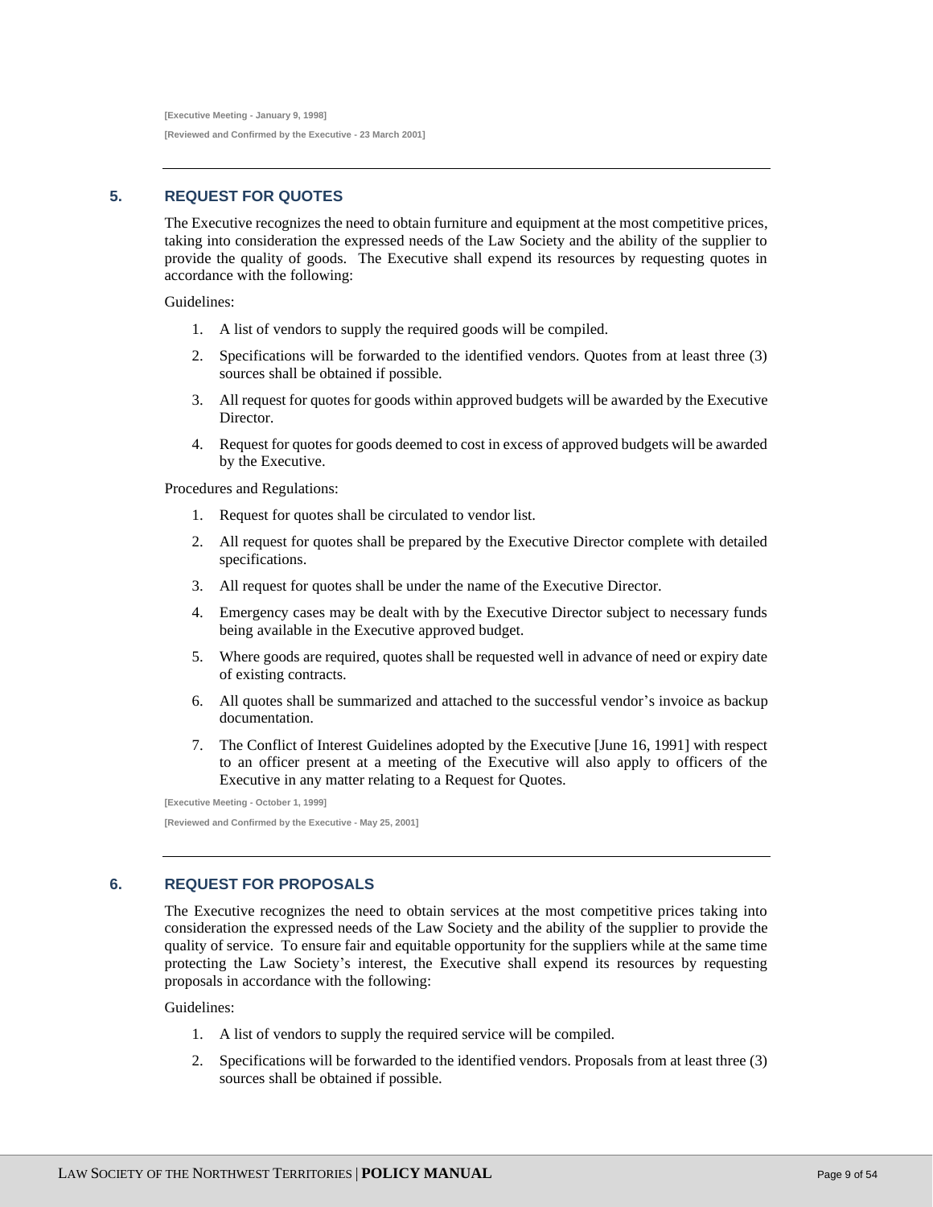[Executive Meeting - January 9, 1998]

[Reviewed and Confirmed by the Executive - 23 March 2001]

---

## 5. REQUEST FOR QUOTES

The Executive recognizes the need to obtain furniture and equipment at the most competitive prices, taking into consideration the expressed needs of the Law Society and the ability of the supplier to provide the quality of goods. The Executive shall expend its resources by requesting quotes in accordance with the following:

Guidelines:

1. A list of vendors to supply the required goods will be compiled.
2. Specifications will be forwarded to the identified vendors. Quotes from at least three (3) sources shall be obtained if possible.
3. All request for quotes for goods within approved budgets will be awarded by the Executive Director.
4. Request for quotes for goods deemed to cost in excess of approved budgets will be awarded by the Executive.

Procedures and Regulations:

1. Request for quotes shall be circulated to vendor list.
2. All request for quotes shall be prepared by the Executive Director complete with detailed specifications.
3. All request for quotes shall be under the name of the Executive Director.
4. Emergency cases may be dealt with by the Executive Director subject to necessary funds being available in the Executive approved budget.
5. Where goods are required, quotes shall be requested well in advance of need or expiry date of existing contracts.
6. All quotes shall be summarized and attached to the successful vendor's invoice as backup documentation.
7. The Conflict of Interest Guidelines adopted by the Executive [June 16, 1991] with respect to an officer present at a meeting of the Executive will also apply to officers of the Executive in any matter relating to a Request for Quotes.

[Executive Meeting - October 1, 1999]

[Reviewed and Confirmed by the Executive - May 25, 2001]

---

## 6. REQUEST FOR PROPOSALS

The Executive recognizes the need to obtain services at the most competitive prices taking into consideration the expressed needs of the Law Society and the ability of the supplier to provide the quality of service. To ensure fair and equitable opportunity for the suppliers while at the same time protecting the Law Society's interest, the Executive shall expend its resources by requesting proposals in accordance with the following:

Guidelines:

1. A list of vendors to supply the required service will be compiled.
2. Specifications will be forwarded to the identified vendors. Proposals from at least three (3) sources shall be obtained if possible.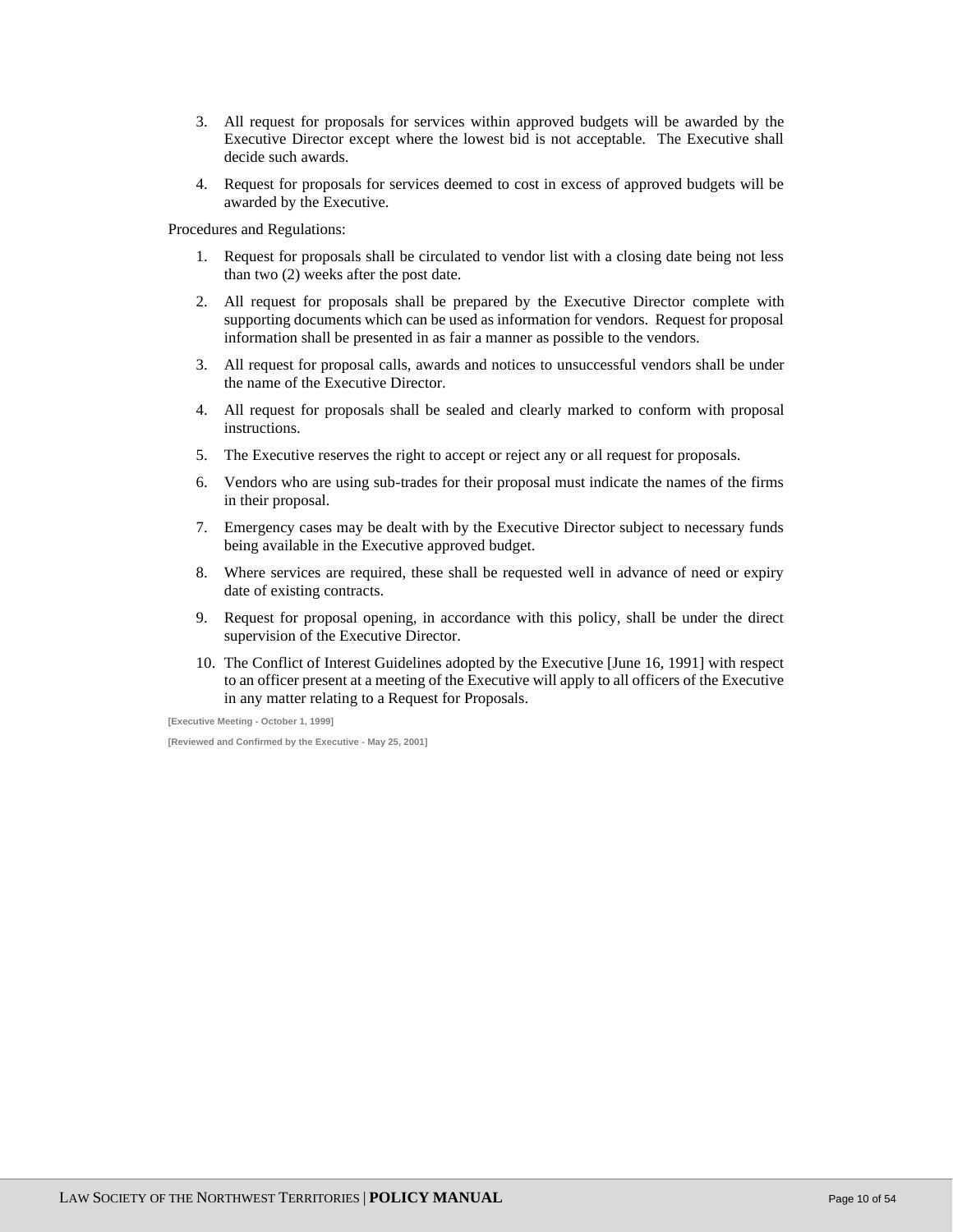3. All request for proposals for services within approved budgets will be awarded by the Executive Director except where the lowest bid is not acceptable. The Executive shall decide such awards.

4. Request for proposals for services deemed to cost in excess of approved budgets will be awarded by the Executive.

Procedures and Regulations:

1. Request for proposals shall be circulated to vendor list with a closing date being not less than two (2) weeks after the post date.

2. All request for proposals shall be prepared by the Executive Director complete with supporting documents which can be used as information for vendors. Request for proposal information shall be presented in as fair a manner as possible to the vendors.

3. All request for proposal calls, awards and notices to unsuccessful vendors shall be under the name of the Executive Director.

4. All request for proposals shall be sealed and clearly marked to conform with proposal instructions.

5. The Executive reserves the right to accept or reject any or all request for proposals.

6. Vendors who are using sub-trades for their proposal must indicate the names of the firms in their proposal.

7. Emergency cases may be dealt with by the Executive Director subject to necessary funds being available in the Executive approved budget.

8. Where services are required, these shall be requested well in advance of need or expiry date of existing contracts.

9. Request for proposal opening, in accordance with this policy, shall be under the direct supervision of the Executive Director.

10. The Conflict of Interest Guidelines adopted by the Executive [June 16, 1991] with respect to an officer present at a meeting of the Executive will apply to all officers of the Executive in any matter relating to a Request for Proposals.

**[Executive Meeting - October 1, 1999]**

**[Reviewed and Confirmed by the Executive - May 25, 2001]**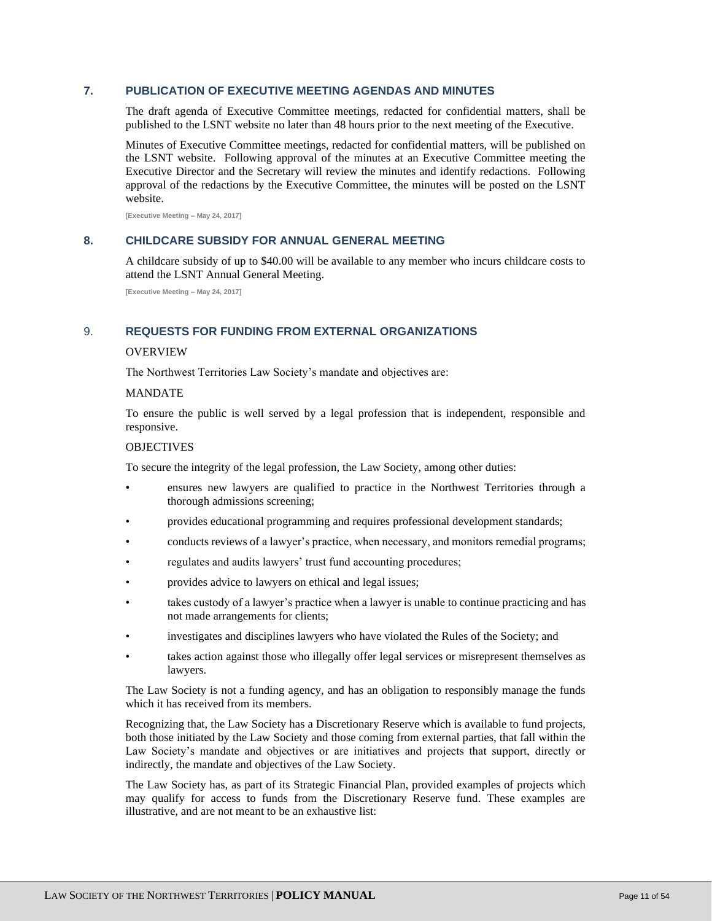## 7. PUBLICATION OF EXECUTIVE MEETING AGENDAS AND MINUTES

The draft agenda of Executive Committee meetings, redacted for confidential matters, shall be published to the LSNT website no later than 48 hours prior to the next meeting of the Executive.

Minutes of Executive Committee meetings, redacted for confidential matters, will be published on the LSNT website. Following approval of the minutes at an Executive Committee meeting the Executive Director and the Secretary will review the minutes and identify redactions. Following approval of the redactions by the Executive Committee, the minutes will be posted on the LSNT website.

**[Executive Meeting – May 24, 2017]**

## 8. CHILDCARE SUBSIDY FOR ANNUAL GENERAL MEETING

A childcare subsidy of up to $40.00 will be available to any member who incurs childcare costs to attend the LSNT Annual General Meeting.

**[Executive Meeting – May 24, 2017]**

## 9. REQUESTS FOR FUNDING FROM EXTERNAL ORGANIZATIONS

OVERVIEW

The Northwest Territories Law Society's mandate and objectives are:

MANDATE

To ensure the public is well served by a legal profession that is independent, responsible and responsive.

OBJECTIVES

To secure the integrity of the legal profession, the Law Society, among other duties:

- ensures new lawyers are qualified to practice in the Northwest Territories through a thorough admissions screening;
- provides educational programming and requires professional development standards;
- conducts reviews of a lawyer's practice, when necessary, and monitors remedial programs;
- regulates and audits lawyers' trust fund accounting procedures;
- provides advice to lawyers on ethical and legal issues;
- takes custody of a lawyer's practice when a lawyer is unable to continue practicing and has not made arrangements for clients;
- investigates and disciplines lawyers who have violated the Rules of the Society; and
- takes action against those who illegally offer legal services or misrepresent themselves as lawyers.

The Law Society is not a funding agency, and has an obligation to responsibly manage the funds which it has received from its members.

Recognizing that, the Law Society has a Discretionary Reserve which is available to fund projects, both those initiated by the Law Society and those coming from external parties, that fall within the Law Society's mandate and objectives or are initiatives and projects that support, directly or indirectly, the mandate and objectives of the Law Society.

The Law Society has, as part of its Strategic Financial Plan, provided examples of projects which may qualify for access to funds from the Discretionary Reserve fund. These examples are illustrative, and are not meant to be an exhaustive list: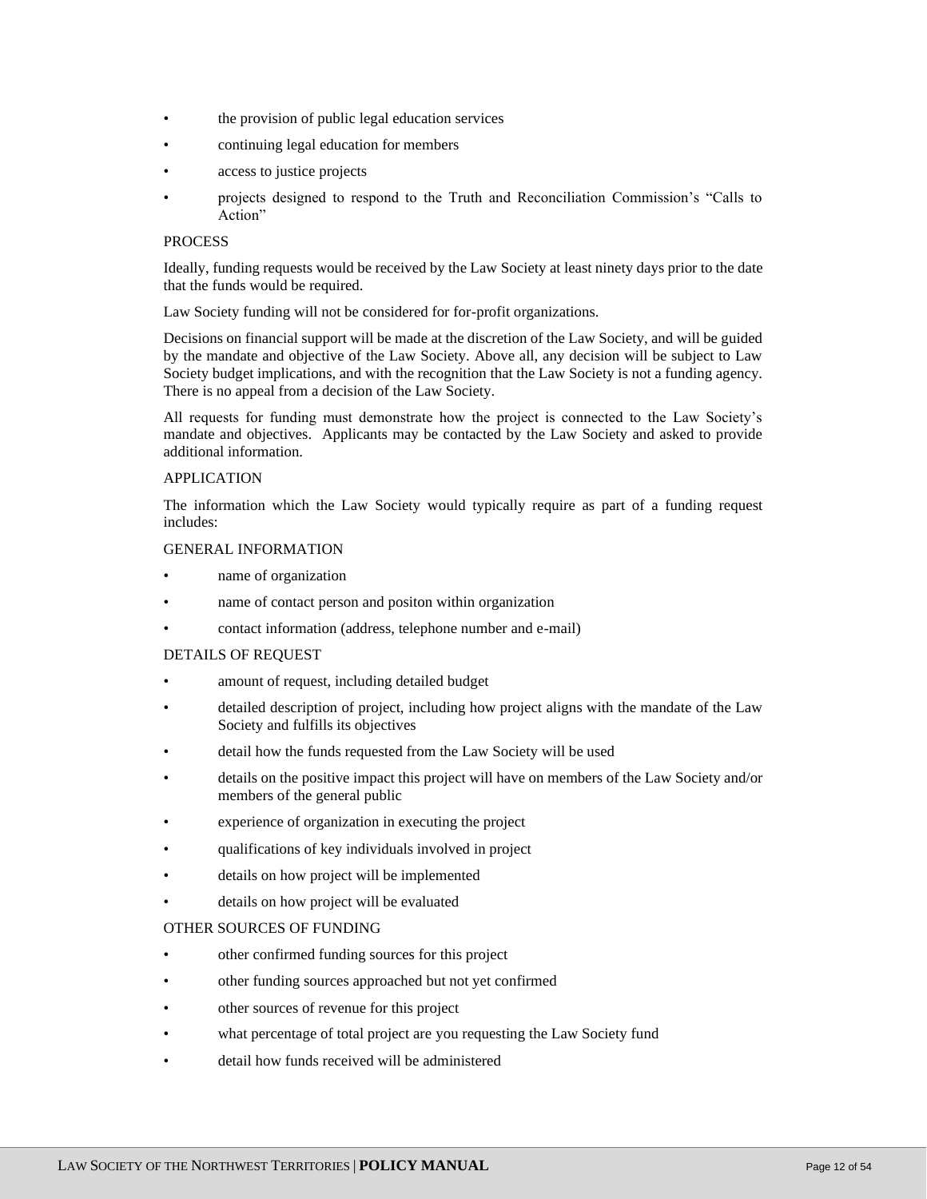- the provision of public legal education services
- continuing legal education for members
- access to justice projects
- projects designed to respond to the Truth and Reconciliation Commission's "Calls to Action"

PROCESS

Ideally, funding requests would be received by the Law Society at least ninety days prior to the date that the funds would be required.

Law Society funding will not be considered for for-profit organizations.

Decisions on financial support will be made at the discretion of the Law Society, and will be guided by the mandate and objective of the Law Society. Above all, any decision will be subject to Law Society budget implications, and with the recognition that the Law Society is not a funding agency. There is no appeal from a decision of the Law Society.

All requests for funding must demonstrate how the project is connected to the Law Society's mandate and objectives. Applicants may be contacted by the Law Society and asked to provide additional information.

APPLICATION

The information which the Law Society would typically require as part of a funding request includes:

GENERAL INFORMATION

- name of organization
- name of contact person and positon within organization
- contact information (address, telephone number and e-mail)

DETAILS OF REQUEST

- amount of request, including detailed budget
- detailed description of project, including how project aligns with the mandate of the Law Society and fulfills its objectives
- detail how the funds requested from the Law Society will be used
- details on the positive impact this project will have on members of the Law Society and/or members of the general public
- experience of organization in executing the project
- qualifications of key individuals involved in project
- details on how project will be implemented
- details on how project will be evaluated

OTHER SOURCES OF FUNDING

- other confirmed funding sources for this project
- other funding sources approached but not yet confirmed
- other sources of revenue for this project
- what percentage of total project are you requesting the Law Society fund
- detail how funds received will be administered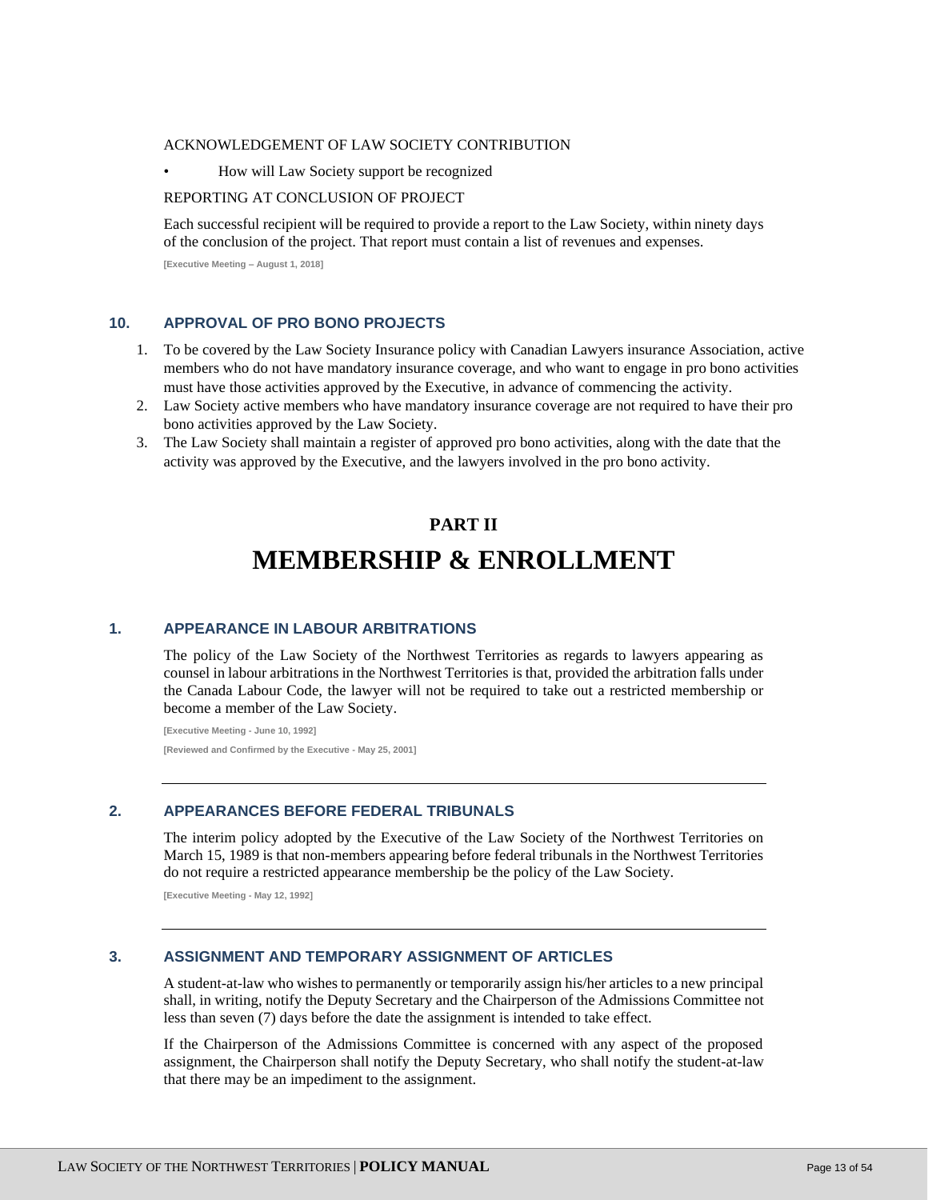ACKNOWLEDGEMENT OF LAW SOCIETY CONTRIBUTION

- How will Law Society support be recognized

REPORTING AT CONCLUSION OF PROJECT

Each successful recipient will be required to provide a report to the Law Society, within ninety days of the conclusion of the project. That report must contain a list of revenues and expenses.

**[Executive Meeting – August 1, 2018]**

### 10. APPROVAL OF PRO BONO PROJECTS

1. To be covered by the Law Society Insurance policy with Canadian Lawyers insurance Association, active members who do not have mandatory insurance coverage, and who want to engage in pro bono activities must have those activities approved by the Executive, in advance of commencing the activity.
2. Law Society active members who have mandatory insurance coverage are not required to have their pro bono activities approved by the Law Society.
3. The Law Society shall maintain a register of approved pro bono activities, along with the date that the activity was approved by the Executive, and the lawyers involved in the pro bono activity.

## PART II

# MEMBERSHIP & ENROLLMENT

### 1. APPEARANCE IN LABOUR ARBITRATIONS

The policy of the Law Society of the Northwest Territories as regards to lawyers appearing as counsel in labour arbitrations in the Northwest Territories is that, provided the arbitration falls under the Canada Labour Code, the lawyer will not be required to take out a restricted membership or become a member of the Law Society.

**[Executive Meeting - June 10, 1992]**

**[Reviewed and Confirmed by the Executive - May 25, 2001]**

---

### 2. APPEARANCES BEFORE FEDERAL TRIBUNALS

The interim policy adopted by the Executive of the Law Society of the Northwest Territories on March 15, 1989 is that non-members appearing before federal tribunals in the Northwest Territories do not require a restricted appearance membership be the policy of the Law Society.

**[Executive Meeting - May 12, 1992]**

---

### 3. ASSIGNMENT AND TEMPORARY ASSIGNMENT OF ARTICLES

A student-at-law who wishes to permanently or temporarily assign his/her articles to a new principal shall, in writing, notify the Deputy Secretary and the Chairperson of the Admissions Committee not less than seven (7) days before the date the assignment is intended to take effect.

If the Chairperson of the Admissions Committee is concerned with any aspect of the proposed assignment, the Chairperson shall notify the Deputy Secretary, who shall notify the student-at-law that there may be an impediment to the assignment.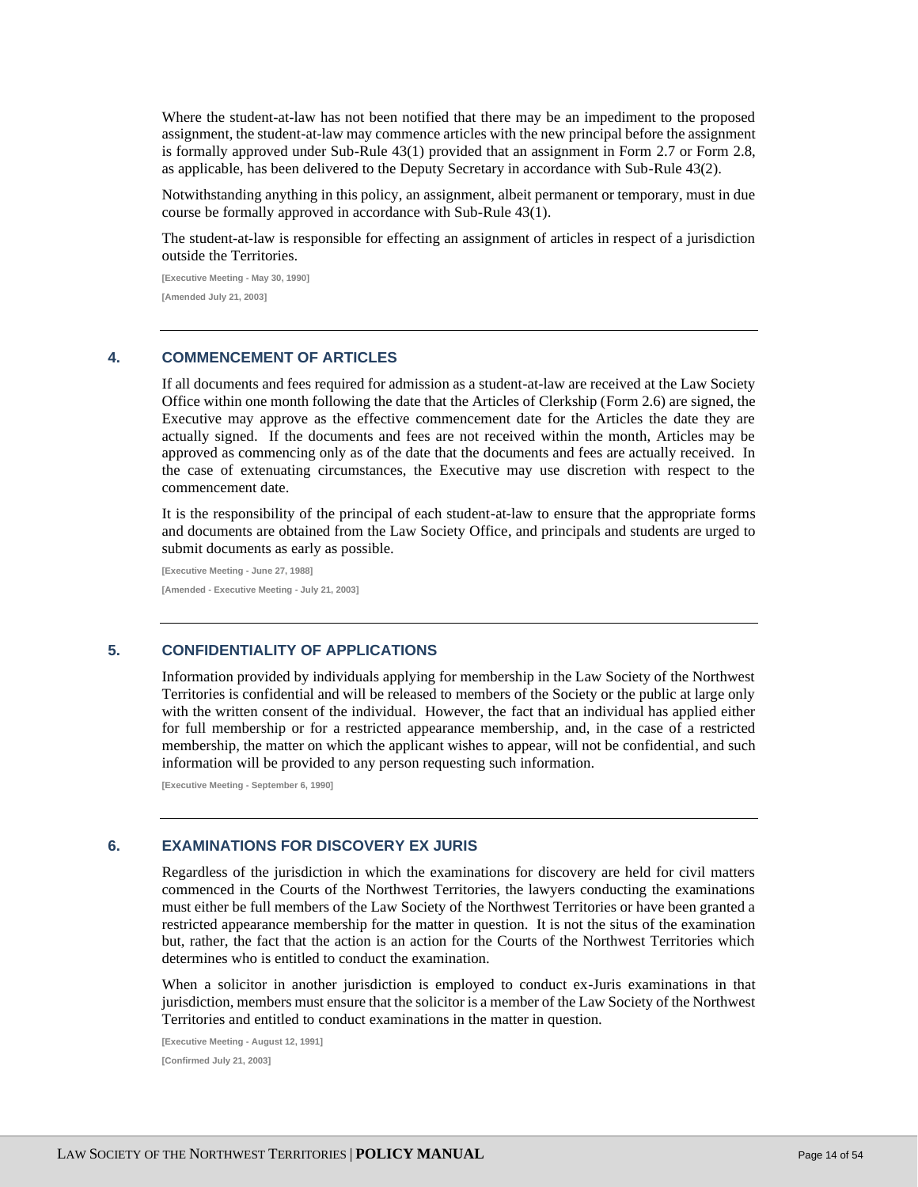Where the student-at-law has not been notified that there may be an impediment to the proposed assignment, the student-at-law may commence articles with the new principal before the assignment is formally approved under Sub-Rule 43(1) provided that an assignment in Form 2.7 or Form 2.8, as applicable, has been delivered to the Deputy Secretary in accordance with Sub-Rule 43(2).

Notwithstanding anything in this policy, an assignment, albeit permanent or temporary, must in due course be formally approved in accordance with Sub-Rule 43(1).

The student-at-law is responsible for effecting an assignment of articles in respect of a jurisdiction outside the Territories.

[Executive Meeting - May 30, 1990]

[Amended July 21, 2003]

---

## 4. COMMENCEMENT OF ARTICLES

If all documents and fees required for admission as a student-at-law are received at the Law Society Office within one month following the date that the Articles of Clerkship (Form 2.6) are signed, the Executive may approve as the effective commencement date for the Articles the date they are actually signed. If the documents and fees are not received within the month, Articles may be approved as commencing only as of the date that the documents and fees are actually received. In the case of extenuating circumstances, the Executive may use discretion with respect to the commencement date.

It is the responsibility of the principal of each student-at-law to ensure that the appropriate forms and documents are obtained from the Law Society Office, and principals and students are urged to submit documents as early as possible.

[Executive Meeting - June 27, 1988]

[Amended - Executive Meeting - July 21, 2003]

---

## 5. CONFIDENTIALITY OF APPLICATIONS

Information provided by individuals applying for membership in the Law Society of the Northwest Territories is confidential and will be released to members of the Society or the public at large only with the written consent of the individual. However, the fact that an individual has applied either for full membership or for a restricted appearance membership, and, in the case of a restricted membership, the matter on which the applicant wishes to appear, will not be confidential, and such information will be provided to any person requesting such information.

[Executive Meeting - September 6, 1990]

---

## 6. EXAMINATIONS FOR DISCOVERY EX JURIS

Regardless of the jurisdiction in which the examinations for discovery are held for civil matters commenced in the Courts of the Northwest Territories, the lawyers conducting the examinations must either be full members of the Law Society of the Northwest Territories or have been granted a restricted appearance membership for the matter in question. It is not the situs of the examination but, rather, the fact that the action is an action for the Courts of the Northwest Territories which determines who is entitled to conduct the examination.

When a solicitor in another jurisdiction is employed to conduct ex-Juris examinations in that jurisdiction, members must ensure that the solicitor is a member of the Law Society of the Northwest Territories and entitled to conduct examinations in the matter in question.

[Executive Meeting - August 12, 1991]

[Confirmed July 21, 2003]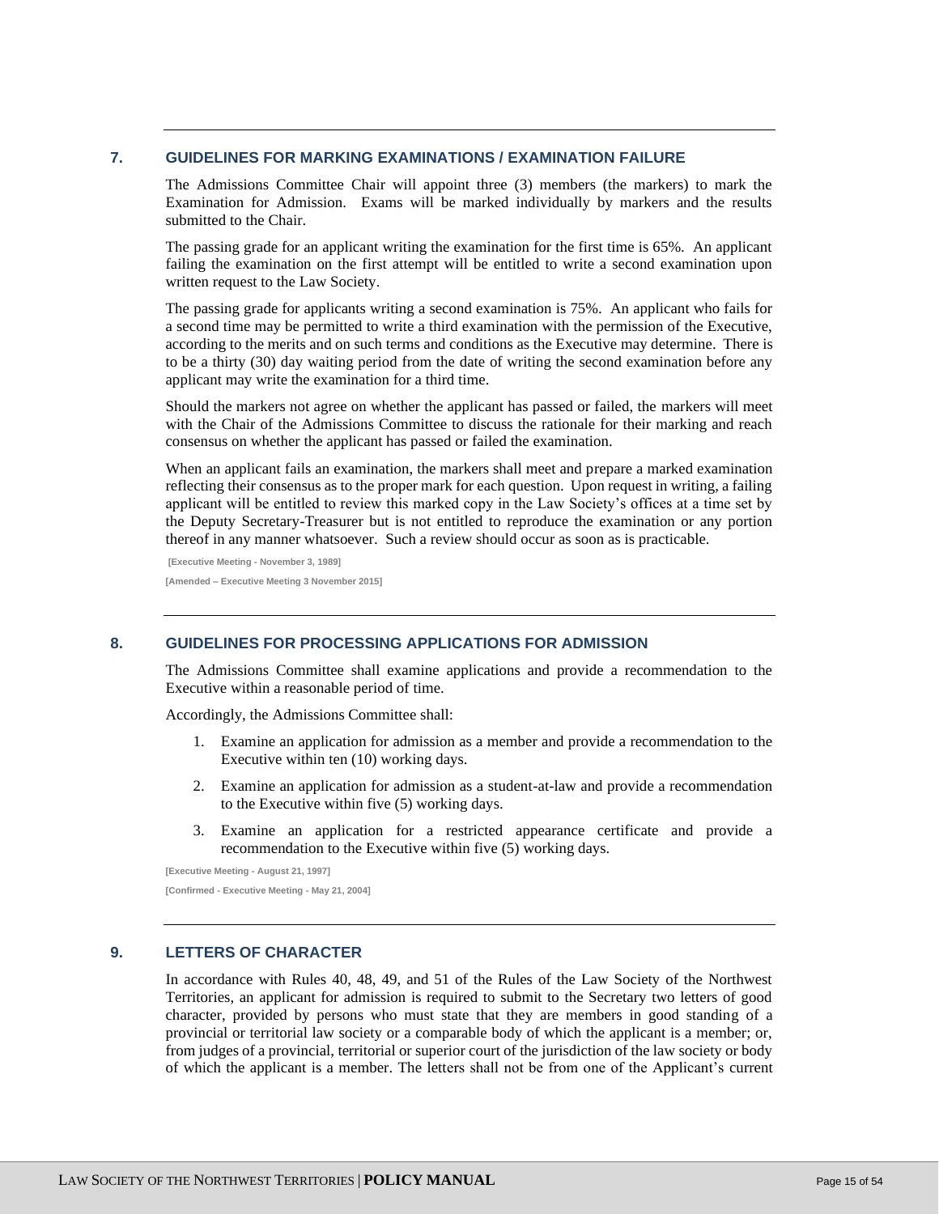## 7. GUIDELINES FOR MARKING EXAMINATIONS / EXAMINATION FAILURE

The Admissions Committee Chair will appoint three (3) members (the markers) to mark the Examination for Admission. Exams will be marked individually by markers and the results submitted to the Chair.

The passing grade for an applicant writing the examination for the first time is 65%. An applicant failing the examination on the first attempt will be entitled to write a second examination upon written request to the Law Society.

The passing grade for applicants writing a second examination is 75%. An applicant who fails for a second time may be permitted to write a third examination with the permission of the Executive, according to the merits and on such terms and conditions as the Executive may determine. There is to be a thirty (30) day waiting period from the date of writing the second examination before any applicant may write the examination for a third time.

Should the markers not agree on whether the applicant has passed or failed, the markers will meet with the Chair of the Admissions Committee to discuss the rationale for their marking and reach consensus on whether the applicant has passed or failed the examination.

When an applicant fails an examination, the markers shall meet and prepare a marked examination reflecting their consensus as to the proper mark for each question. Upon request in writing, a failing applicant will be entitled to review this marked copy in the Law Society's offices at a time set by the Deputy Secretary-Treasurer but is not entitled to reproduce the examination or any portion thereof in any manner whatsoever. Such a review should occur as soon as is practicable.

**[Executive Meeting - November 3, 1989]**

**[Amended – Executive Meeting 3 November 2015]**

## 8. GUIDELINES FOR PROCESSING APPLICATIONS FOR ADMISSION

The Admissions Committee shall examine applications and provide a recommendation to the Executive within a reasonable period of time.

Accordingly, the Admissions Committee shall:

1. Examine an application for admission as a member and provide a recommendation to the Executive within ten (10) working days.
2. Examine an application for admission as a student-at-law and provide a recommendation to the Executive within five (5) working days.
3. Examine an application for a restricted appearance certificate and provide a recommendation to the Executive within five (5) working days.

**[Executive Meeting - August 21, 1997]**

**[Confirmed - Executive Meeting - May 21, 2004]**

## 9. LETTERS OF CHARACTER

In accordance with Rules 40, 48, 49, and 51 of the Rules of the Law Society of the Northwest Territories, an applicant for admission is required to submit to the Secretary two letters of good character, provided by persons who must state that they are members in good standing of a provincial or territorial law society or a comparable body of which the applicant is a member; or, from judges of a provincial, territorial or superior court of the jurisdiction of the law society or body of which the applicant is a member. The letters shall not be from one of the Applicant's current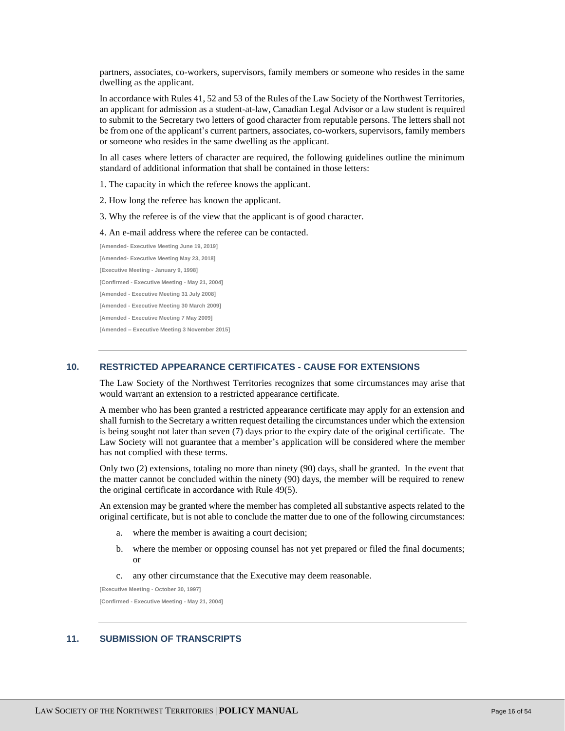partners, associates, co-workers, supervisors, family members or someone who resides in the same dwelling as the applicant.

In accordance with Rules 41, 52 and 53 of the Rules of the Law Society of the Northwest Territories, an applicant for admission as a student-at-law, Canadian Legal Advisor or a law student is required to submit to the Secretary two letters of good character from reputable persons. The letters shall not be from one of the applicant's current partners, associates, co-workers, supervisors, family members or someone who resides in the same dwelling as the applicant.

In all cases where letters of character are required, the following guidelines outline the minimum standard of additional information that shall be contained in those letters:

1. The capacity in which the referee knows the applicant.

2. How long the referee has known the applicant.

3. Why the referee is of the view that the applicant is of good character.

4. An e-mail address where the referee can be contacted.

[Amended- Executive Meeting June 19, 2019]

[Amended- Executive Meeting May 23, 2018]

[Executive Meeting - January 9, 1998]

[Confirmed - Executive Meeting - May 21, 2004]

[Amended - Executive Meeting 31 July 2008]

[Amended - Executive Meeting 30 March 2009]

[Amended - Executive Meeting 7 May 2009]

[Amended – Executive Meeting 3 November 2015]

---

## 10. RESTRICTED APPEARANCE CERTIFICATES - CAUSE FOR EXTENSIONS

The Law Society of the Northwest Territories recognizes that some circumstances may arise that would warrant an extension to a restricted appearance certificate.

A member who has been granted a restricted appearance certificate may apply for an extension and shall furnish to the Secretary a written request detailing the circumstances under which the extension is being sought not later than seven (7) days prior to the expiry date of the original certificate. The Law Society will not guarantee that a member's application will be considered where the member has not complied with these terms.

Only two (2) extensions, totaling no more than ninety (90) days, shall be granted. In the event that the matter cannot be concluded within the ninety (90) days, the member will be required to renew the original certificate in accordance with Rule 49(5).

An extension may be granted where the member has completed all substantive aspects related to the original certificate, but is not able to conclude the matter due to one of the following circumstances:

a. where the member is awaiting a court decision;

b. where the member or opposing counsel has not yet prepared or filed the final documents; or

c. any other circumstance that the Executive may deem reasonable.

[Executive Meeting - October 30, 1997]

[Confirmed - Executive Meeting - May 21, 2004]

---

## 11. SUBMISSION OF TRANSCRIPTS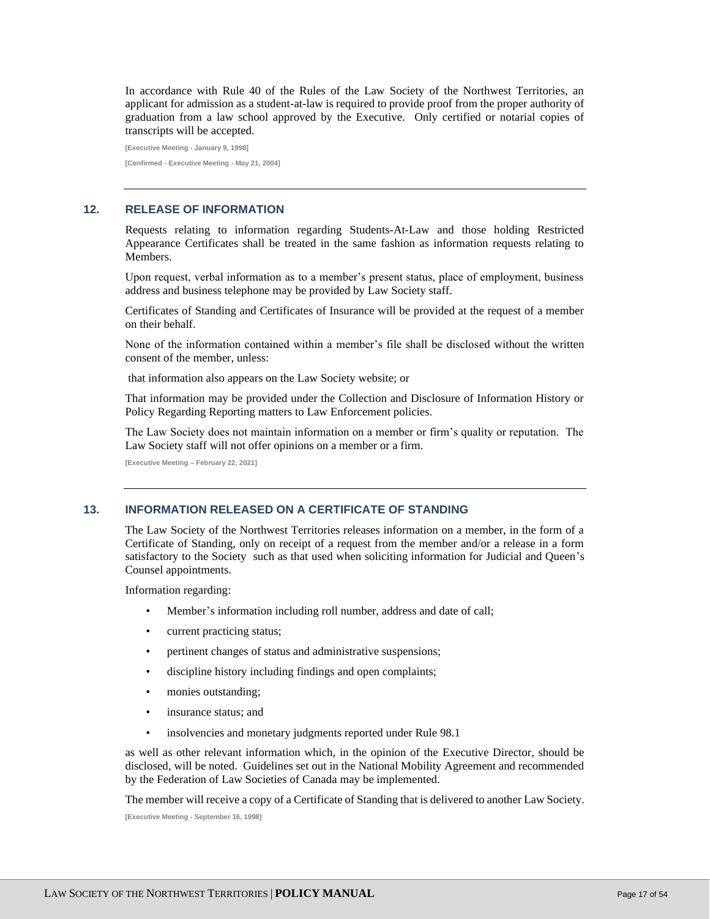In accordance with Rule 40 of the Rules of the Law Society of the Northwest Territories, an applicant for admission as a student-at-law is required to provide proof from the proper authority of graduation from a law school approved by the Executive. Only certified or notarial copies of transcripts will be accepted.

**[Executive Meeting - January 9, 1998]**

**[Confirmed - Executive Meeting - May 21, 2004]**

---

## 12. RELEASE OF INFORMATION

Requests relating to information regarding Students-At-Law and those holding Restricted Appearance Certificates shall be treated in the same fashion as information requests relating to Members.

Upon request, verbal information as to a member's present status, place of employment, business address and business telephone may be provided by Law Society staff.

Certificates of Standing and Certificates of Insurance will be provided at the request of a member on their behalf.

None of the information contained within a member's file shall be disclosed without the written consent of the member, unless:

that information also appears on the Law Society website; or

That information may be provided under the Collection and Disclosure of Information History or Policy Regarding Reporting matters to Law Enforcement policies.

The Law Society does not maintain information on a member or firm's quality or reputation. The Law Society staff will not offer opinions on a member or a firm.

**[Executive Meeting – February 22, 2021]**

---

## 13. INFORMATION RELEASED ON A CERTIFICATE OF STANDING

The Law Society of the Northwest Territories releases information on a member, in the form of a Certificate of Standing, only on receipt of a request from the member and/or a release in a form satisfactory to the Society such as that used when soliciting information for Judicial and Queen's Counsel appointments.

Information regarding:

- Member's information including roll number, address and date of call;
- current practicing status;
- pertinent changes of status and administrative suspensions;
- discipline history including findings and open complaints;
- monies outstanding;
- insurance status; and
- insolvencies and monetary judgments reported under Rule 98.1

as well as other relevant information which, in the opinion of the Executive Director, should be disclosed, will be noted. Guidelines set out in the National Mobility Agreement and recommended by the Federation of Law Societies of Canada may be implemented.

The member will receive a copy of a Certificate of Standing that is delivered to another Law Society.

**[Executive Meeting - September 16, 1998]**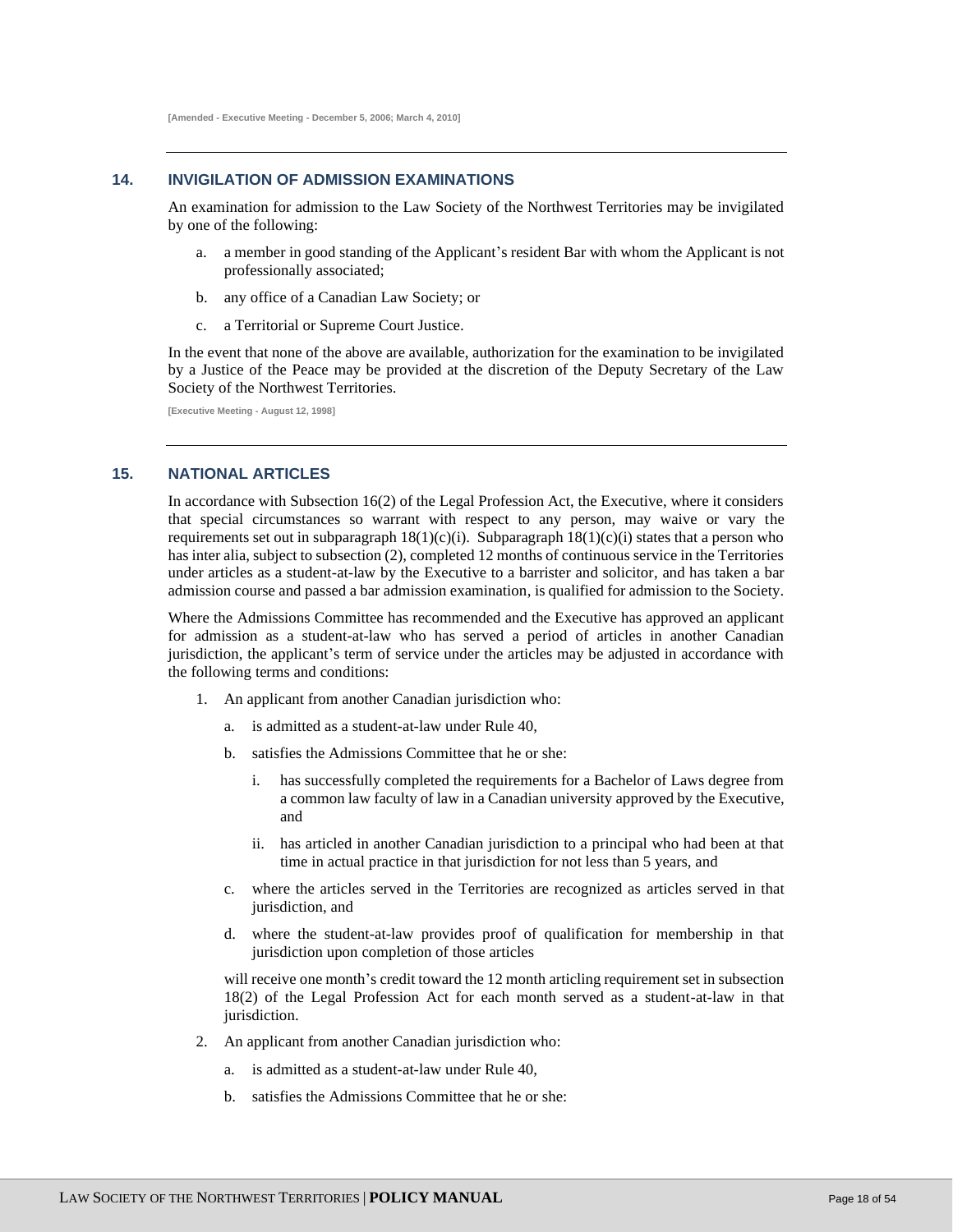[Amended - Executive Meeting - December 5, 2006; March 4, 2010]

## 14. INVIGILATION OF ADMISSION EXAMINATIONS

An examination for admission to the Law Society of the Northwest Territories may be invigilated by one of the following:

a. a member in good standing of the Applicant's resident Bar with whom the Applicant is not professionally associated;

b. any office of a Canadian Law Society; or

c. a Territorial or Supreme Court Justice.

In the event that none of the above are available, authorization for the examination to be invigilated by a Justice of the Peace may be provided at the discretion of the Deputy Secretary of the Law Society of the Northwest Territories.

[Executive Meeting - August 12, 1998]

## 15. NATIONAL ARTICLES

In accordance with Subsection 16(2) of the Legal Profession Act, the Executive, where it considers that special circumstances so warrant with respect to any person, may waive or vary the requirements set out in subparagraph 18(1)(c)(i). Subparagraph 18(1)(c)(i) states that a person who has inter alia, subject to subsection (2), completed 12 months of continuous service in the Territories under articles as a student-at-law by the Executive to a barrister and solicitor, and has taken a bar admission course and passed a bar admission examination, is qualified for admission to the Society.

Where the Admissions Committee has recommended and the Executive has approved an applicant for admission as a student-at-law who has served a period of articles in another Canadian jurisdiction, the applicant's term of service under the articles may be adjusted in accordance with the following terms and conditions:

1. An applicant from another Canadian jurisdiction who:

   a. is admitted as a student-at-law under Rule 40,

   b. satisfies the Admissions Committee that he or she:

      i. has successfully completed the requirements for a Bachelor of Laws degree from a common law faculty of law in a Canadian university approved by the Executive, and

      ii. has articled in another Canadian jurisdiction to a principal who had been at that time in actual practice in that jurisdiction for not less than 5 years, and

   c. where the articles served in the Territories are recognized as articles served in that jurisdiction, and

   d. where the student-at-law provides proof of qualification for membership in that jurisdiction upon completion of those articles

   will receive one month's credit toward the 12 month articling requirement set in subsection 18(2) of the Legal Profession Act for each month served as a student-at-law in that jurisdiction.

2. An applicant from another Canadian jurisdiction who:

   a. is admitted as a student-at-law under Rule 40,

   b. satisfies the Admissions Committee that he or she: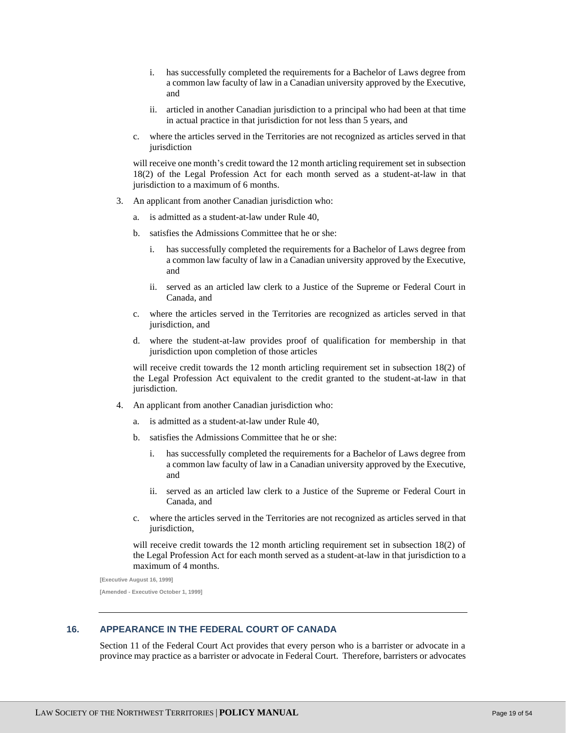i. has successfully completed the requirements for a Bachelor of Laws degree from a common law faculty of law in a Canadian university approved by the Executive, and

   ii. articled in another Canadian jurisdiction to a principal who had been at that time in actual practice in that jurisdiction for not less than 5 years, and

   c. where the articles served in the Territories are not recognized as articles served in that jurisdiction

   will receive one month's credit toward the 12 month articling requirement set in subsection 18(2) of the Legal Profession Act for each month served as a student-at-law in that jurisdiction to a maximum of 6 months.

3. An applicant from another Canadian jurisdiction who:

   a. is admitted as a student-at-law under Rule 40,

   b. satisfies the Admissions Committee that he or she:

      i. has successfully completed the requirements for a Bachelor of Laws degree from a common law faculty of law in a Canadian university approved by the Executive, and

      ii. served as an articled law clerk to a Justice of the Supreme or Federal Court in Canada, and

   c. where the articles served in the Territories are recognized as articles served in that jurisdiction, and

   d. where the student-at-law provides proof of qualification for membership in that jurisdiction upon completion of those articles

   will receive credit towards the 12 month articling requirement set in subsection 18(2) of the Legal Profession Act equivalent to the credit granted to the student-at-law in that jurisdiction.

4. An applicant from another Canadian jurisdiction who:

   a. is admitted as a student-at-law under Rule 40,

   b. satisfies the Admissions Committee that he or she:

      i. has successfully completed the requirements for a Bachelor of Laws degree from a common law faculty of law in a Canadian university approved by the Executive, and

      ii. served as an articled law clerk to a Justice of the Supreme or Federal Court in Canada, and

   c. where the articles served in the Territories are not recognized as articles served in that jurisdiction,

   will receive credit towards the 12 month articling requirement set in subsection 18(2) of the Legal Profession Act for each month served as a student-at-law in that jurisdiction to a maximum of 4 months.

**[Executive August 16, 1999]**

**[Amended - Executive October 1, 1999]**

---

## 16. APPEARANCE IN THE FEDERAL COURT OF CANADA

Section 11 of the Federal Court Act provides that every person who is a barrister or advocate in a province may practice as a barrister or advocate in Federal Court. Therefore, barristers or advocates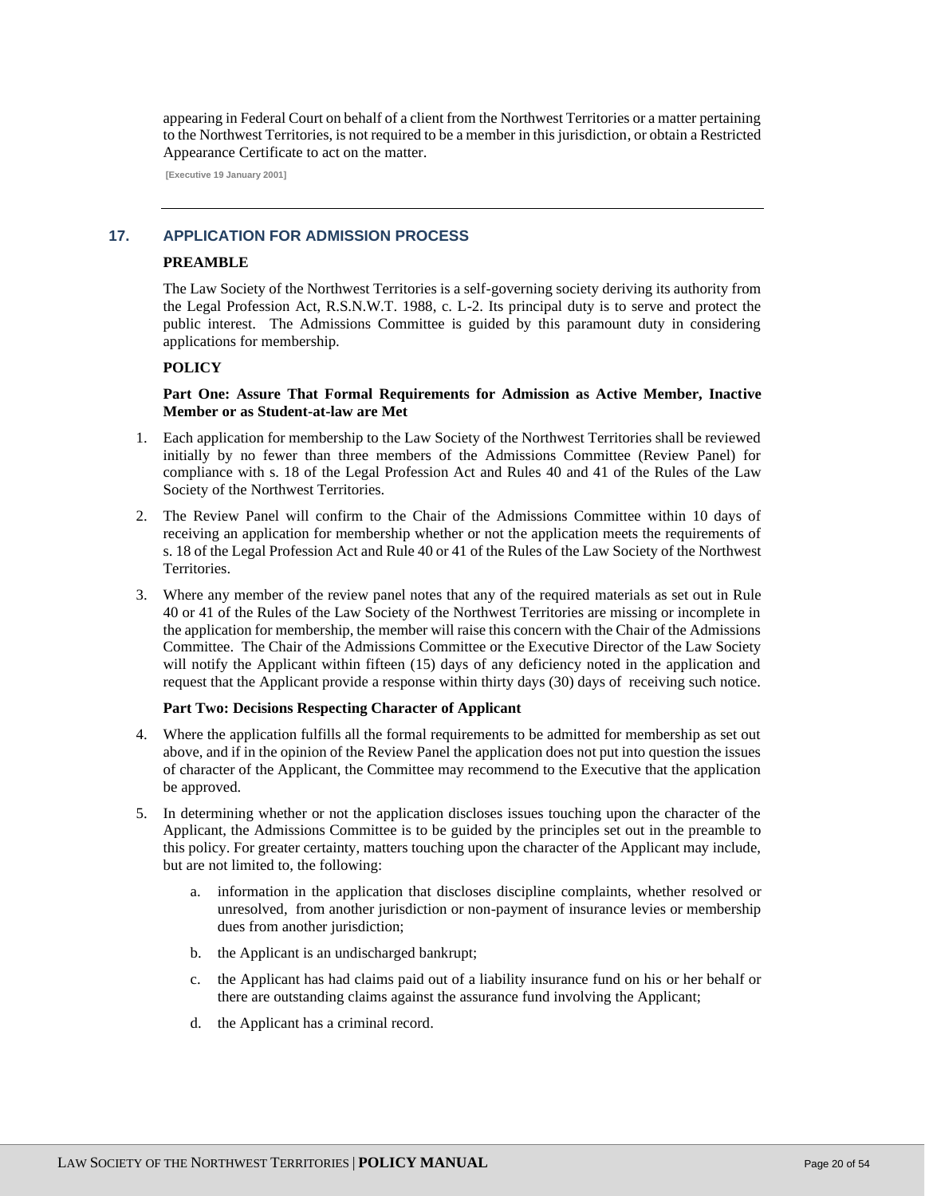appearing in Federal Court on behalf of a client from the Northwest Territories or a matter pertaining to the Northwest Territories, is not required to be a member in this jurisdiction, or obtain a Restricted Appearance Certificate to act on the matter.

**[Executive 19 January 2001]**

---

## 17. APPLICATION FOR ADMISSION PROCESS

**PREAMBLE**

The Law Society of the Northwest Territories is a self-governing society deriving its authority from the Legal Profession Act, R.S.N.W.T. 1988, c. L-2. Its principal duty is to serve and protect the public interest. The Admissions Committee is guided by this paramount duty in considering applications for membership.

**POLICY**

**Part One: Assure That Formal Requirements for Admission as Active Member, Inactive Member or as Student-at-law are Met**

1. Each application for membership to the Law Society of the Northwest Territories shall be reviewed initially by no fewer than three members of the Admissions Committee (Review Panel) for compliance with s. 18 of the Legal Profession Act and Rules 40 and 41 of the Rules of the Law Society of the Northwest Territories.
2. The Review Panel will confirm to the Chair of the Admissions Committee within 10 days of receiving an application for membership whether or not the application meets the requirements of s. 18 of the Legal Profession Act and Rule 40 or 41 of the Rules of the Law Society of the Northwest Territories.
3. Where any member of the review panel notes that any of the required materials as set out in Rule 40 or 41 of the Rules of the Law Society of the Northwest Territories are missing or incomplete in the application for membership, the member will raise this concern with the Chair of the Admissions Committee. The Chair of the Admissions Committee or the Executive Director of the Law Society will notify the Applicant within fifteen (15) days of any deficiency noted in the application and request that the Applicant provide a response within thirty days (30) days of receiving such notice.

**Part Two: Decisions Respecting Character of Applicant**

4. Where the application fulfills all the formal requirements to be admitted for membership as set out above, and if in the opinion of the Review Panel the application does not put into question the issues of character of the Applicant, the Committee may recommend to the Executive that the application be approved.
5. In determining whether or not the application discloses issues touching upon the character of the Applicant, the Admissions Committee is to be guided by the principles set out in the preamble to this policy. For greater certainty, matters touching upon the character of the Applicant may include, but are not limited to, the following:
    a. information in the application that discloses discipline complaints, whether resolved or unresolved, from another jurisdiction or non-payment of insurance levies or membership dues from another jurisdiction;
    b. the Applicant is an undischarged bankrupt;
    c. the Applicant has had claims paid out of a liability insurance fund on his or her behalf or there are outstanding claims against the assurance fund involving the Applicant;
    d. the Applicant has a criminal record.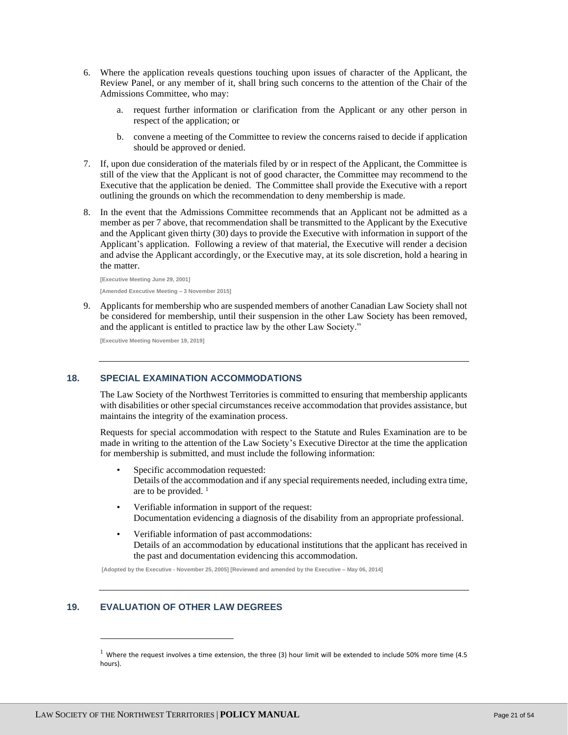6. Where the application reveals questions touching upon issues of character of the Applicant, the Review Panel, or any member of it, shall bring such concerns to the attention of the Chair of the Admissions Committee, who may:

   a. request further information or clarification from the Applicant or any other person in respect of the application; or

   b. convene a meeting of the Committee to review the concerns raised to decide if application should be approved or denied.

7. If, upon due consideration of the materials filed by or in respect of the Applicant, the Committee is still of the view that the Applicant is not of good character, the Committee may recommend to the Executive that the application be denied. The Committee shall provide the Executive with a report outlining the grounds on which the recommendation to deny membership is made.

8. In the event that the Admissions Committee recommends that an Applicant not be admitted as a member as per 7 above, that recommendation shall be transmitted to the Applicant by the Executive and the Applicant given thirty (30) days to provide the Executive with information in support of the Applicant's application. Following a review of that material, the Executive will render a decision and advise the Applicant accordingly, or the Executive may, at its sole discretion, hold a hearing in the matter.

   **[Executive Meeting June 29, 2001]**

   **[Amended Executive Meeting – 3 November 2015]**

9. Applicants for membership who are suspended members of another Canadian Law Society shall not be considered for membership, until their suspension in the other Law Society has been removed, and the applicant is entitled to practice law by the other Law Society."

   **[Executive Meeting November 19, 2019]**

---

## 18. SPECIAL EXAMINATION ACCOMMODATIONS

The Law Society of the Northwest Territories is committed to ensuring that membership applicants with disabilities or other special circumstances receive accommodation that provides assistance, but maintains the integrity of the examination process.

Requests for special accommodation with respect to the Statute and Rules Examination are to be made in writing to the attention of the Law Society's Executive Director at the time the application for membership is submitted, and must include the following information:

- Specific accommodation requested:
  Details of the accommodation and if any special requirements needed, including extra time, are to be provided. [1]

- Verifiable information in support of the request:
  Documentation evidencing a diagnosis of the disability from an appropriate professional.

- Verifiable information of past accommodations:
  Details of an accommodation by educational institutions that the applicant has received in the past and documentation evidencing this accommodation.

**[Adopted by the Executive - November 25, 2005] [Reviewed and amended by the Executive – May 06, 2014]**

---

## 19. EVALUATION OF OTHER LAW DEGREES

[1] Where the request involves a time extension, the three (3) hour limit will be extended to include 50% more time (4.5 hours).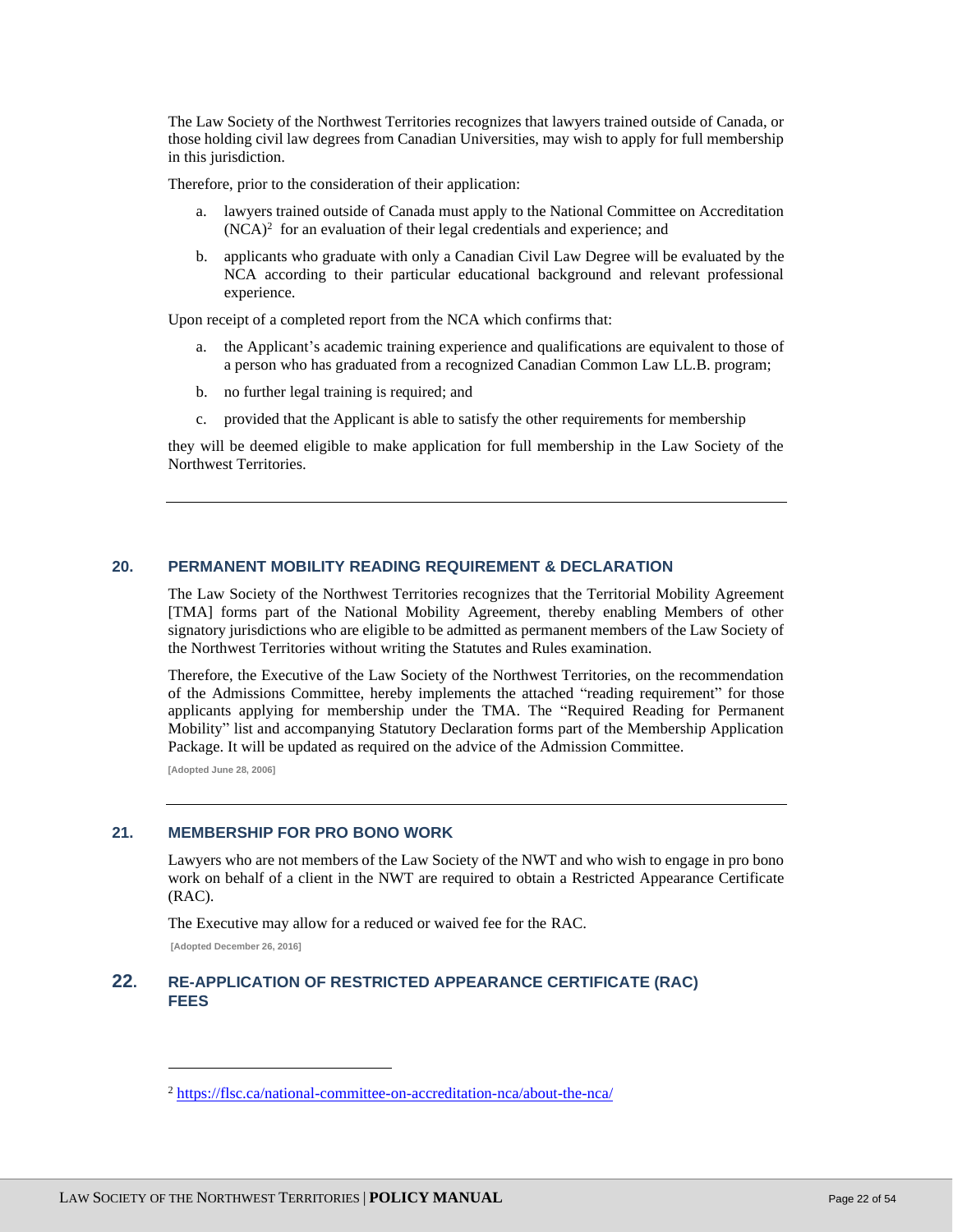The Law Society of the Northwest Territories recognizes that lawyers trained outside of Canada, or those holding civil law degrees from Canadian Universities, may wish to apply for full membership in this jurisdiction.

Therefore, prior to the consideration of their application:

a. lawyers trained outside of Canada must apply to the National Committee on Accreditation (NCA)[2] for an evaluation of their legal credentials and experience; and

b. applicants who graduate with only a Canadian Civil Law Degree will be evaluated by the NCA according to their particular educational background and relevant professional experience.

Upon receipt of a completed report from the NCA which confirms that:

a. the Applicant's academic training experience and qualifications are equivalent to those of a person who has graduated from a recognized Canadian Common Law LL.B. program;

b. no further legal training is required; and

c. provided that the Applicant is able to satisfy the other requirements for membership

they will be deemed eligible to make application for full membership in the Law Society of the Northwest Territories.

---

## 20. PERMANENT MOBILITY READING REQUIREMENT & DECLARATION

The Law Society of the Northwest Territories recognizes that the Territorial Mobility Agreement [TMA] forms part of the National Mobility Agreement, thereby enabling Members of other signatory jurisdictions who are eligible to be admitted as permanent members of the Law Society of the Northwest Territories without writing the Statutes and Rules examination.

Therefore, the Executive of the Law Society of the Northwest Territories, on the recommendation of the Admissions Committee, hereby implements the attached "reading requirement" for those applicants applying for membership under the TMA. The "Required Reading for Permanent Mobility" list and accompanying Statutory Declaration forms part of the Membership Application Package. It will be updated as required on the advice of the Admission Committee.

**[Adopted June 28, 2006]**

---

## 21. MEMBERSHIP FOR PRO BONO WORK

Lawyers who are not members of the Law Society of the NWT and who wish to engage in pro bono work on behalf of a client in the NWT are required to obtain a Restricted Appearance Certificate (RAC).

The Executive may allow for a reduced or waived fee for the RAC.

**[Adopted December 26, 2016]**

## 22. RE-APPLICATION OF RESTRICTED APPEARANCE CERTIFICATE (RAC) FEES

---

[2] https://flsc.ca/national-committee-on-accreditation-nca/about-the-nca/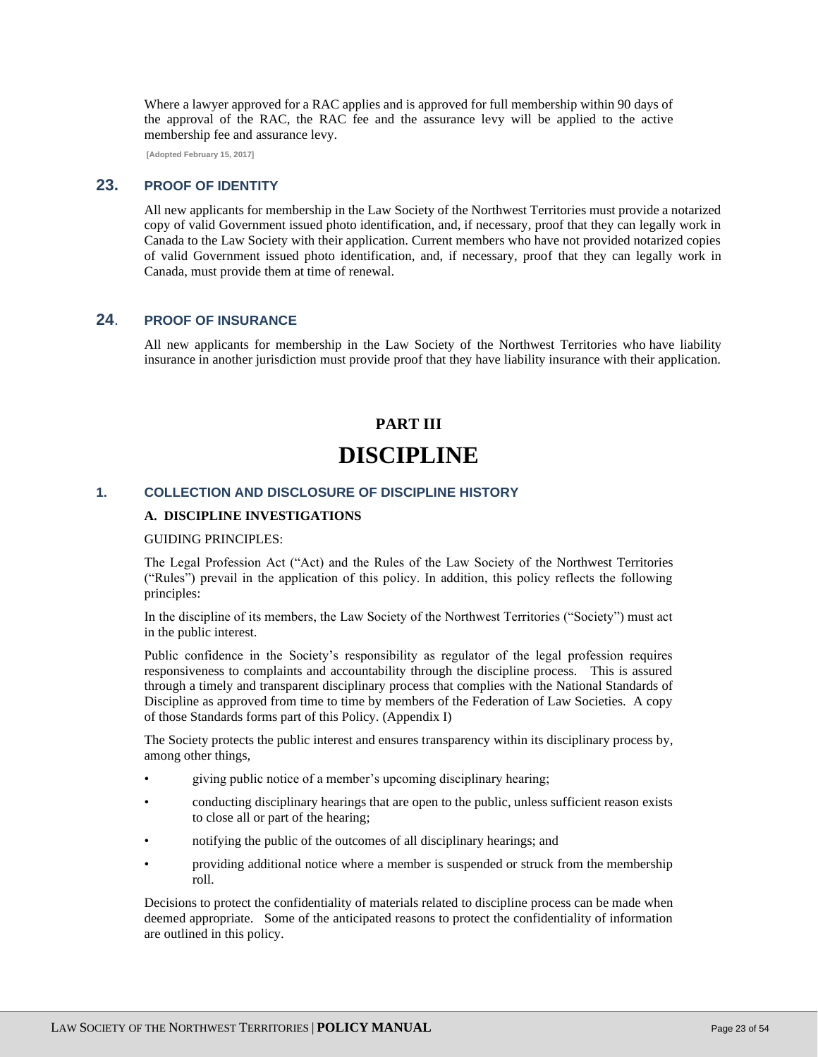Where a lawyer approved for a RAC applies and is approved for full membership within 90 days of the approval of the RAC, the RAC fee and the assurance levy will be applied to the active membership fee and assurance levy.

**[Adopted February 15, 2017]**

## 23. PROOF OF IDENTITY

All new applicants for membership in the Law Society of the Northwest Territories must provide a notarized copy of valid Government issued photo identification, and, if necessary, proof that they can legally work in Canada to the Law Society with their application. Current members who have not provided notarized copies of valid Government issued photo identification, and, if necessary, proof that they can legally work in Canada, must provide them at time of renewal.

## 24. PROOF OF INSURANCE

All new applicants for membership in the Law Society of the Northwest Territories who have liability insurance in another jurisdiction must provide proof that they have liability insurance with their application.

# PART III

# DISCIPLINE

## 1. COLLECTION AND DISCLOSURE OF DISCIPLINE HISTORY

### A. DISCIPLINE INVESTIGATIONS

GUIDING PRINCIPLES:

The Legal Profession Act ("Act) and the Rules of the Law Society of the Northwest Territories ("Rules") prevail in the application of this policy. In addition, this policy reflects the following principles:

In the discipline of its members, the Law Society of the Northwest Territories ("Society") must act in the public interest.

Public confidence in the Society's responsibility as regulator of the legal profession requires responsiveness to complaints and accountability through the discipline process. This is assured through a timely and transparent disciplinary process that complies with the National Standards of Discipline as approved from time to time by members of the Federation of Law Societies. A copy of those Standards forms part of this Policy. (Appendix I)

The Society protects the public interest and ensures transparency within its disciplinary process by, among other things,

- giving public notice of a member's upcoming disciplinary hearing;
- conducting disciplinary hearings that are open to the public, unless sufficient reason exists to close all or part of the hearing;
- notifying the public of the outcomes of all disciplinary hearings; and
- providing additional notice where a member is suspended or struck from the membership roll.

Decisions to protect the confidentiality of materials related to discipline process can be made when deemed appropriate. Some of the anticipated reasons to protect the confidentiality of information are outlined in this policy.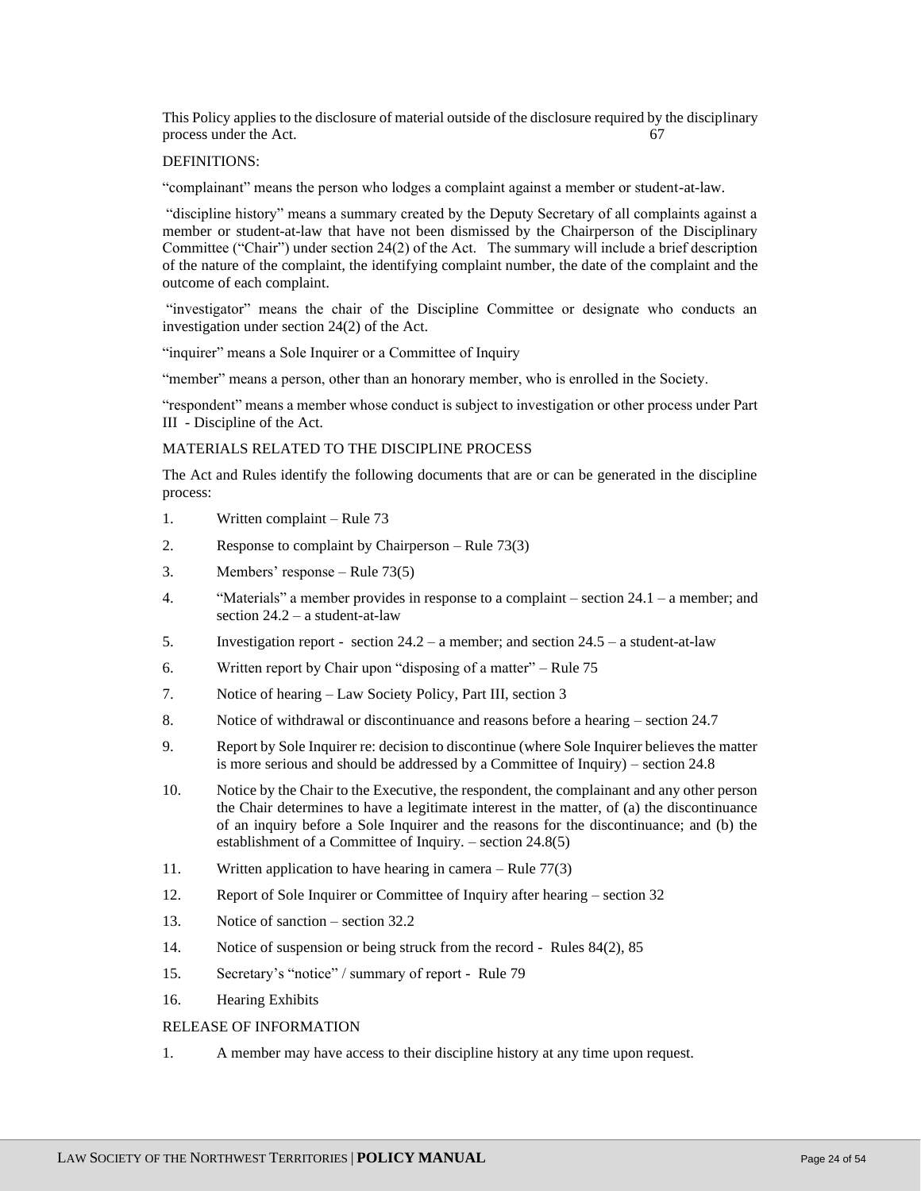This Policy applies to the disclosure of material outside of the disclosure required by the disciplinary process under the Act. 67

DEFINITIONS:

"complainant" means the person who lodges a complaint against a member or student-at-law.

"discipline history" means a summary created by the Deputy Secretary of all complaints against a member or student-at-law that have not been dismissed by the Chairperson of the Disciplinary Committee ("Chair") under section 24(2) of the Act. The summary will include a brief description of the nature of the complaint, the identifying complaint number, the date of the complaint and the outcome of each complaint.

"investigator" means the chair of the Discipline Committee or designate who conducts an investigation under section 24(2) of the Act.

"inquirer" means a Sole Inquirer or a Committee of Inquiry

"member" means a person, other than an honorary member, who is enrolled in the Society.

"respondent" means a member whose conduct is subject to investigation or other process under Part III - Discipline of the Act.

MATERIALS RELATED TO THE DISCIPLINE PROCESS

The Act and Rules identify the following documents that are or can be generated in the discipline process:

1. Written complaint – Rule 73
2. Response to complaint by Chairperson – Rule 73(3)
3. Members' response – Rule 73(5)
4. "Materials" a member provides in response to a complaint – section 24.1 – a member; and section 24.2 – a student-at-law
5. Investigation report - section 24.2 – a member; and section 24.5 – a student-at-law
6. Written report by Chair upon "disposing of a matter" – Rule 75
7. Notice of hearing – Law Society Policy, Part III, section 3
8. Notice of withdrawal or discontinuance and reasons before a hearing – section 24.7
9. Report by Sole Inquirer re: decision to discontinue (where Sole Inquirer believes the matter is more serious and should be addressed by a Committee of Inquiry) – section 24.8
10. Notice by the Chair to the Executive, the respondent, the complainant and any other person the Chair determines to have a legitimate interest in the matter, of (a) the discontinuance of an inquiry before a Sole Inquirer and the reasons for the discontinuance; and (b) the establishment of a Committee of Inquiry. – section 24.8(5)
11. Written application to have hearing in camera – Rule 77(3)
12. Report of Sole Inquirer or Committee of Inquiry after hearing – section 32
13. Notice of sanction – section 32.2
14. Notice of suspension or being struck from the record - Rules 84(2), 85
15. Secretary's "notice" / summary of report - Rule 79
16. Hearing Exhibits

RELEASE OF INFORMATION

1. A member may have access to their discipline history at any time upon request.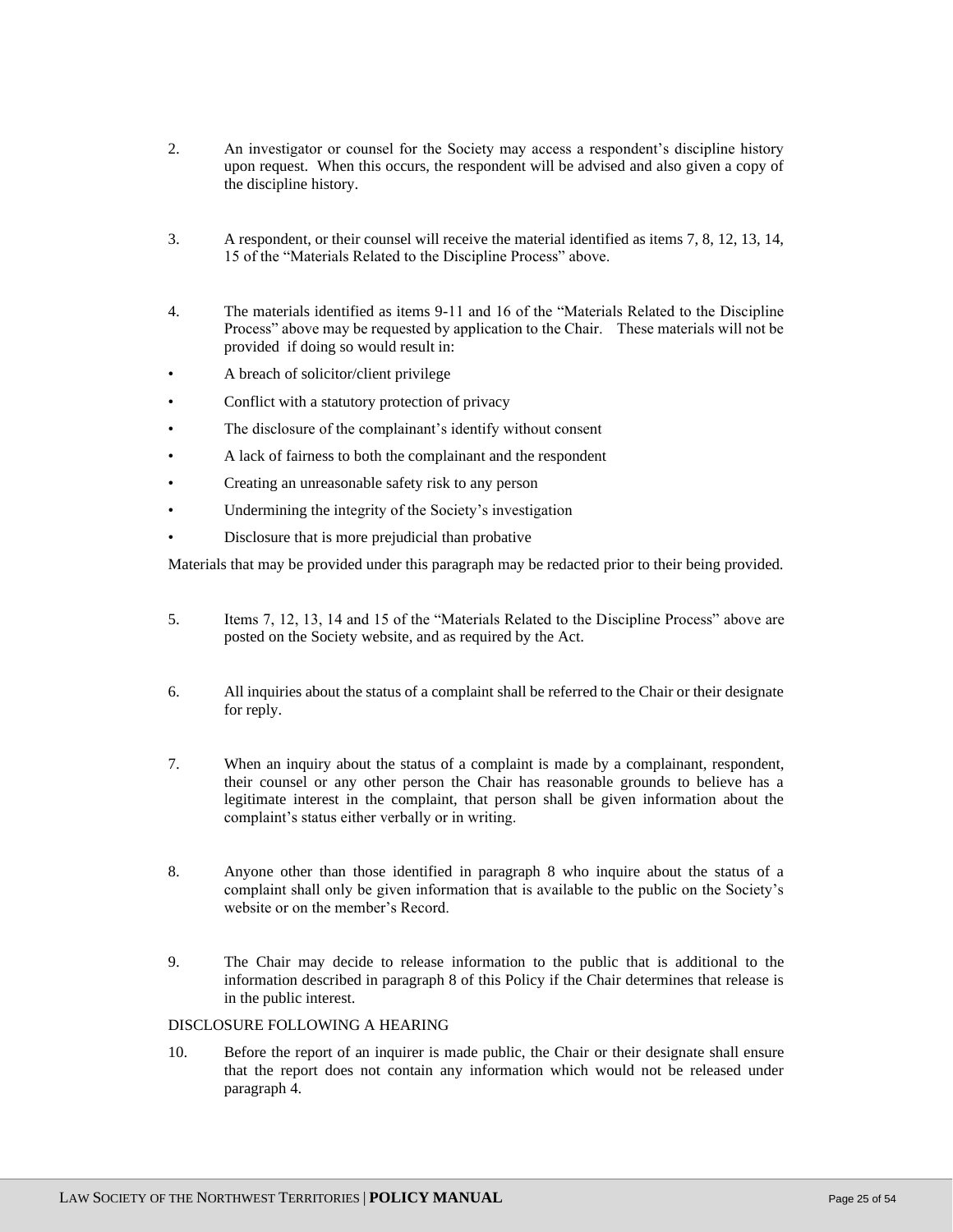2. An investigator or counsel for the Society may access a respondent's discipline history upon request. When this occurs, the respondent will be advised and also given a copy of the discipline history.

3. A respondent, or their counsel will receive the material identified as items 7, 8, 12, 13, 14, 15 of the "Materials Related to the Discipline Process" above.

4. The materials identified as items 9-11 and 16 of the "Materials Related to the Discipline Process" above may be requested by application to the Chair. These materials will not be provided if doing so would result in:

- A breach of solicitor/client privilege
- Conflict with a statutory protection of privacy
- The disclosure of the complainant's identify without consent
- A lack of fairness to both the complainant and the respondent
- Creating an unreasonable safety risk to any person
- Undermining the integrity of the Society's investigation
- Disclosure that is more prejudicial than probative

Materials that may be provided under this paragraph may be redacted prior to their being provided.

5. Items 7, 12, 13, 14 and 15 of the "Materials Related to the Discipline Process" above are posted on the Society website, and as required by the Act.

6. All inquiries about the status of a complaint shall be referred to the Chair or their designate for reply.

7. When an inquiry about the status of a complaint is made by a complainant, respondent, their counsel or any other person the Chair has reasonable grounds to believe has a legitimate interest in the complaint, that person shall be given information about the complaint's status either verbally or in writing.

8. Anyone other than those identified in paragraph 8 who inquire about the status of a complaint shall only be given information that is available to the public on the Society's website or on the member's Record.

9. The Chair may decide to release information to the public that is additional to the information described in paragraph 8 of this Policy if the Chair determines that release is in the public interest.

DISCLOSURE FOLLOWING A HEARING

10. Before the report of an inquirer is made public, the Chair or their designate shall ensure that the report does not contain any information which would not be released under paragraph 4.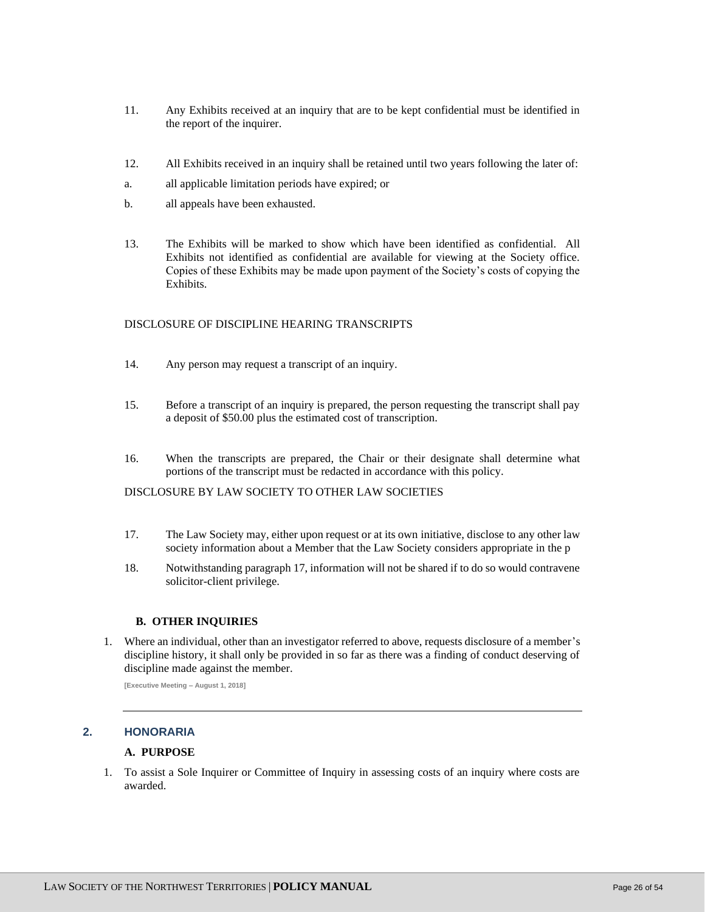11. Any Exhibits received at an inquiry that are to be kept confidential must be identified in the report of the inquirer.

12. All Exhibits received in an inquiry shall be retained until two years following the later of:

a. all applicable limitation periods have expired; or

b. all appeals have been exhausted.

13. The Exhibits will be marked to show which have been identified as confidential. All Exhibits not identified as confidential are available for viewing at the Society office. Copies of these Exhibits may be made upon payment of the Society's costs of copying the Exhibits.

DISCLOSURE OF DISCIPLINE HEARING TRANSCRIPTS

14. Any person may request a transcript of an inquiry.

15. Before a transcript of an inquiry is prepared, the person requesting the transcript shall pay a deposit of $50.00 plus the estimated cost of transcription.

16. When the transcripts are prepared, the Chair or their designate shall determine what portions of the transcript must be redacted in accordance with this policy.

DISCLOSURE BY LAW SOCIETY TO OTHER LAW SOCIETIES

17. The Law Society may, either upon request or at its own initiative, disclose to any other law society information about a Member that the Law Society considers appropriate in the p

18. Notwithstanding paragraph 17, information will not be shared if to do so would contravene solicitor-client privilege.

### B. OTHER INQUIRIES

1. Where an individual, other than an investigator referred to above, requests disclosure of a member's discipline history, it shall only be provided in so far as there was a finding of conduct deserving of discipline made against the member.

**[Executive Meeting – August 1, 2018]**

---

## 2. HONORARIA

### A. PURPOSE

1. To assist a Sole Inquirer or Committee of Inquiry in assessing costs of an inquiry where costs are awarded.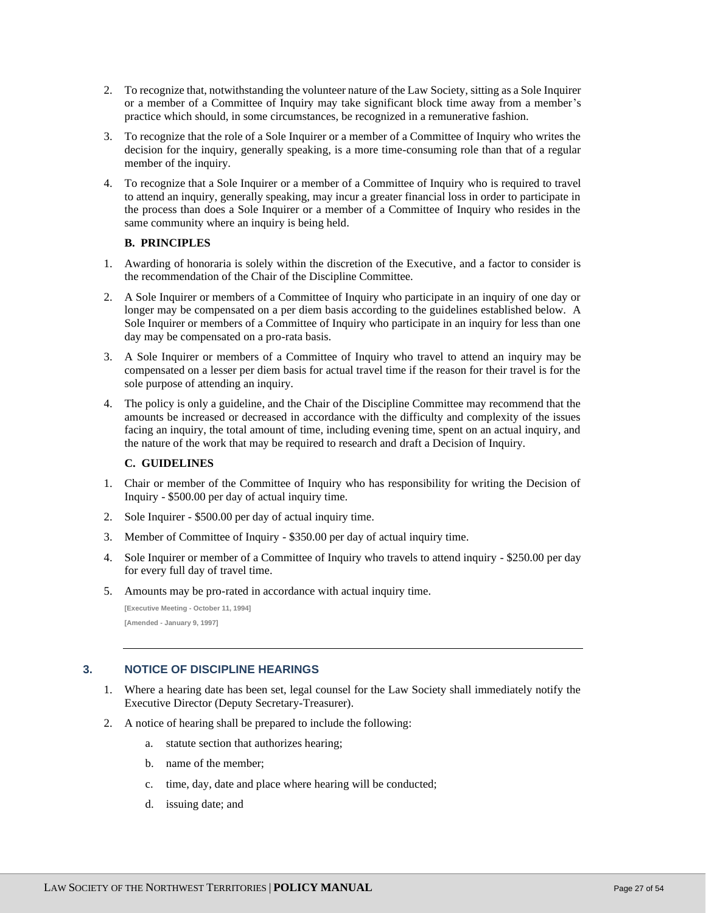2. To recognize that, notwithstanding the volunteer nature of the Law Society, sitting as a Sole Inquirer or a member of a Committee of Inquiry may take significant block time away from a member's practice which should, in some circumstances, be recognized in a remunerative fashion.

3. To recognize that the role of a Sole Inquirer or a member of a Committee of Inquiry who writes the decision for the inquiry, generally speaking, is a more time-consuming role than that of a regular member of the inquiry.

4. To recognize that a Sole Inquirer or a member of a Committee of Inquiry who is required to travel to attend an inquiry, generally speaking, may incur a greater financial loss in order to participate in the process than does a Sole Inquirer or a member of a Committee of Inquiry who resides in the same community where an inquiry is being held.

**B. PRINCIPLES**

1. Awarding of honoraria is solely within the discretion of the Executive, and a factor to consider is the recommendation of the Chair of the Discipline Committee.

2. A Sole Inquirer or members of a Committee of Inquiry who participate in an inquiry of one day or longer may be compensated on a per diem basis according to the guidelines established below. A Sole Inquirer or members of a Committee of Inquiry who participate in an inquiry for less than one day may be compensated on a pro-rata basis.

3. A Sole Inquirer or members of a Committee of Inquiry who travel to attend an inquiry may be compensated on a lesser per diem basis for actual travel time if the reason for their travel is for the sole purpose of attending an inquiry.

4. The policy is only a guideline, and the Chair of the Discipline Committee may recommend that the amounts be increased or decreased in accordance with the difficulty and complexity of the issues facing an inquiry, the total amount of time, including evening time, spent on an actual inquiry, and the nature of the work that may be required to research and draft a Decision of Inquiry.

**C. GUIDELINES**

1. Chair or member of the Committee of Inquiry who has responsibility for writing the Decision of Inquiry - $500.00 per day of actual inquiry time.

2. Sole Inquirer - $500.00 per day of actual inquiry time.

3. Member of Committee of Inquiry - $350.00 per day of actual inquiry time.

4. Sole Inquirer or member of a Committee of Inquiry who travels to attend inquiry - $250.00 per day for every full day of travel time.

5. Amounts may be pro-rated in accordance with actual inquiry time.

[Executive Meeting - October 11, 1994]

[Amended - January 9, 1997]

---

## 3. NOTICE OF DISCIPLINE HEARINGS

1. Where a hearing date has been set, legal counsel for the Law Society shall immediately notify the Executive Director (Deputy Secretary-Treasurer).

2. A notice of hearing shall be prepared to include the following:

   a. statute section that authorizes hearing;

   b. name of the member;

   c. time, day, date and place where hearing will be conducted;

   d. issuing date; and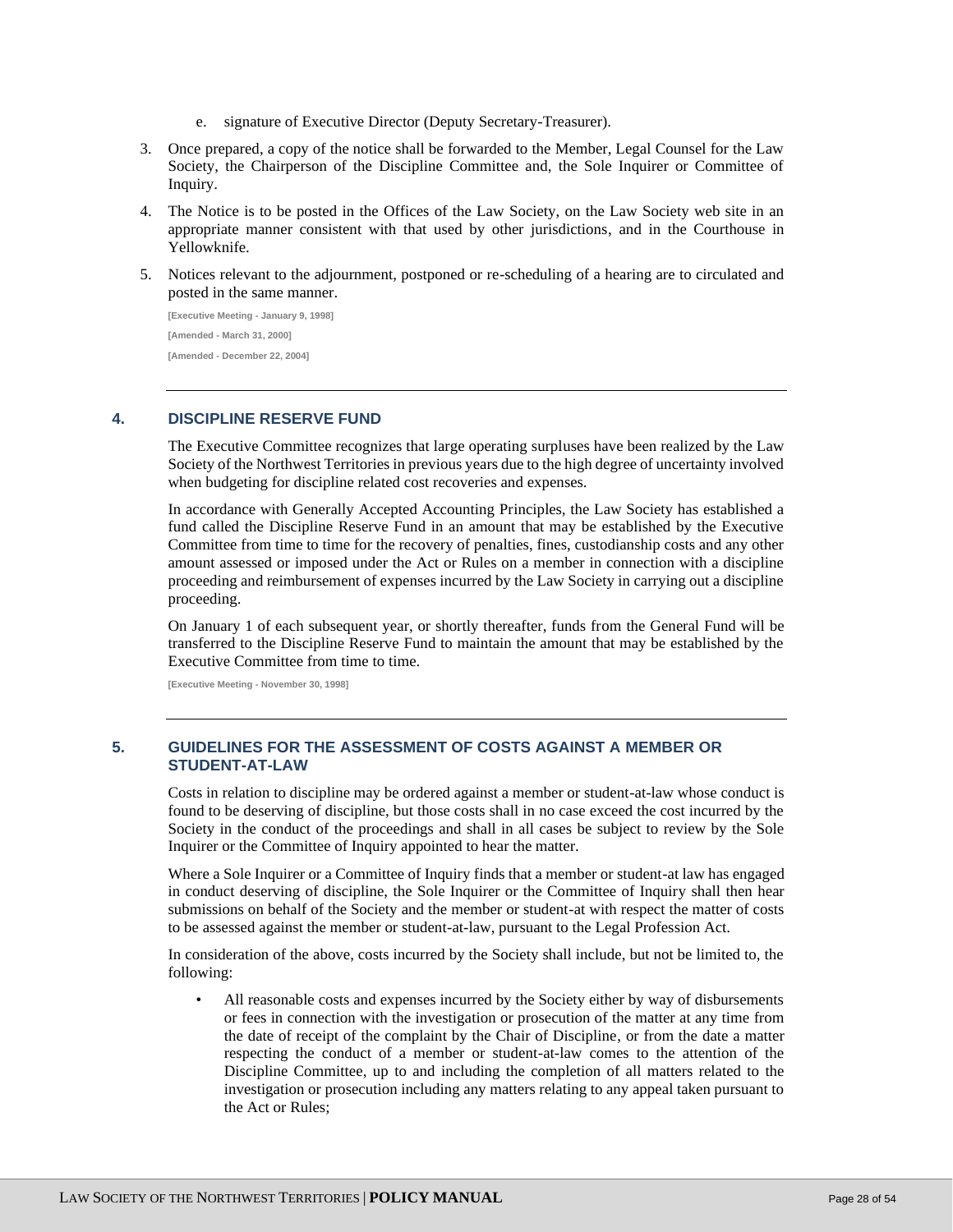e. signature of Executive Director (Deputy Secretary-Treasurer).

3. Once prepared, a copy of the notice shall be forwarded to the Member, Legal Counsel for the Law Society, the Chairperson of the Discipline Committee and, the Sole Inquirer or Committee of Inquiry.

4. The Notice is to be posted in the Offices of the Law Society, on the Law Society web site in an appropriate manner consistent with that used by other jurisdictions, and in the Courthouse in Yellowknife.

5. Notices relevant to the adjournment, postponed or re-scheduling of a hearing are to circulated and posted in the same manner.

[Executive Meeting - January 9, 1998]

[Amended - March 31, 2000]

[Amended - December 22, 2004]

---

## 4. DISCIPLINE RESERVE FUND

The Executive Committee recognizes that large operating surpluses have been realized by the Law Society of the Northwest Territories in previous years due to the high degree of uncertainty involved when budgeting for discipline related cost recoveries and expenses.

In accordance with Generally Accepted Accounting Principles, the Law Society has established a fund called the Discipline Reserve Fund in an amount that may be established by the Executive Committee from time to time for the recovery of penalties, fines, custodianship costs and any other amount assessed or imposed under the Act or Rules on a member in connection with a discipline proceeding and reimbursement of expenses incurred by the Law Society in carrying out a discipline proceeding.

On January 1 of each subsequent year, or shortly thereafter, funds from the General Fund will be transferred to the Discipline Reserve Fund to maintain the amount that may be established by the Executive Committee from time to time.

[Executive Meeting - November 30, 1998]

---

## 5. GUIDELINES FOR THE ASSESSMENT OF COSTS AGAINST A MEMBER OR STUDENT-AT-LAW

Costs in relation to discipline may be ordered against a member or student-at-law whose conduct is found to be deserving of discipline, but those costs shall in no case exceed the cost incurred by the Society in the conduct of the proceedings and shall in all cases be subject to review by the Sole Inquirer or the Committee of Inquiry appointed to hear the matter.

Where a Sole Inquirer or a Committee of Inquiry finds that a member or student-at law has engaged in conduct deserving of discipline, the Sole Inquirer or the Committee of Inquiry shall then hear submissions on behalf of the Society and the member or student-at with respect the matter of costs to be assessed against the member or student-at-law, pursuant to the Legal Profession Act.

In consideration of the above, costs incurred by the Society shall include, but not be limited to, the following:

- All reasonable costs and expenses incurred by the Society either by way of disbursements or fees in connection with the investigation or prosecution of the matter at any time from the date of receipt of the complaint by the Chair of Discipline, or from the date a matter respecting the conduct of a member or student-at-law comes to the attention of the Discipline Committee, up to and including the completion of all matters related to the investigation or prosecution including any matters relating to any appeal taken pursuant to the Act or Rules;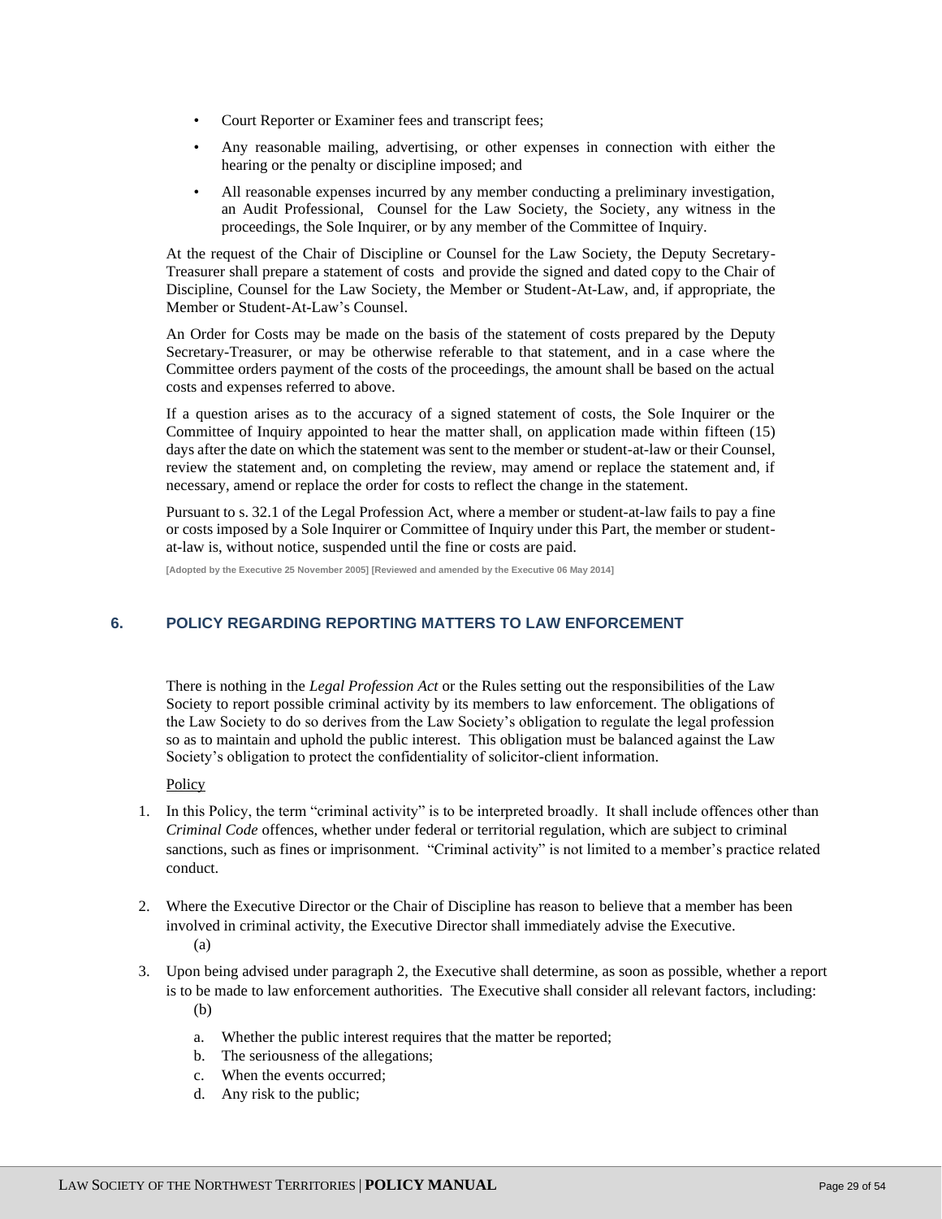- Court Reporter or Examiner fees and transcript fees;
- Any reasonable mailing, advertising, or other expenses in connection with either the hearing or the penalty or discipline imposed; and
- All reasonable expenses incurred by any member conducting a preliminary investigation, an Audit Professional, Counsel for the Law Society, the Society, any witness in the proceedings, the Sole Inquirer, or by any member of the Committee of Inquiry.

At the request of the Chair of Discipline or Counsel for the Law Society, the Deputy Secretary-Treasurer shall prepare a statement of costs and provide the signed and dated copy to the Chair of Discipline, Counsel for the Law Society, the Member or Student-At-Law, and, if appropriate, the Member or Student-At-Law's Counsel.

An Order for Costs may be made on the basis of the statement of costs prepared by the Deputy Secretary-Treasurer, or may be otherwise referable to that statement, and in a case where the Committee orders payment of the costs of the proceedings, the amount shall be based on the actual costs and expenses referred to above.

If a question arises as to the accuracy of a signed statement of costs, the Sole Inquirer or the Committee of Inquiry appointed to hear the matter shall, on application made within fifteen (15) days after the date on which the statement was sent to the member or student-at-law or their Counsel, review the statement and, on completing the review, may amend or replace the statement and, if necessary, amend or replace the order for costs to reflect the change in the statement.

Pursuant to s. 32.1 of the Legal Profession Act, where a member or student-at-law fails to pay a fine or costs imposed by a Sole Inquirer or Committee of Inquiry under this Part, the member or student-at-law is, without notice, suspended until the fine or costs are paid.

**[Adopted by the Executive 25 November 2005] [Reviewed and amended by the Executive 06 May 2014]**

## 6. POLICY REGARDING REPORTING MATTERS TO LAW ENFORCEMENT

There is nothing in the *Legal Profession Act* or the Rules setting out the responsibilities of the Law Society to report possible criminal activity by its members to law enforcement. The obligations of the Law Society to do so derives from the Law Society's obligation to regulate the legal profession so as to maintain and uphold the public interest. This obligation must be balanced against the Law Society's obligation to protect the confidentiality of solicitor-client information.

Policy

1. In this Policy, the term "criminal activity" is to be interpreted broadly. It shall include offences other than *Criminal Code* offences, whether under federal or territorial regulation, which are subject to criminal sanctions, such as fines or imprisonment. "Criminal activity" is not limited to a member's practice related conduct.

2. Where the Executive Director or the Chair of Discipline has reason to believe that a member has been involved in criminal activity, the Executive Director shall immediately advise the Executive.
   (a)

3. Upon being advised under paragraph 2, the Executive shall determine, as soon as possible, whether a report is to be made to law enforcement authorities. The Executive shall consider all relevant factors, including:
   (b)

   a. Whether the public interest requires that the matter be reported;
   b. The seriousness of the allegations;
   c. When the events occurred;
   d. Any risk to the public;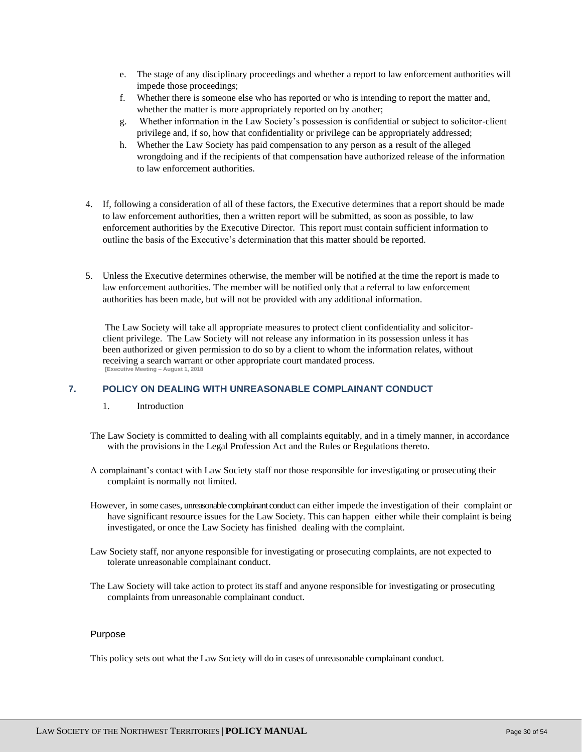e. The stage of any disciplinary proceedings and whether a report to law enforcement authorities will impede those proceedings;
f. Whether there is someone else who has reported or who is intending to report the matter and, whether the matter is more appropriately reported on by another;
g. Whether information in the Law Society's possession is confidential or subject to solicitor-client privilege and, if so, how that confidentiality or privilege can be appropriately addressed;
h. Whether the Law Society has paid compensation to any person as a result of the alleged wrongdoing and if the recipients of that compensation have authorized release of the information to law enforcement authorities.

4. If, following a consideration of all of these factors, the Executive determines that a report should be made to law enforcement authorities, then a written report will be submitted, as soon as possible, to law enforcement authorities by the Executive Director. This report must contain sufficient information to outline the basis of the Executive's determination that this matter should be reported.

5. Unless the Executive determines otherwise, the member will be notified at the time the report is made to law enforcement authorities. The member will be notified only that a referral to law enforcement authorities has been made, but will not be provided with any additional information.

The Law Society will take all appropriate measures to protect client confidentiality and solicitor-client privilege. The Law Society will not release any information in its possession unless it has been authorized or given permission to do so by a client to whom the information relates, without receiving a search warrant or other appropriate court mandated process.
**[Executive Meeting – August 1, 2018**

## 7. POLICY ON DEALING WITH UNREASONABLE COMPLAINANT CONDUCT

1. Introduction

The Law Society is committed to dealing with all complaints equitably, and in a timely manner, in accordance with the provisions in the Legal Profession Act and the Rules or Regulations thereto.

A complainant's contact with Law Society staff nor those responsible for investigating or prosecuting their complaint is normally not limited.

However, in some cases, unreasonable complainant conduct can either impede the investigation of their complaint or have significant resource issues for the Law Society. This can happen either while their complaint is being investigated, or once the Law Society has finished dealing with the complaint.

Law Society staff, nor anyone responsible for investigating or prosecuting complaints, are not expected to tolerate unreasonable complainant conduct.

The Law Society will take action to protect its staff and anyone responsible for investigating or prosecuting complaints from unreasonable complainant conduct.

Purpose

This policy sets out what the Law Society will do in cases of unreasonable complainant conduct.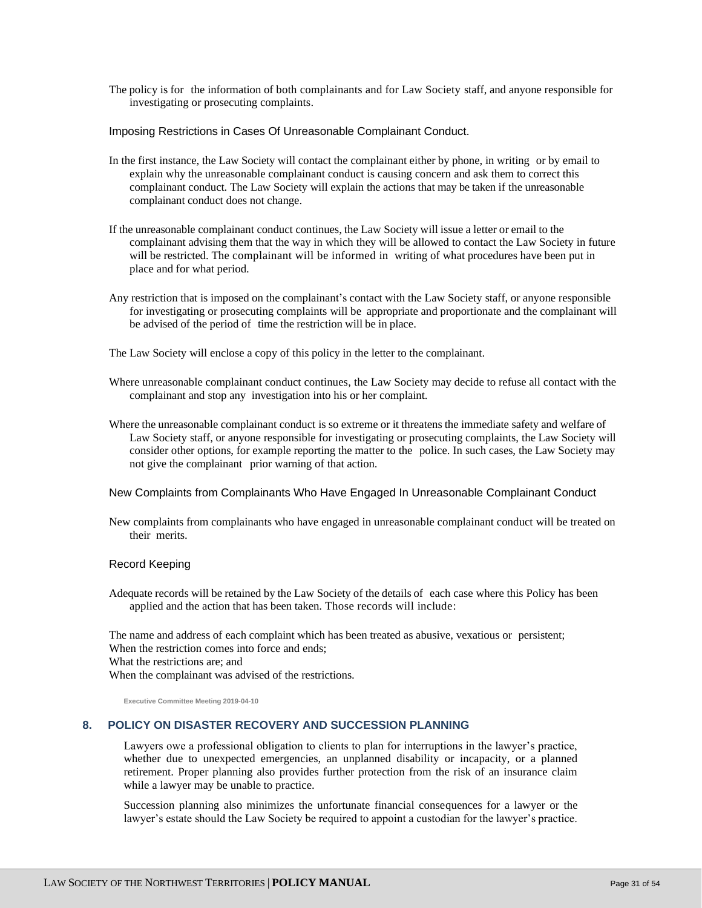The policy is for the information of both complainants and for Law Society staff, and anyone responsible for investigating or prosecuting complaints.

### Imposing Restrictions in Cases Of Unreasonable Complainant Conduct.

In the first instance, the Law Society will contact the complainant either by phone, in writing or by email to explain why the unreasonable complainant conduct is causing concern and ask them to correct this complainant conduct. The Law Society will explain the actions that may be taken if the unreasonable complainant conduct does not change.

If the unreasonable complainant conduct continues, the Law Society will issue a letter or email to the complainant advising them that the way in which they will be allowed to contact the Law Society in future will be restricted. The complainant will be informed in writing of what procedures have been put in place and for what period.

Any restriction that is imposed on the complainant's contact with the Law Society staff, or anyone responsible for investigating or prosecuting complaints will be appropriate and proportionate and the complainant will be advised of the period of time the restriction will be in place.

The Law Society will enclose a copy of this policy in the letter to the complainant.

Where unreasonable complainant conduct continues, the Law Society may decide to refuse all contact with the complainant and stop any investigation into his or her complaint.

Where the unreasonable complainant conduct is so extreme or it threatens the immediate safety and welfare of Law Society staff, or anyone responsible for investigating or prosecuting complaints, the Law Society will consider other options, for example reporting the matter to the police. In such cases, the Law Society may not give the complainant prior warning of that action.

### New Complaints from Complainants Who Have Engaged In Unreasonable Complainant Conduct

New complaints from complainants who have engaged in unreasonable complainant conduct will be treated on their merits.

### Record Keeping

Adequate records will be retained by the Law Society of the details of each case where this Policy has been applied and the action that has been taken. Those records will include:

The name and address of each complaint which has been treated as abusive, vexatious or persistent;
When the restriction comes into force and ends;
What the restrictions are; and
When the complainant was advised of the restrictions.

**Executive Committee Meeting 2019-04-10**

## 8. POLICY ON DISASTER RECOVERY AND SUCCESSION PLANNING

Lawyers owe a professional obligation to clients to plan for interruptions in the lawyer's practice, whether due to unexpected emergencies, an unplanned disability or incapacity, or a planned retirement. Proper planning also provides further protection from the risk of an insurance claim while a lawyer may be unable to practice.

Succession planning also minimizes the unfortunate financial consequences for a lawyer or the lawyer's estate should the Law Society be required to appoint a custodian for the lawyer's practice.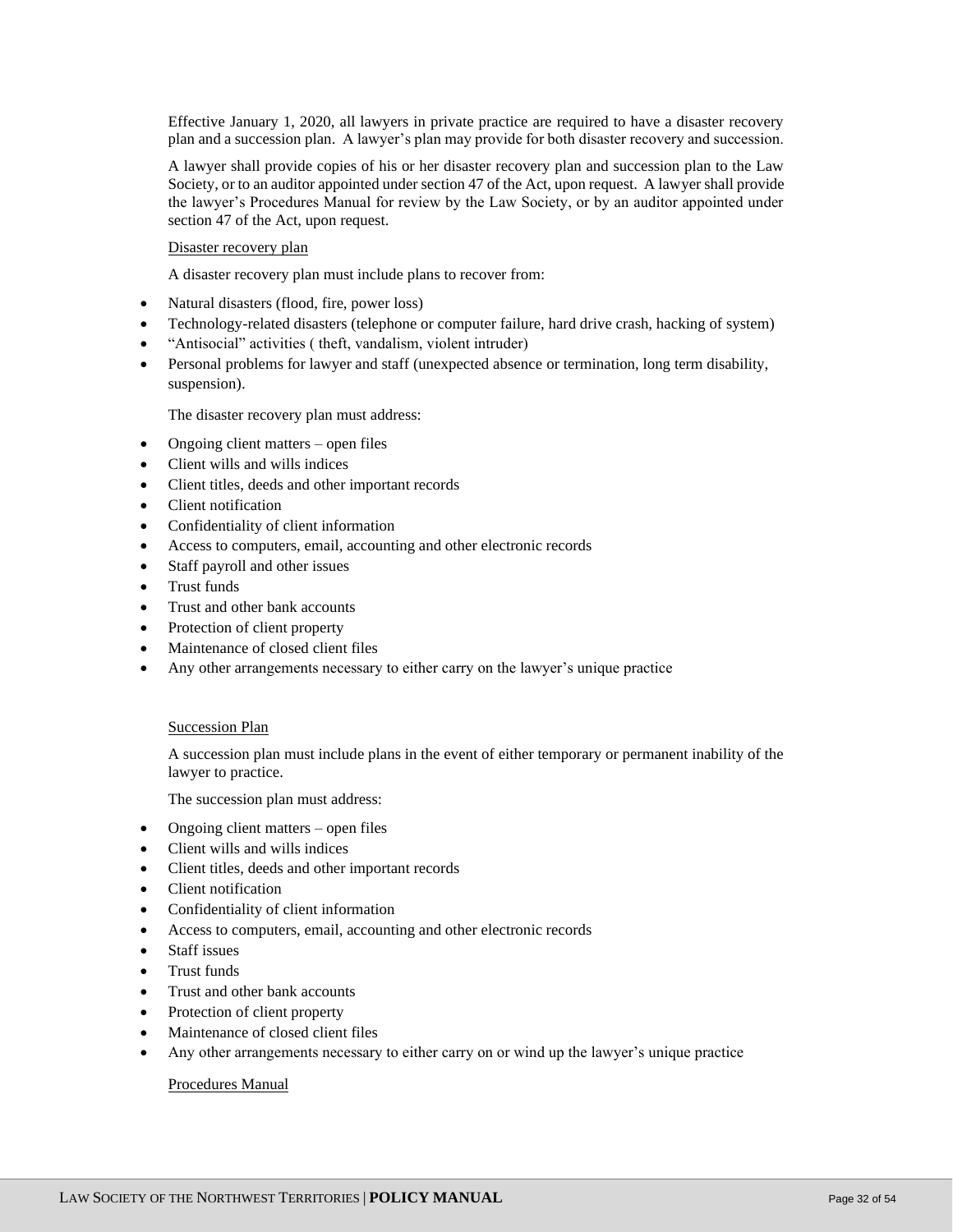Effective January 1, 2020, all lawyers in private practice are required to have a disaster recovery plan and a succession plan. A lawyer's plan may provide for both disaster recovery and succession.

A lawyer shall provide copies of his or her disaster recovery plan and succession plan to the Law Society, or to an auditor appointed under section 47 of the Act, upon request. A lawyer shall provide the lawyer's Procedures Manual for review by the Law Society, or by an auditor appointed under section 47 of the Act, upon request.

Disaster recovery plan

A disaster recovery plan must include plans to recover from:

- Natural disasters (flood, fire, power loss)
- Technology-related disasters (telephone or computer failure, hard drive crash, hacking of system)
- "Antisocial" activities ( theft, vandalism, violent intruder)
- Personal problems for lawyer and staff (unexpected absence or termination, long term disability, suspension).

The disaster recovery plan must address:

- Ongoing client matters – open files
- Client wills and wills indices
- Client titles, deeds and other important records
- Client notification
- Confidentiality of client information
- Access to computers, email, accounting and other electronic records
- Staff payroll and other issues
- Trust funds
- Trust and other bank accounts
- Protection of client property
- Maintenance of closed client files
- Any other arrangements necessary to either carry on the lawyer's unique practice

Succession Plan

A succession plan must include plans in the event of either temporary or permanent inability of the lawyer to practice.

The succession plan must address:

- Ongoing client matters – open files
- Client wills and wills indices
- Client titles, deeds and other important records
- Client notification
- Confidentiality of client information
- Access to computers, email, accounting and other electronic records
- Staff issues
- Trust funds
- Trust and other bank accounts
- Protection of client property
- Maintenance of closed client files
- Any other arrangements necessary to either carry on or wind up the lawyer's unique practice

Procedures Manual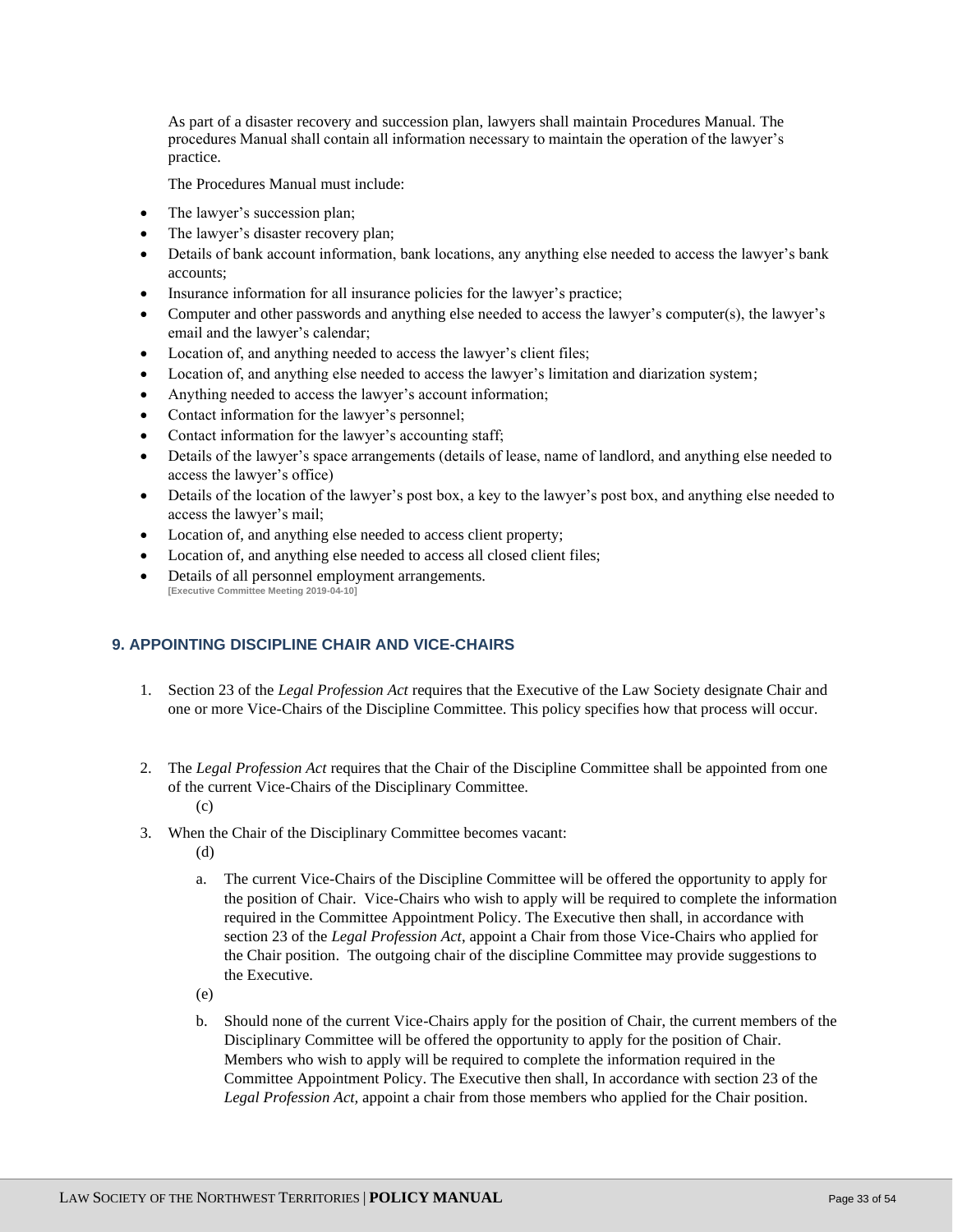As part of a disaster recovery and succession plan, lawyers shall maintain Procedures Manual. The procedures Manual shall contain all information necessary to maintain the operation of the lawyer's practice.

The Procedures Manual must include:

- The lawyer's succession plan;
- The lawyer's disaster recovery plan;
- Details of bank account information, bank locations, any anything else needed to access the lawyer's bank accounts;
- Insurance information for all insurance policies for the lawyer's practice;
- Computer and other passwords and anything else needed to access the lawyer's computer(s), the lawyer's email and the lawyer's calendar;
- Location of, and anything needed to access the lawyer's client files;
- Location of, and anything else needed to access the lawyer's limitation and diarization system;
- Anything needed to access the lawyer's account information;
- Contact information for the lawyer's personnel;
- Contact information for the lawyer's accounting staff;
- Details of the lawyer's space arrangements (details of lease, name of landlord, and anything else needed to access the lawyer's office)
- Details of the location of the lawyer's post box, a key to the lawyer's post box, and anything else needed to access the lawyer's mail;
- Location of, and anything else needed to access client property;
- Location of, and anything else needed to access all closed client files;
- Details of all personnel employment arrangements.

**[Executive Committee Meeting 2019-04-10]**

## 9. APPOINTING DISCIPLINE CHAIR AND VICE-CHAIRS

1. Section 23 of the *Legal Profession Act* requires that the Executive of the Law Society designate Chair and one or more Vice-Chairs of the Discipline Committee. This policy specifies how that process will occur.

2. The *Legal Profession Act* requires that the Chair of the Discipline Committee shall be appointed from one of the current Vice-Chairs of the Disciplinary Committee.

   (c)

3. When the Chair of the Disciplinary Committee becomes vacant:

   (d)

   a. The current Vice-Chairs of the Discipline Committee will be offered the opportunity to apply for the position of Chair. Vice-Chairs who wish to apply will be required to complete the information required in the Committee Appointment Policy. The Executive then shall, in accordance with section 23 of the *Legal Profession Act*, appoint a Chair from those Vice-Chairs who applied for the Chair position. The outgoing chair of the discipline Committee may provide suggestions to the Executive.

   (e)

   b. Should none of the current Vice-Chairs apply for the position of Chair, the current members of the Disciplinary Committee will be offered the opportunity to apply for the position of Chair. Members who wish to apply will be required to complete the information required in the Committee Appointment Policy. The Executive then shall, In accordance with section 23 of the *Legal Profession Act,* appoint a chair from those members who applied for the Chair position.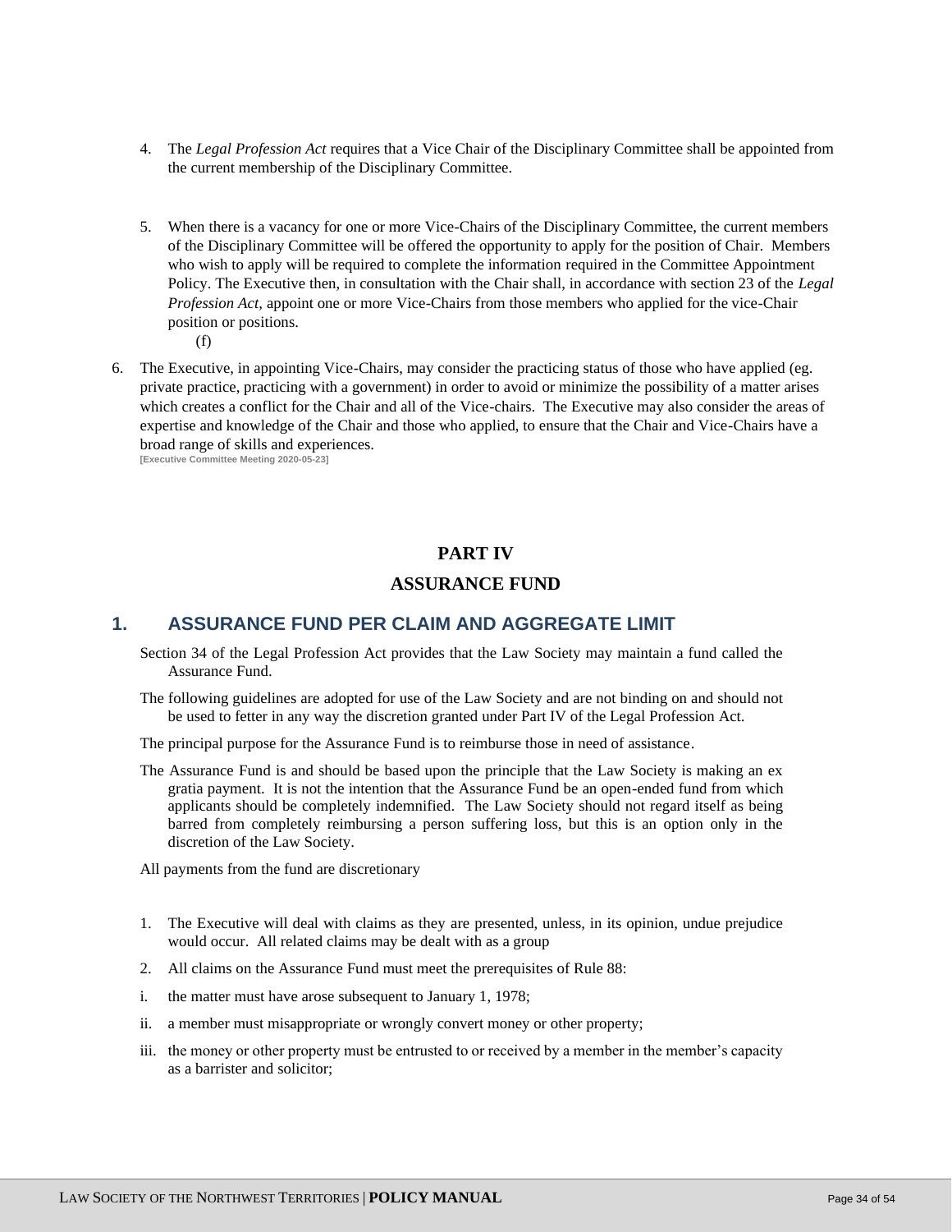4. The *Legal Profession Act* requires that a Vice Chair of the Disciplinary Committee shall be appointed from the current membership of the Disciplinary Committee.

5. When there is a vacancy for one or more Vice-Chairs of the Disciplinary Committee, the current members of the Disciplinary Committee will be offered the opportunity to apply for the position of Chair. Members who wish to apply will be required to complete the information required in the Committee Appointment Policy. The Executive then, in consultation with the Chair shall, in accordance with section 23 of the *Legal Profession Act*, appoint one or more Vice-Chairs from those members who applied for the vice-Chair position or positions.

   (f)

6. The Executive, in appointing Vice-Chairs, may consider the practicing status of those who have applied (eg. private practice, practicing with a government) in order to avoid or minimize the possibility of a matter arises which creates a conflict for the Chair and all of the Vice-chairs. The Executive may also consider the areas of expertise and knowledge of the Chair and those who applied, to ensure that the Chair and Vice-Chairs have a broad range of skills and experiences.

**[Executive Committee Meeting 2020-05-23]**

# PART IV

# ASSURANCE FUND

## 1. ASSURANCE FUND PER CLAIM AND AGGREGATE LIMIT

Section 34 of the Legal Profession Act provides that the Law Society may maintain a fund called the Assurance Fund.

The following guidelines are adopted for use of the Law Society and are not binding on and should not be used to fetter in any way the discretion granted under Part IV of the Legal Profession Act.

The principal purpose for the Assurance Fund is to reimburse those in need of assistance.

The Assurance Fund is and should be based upon the principle that the Law Society is making an ex gratia payment. It is not the intention that the Assurance Fund be an open-ended fund from which applicants should be completely indemnified. The Law Society should not regard itself as being barred from completely reimbursing a person suffering loss, but this is an option only in the discretion of the Law Society.

All payments from the fund are discretionary

1. The Executive will deal with claims as they are presented, unless, in its opinion, undue prejudice would occur. All related claims may be dealt with as a group

2. All claims on the Assurance Fund must meet the prerequisites of Rule 88:

   i. the matter must have arose subsequent to January 1, 1978;

   ii. a member must misappropriate or wrongly convert money or other property;

   iii. the money or other property must be entrusted to or received by a member in the member's capacity as a barrister and solicitor;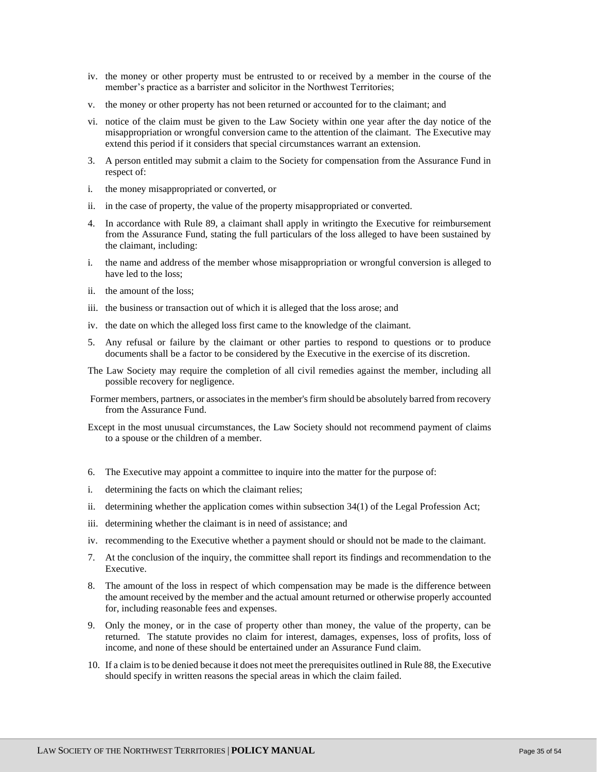iv. the money or other property must be entrusted to or received by a member in the course of the member's practice as a barrister and solicitor in the Northwest Territories;

v. the money or other property has not been returned or accounted for to the claimant; and

vi. notice of the claim must be given to the Law Society within one year after the day notice of the misappropriation or wrongful conversion came to the attention of the claimant. The Executive may extend this period if it considers that special circumstances warrant an extension.

3. A person entitled may submit a claim to the Society for compensation from the Assurance Fund in respect of:

i. the money misappropriated or converted, or

ii. in the case of property, the value of the property misappropriated or converted.

4. In accordance with Rule 89, a claimant shall apply in writingto the Executive for reimbursement from the Assurance Fund, stating the full particulars of the loss alleged to have been sustained by the claimant, including:

i. the name and address of the member whose misappropriation or wrongful conversion is alleged to have led to the loss;

ii. the amount of the loss;

iii. the business or transaction out of which it is alleged that the loss arose; and

iv. the date on which the alleged loss first came to the knowledge of the claimant.

5. Any refusal or failure by the claimant or other parties to respond to questions or to produce documents shall be a factor to be considered by the Executive in the exercise of its discretion.

The Law Society may require the completion of all civil remedies against the member, including all possible recovery for negligence.

Former members, partners, or associates in the member's firm should be absolutely barred from recovery from the Assurance Fund.

Except in the most unusual circumstances, the Law Society should not recommend payment of claims to a spouse or the children of a member.

6. The Executive may appoint a committee to inquire into the matter for the purpose of:

i. determining the facts on which the claimant relies;

ii. determining whether the application comes within subsection 34(1) of the Legal Profession Act;

iii. determining whether the claimant is in need of assistance; and

iv. recommending to the Executive whether a payment should or should not be made to the claimant.

7. At the conclusion of the inquiry, the committee shall report its findings and recommendation to the Executive.

8. The amount of the loss in respect of which compensation may be made is the difference between the amount received by the member and the actual amount returned or otherwise properly accounted for, including reasonable fees and expenses.

9. Only the money, or in the case of property other than money, the value of the property, can be returned. The statute provides no claim for interest, damages, expenses, loss of profits, loss of income, and none of these should be entertained under an Assurance Fund claim.

10. If a claim is to be denied because it does not meet the prerequisites outlined in Rule 88, the Executive should specify in written reasons the special areas in which the claim failed.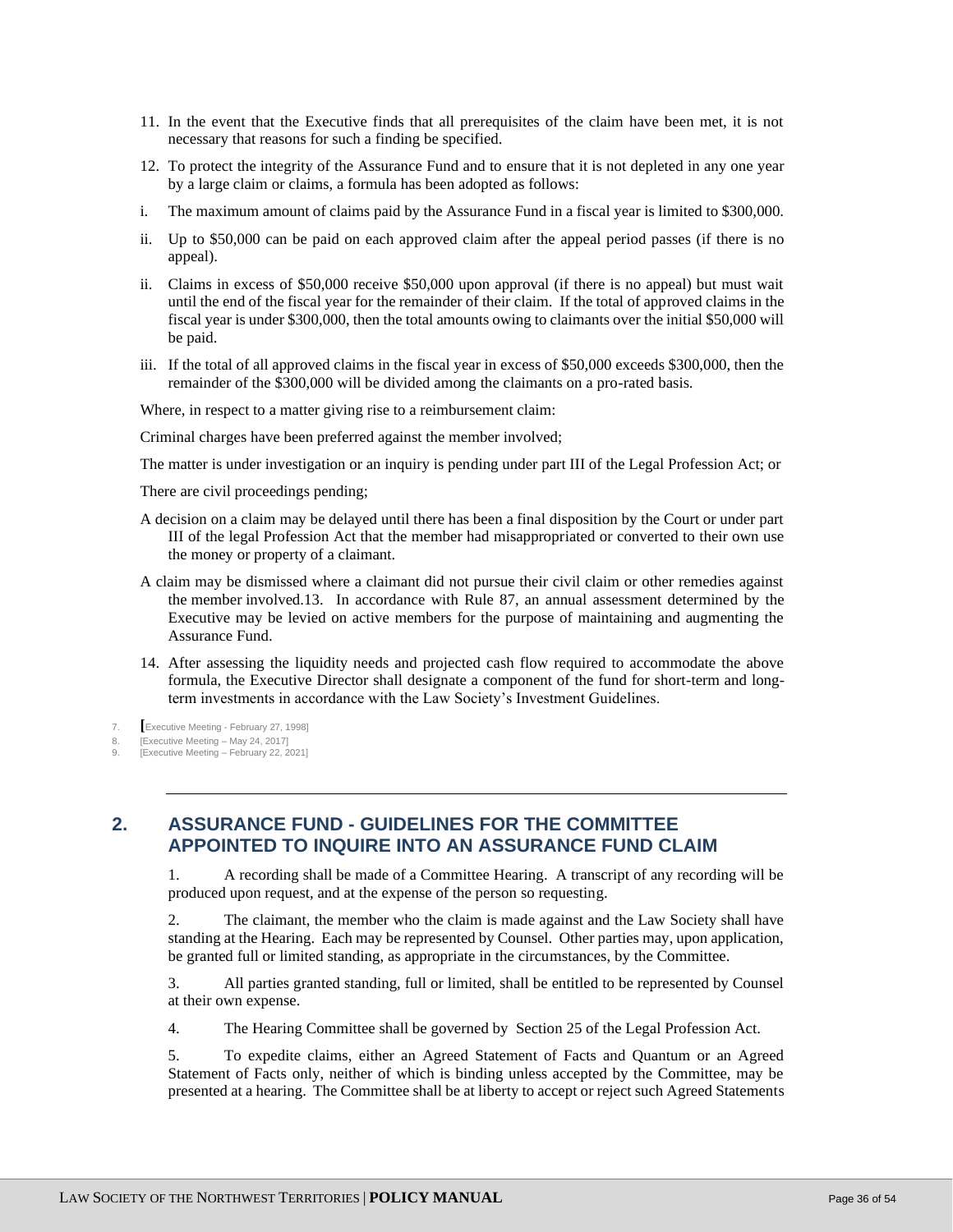11. In the event that the Executive finds that all prerequisites of the claim have been met, it is not necessary that reasons for such a finding be specified.

12. To protect the integrity of the Assurance Fund and to ensure that it is not depleted in any one year by a large claim or claims, a formula has been adopted as follows:

i. The maximum amount of claims paid by the Assurance Fund in a fiscal year is limited to $300,000.

ii. Up to $50,000 can be paid on each approved claim after the appeal period passes (if there is no appeal).

ii. Claims in excess of $50,000 receive $50,000 upon approval (if there is no appeal) but must wait until the end of the fiscal year for the remainder of their claim. If the total of approved claims in the fiscal year is under $300,000, then the total amounts owing to claimants over the initial $50,000 will be paid.

iii. If the total of all approved claims in the fiscal year in excess of $50,000 exceeds $300,000, then the remainder of the $300,000 will be divided among the claimants on a pro-rated basis.

Where, in respect to a matter giving rise to a reimbursement claim:

Criminal charges have been preferred against the member involved;

The matter is under investigation or an inquiry is pending under part III of the Legal Profession Act; or

There are civil proceedings pending;

A decision on a claim may be delayed until there has been a final disposition by the Court or under part III of the legal Profession Act that the member had misappropriated or converted to their own use the money or property of a claimant.

A claim may be dismissed where a claimant did not pursue their civil claim or other remedies against the member involved.13. In accordance with Rule 87, an annual assessment determined by the Executive may be levied on active members for the purpose of maintaining and augmenting the Assurance Fund.

14. After assessing the liquidity needs and projected cash flow required to accommodate the above formula, the Executive Director shall designate a component of the fund for short-term and long-term investments in accordance with the Law Society's Investment Guidelines.

7. [Executive Meeting - February 27, 1998]
8. [Executive Meeting – May 24, 2017]
9. [Executive Meeting – February 22, 2021]

---

## 2. ASSURANCE FUND - GUIDELINES FOR THE COMMITTEE APPOINTED TO INQUIRE INTO AN ASSURANCE FUND CLAIM

1. A recording shall be made of a Committee Hearing. A transcript of any recording will be produced upon request, and at the expense of the person so requesting.

2. The claimant, the member who the claim is made against and the Law Society shall have standing at the Hearing. Each may be represented by Counsel. Other parties may, upon application, be granted full or limited standing, as appropriate in the circumstances, by the Committee.

3. All parties granted standing, full or limited, shall be entitled to be represented by Counsel at their own expense.

4. The Hearing Committee shall be governed by Section 25 of the Legal Profession Act.

5. To expedite claims, either an Agreed Statement of Facts and Quantum or an Agreed Statement of Facts only, neither of which is binding unless accepted by the Committee, may be presented at a hearing. The Committee shall be at liberty to accept or reject such Agreed Statements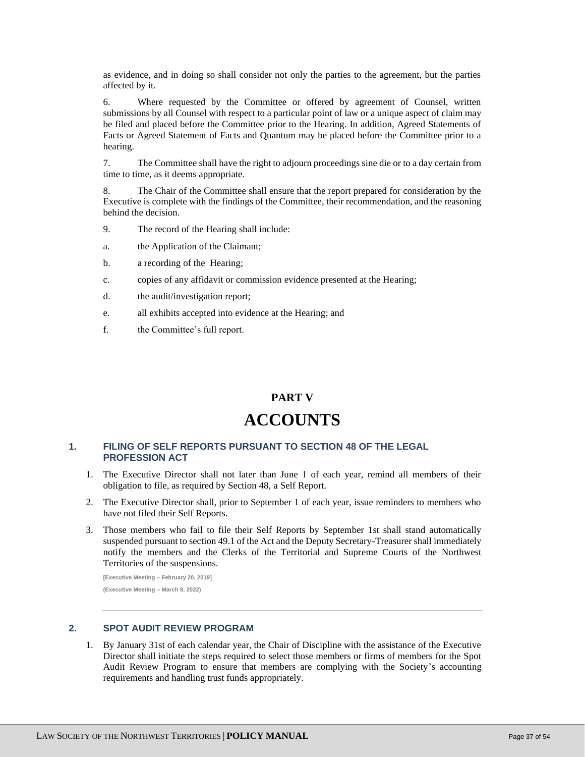as evidence, and in doing so shall consider not only the parties to the agreement, but the parties affected by it.

6. Where requested by the Committee or offered by agreement of Counsel, written submissions by all Counsel with respect to a particular point of law or a unique aspect of claim may be filed and placed before the Committee prior to the Hearing. In addition, Agreed Statements of Facts or Agreed Statement of Facts and Quantum may be placed before the Committee prior to a hearing.

7. The Committee shall have the right to adjourn proceedings sine die or to a day certain from time to time, as it deems appropriate.

8. The Chair of the Committee shall ensure that the report prepared for consideration by the Executive is complete with the findings of the Committee, their recommendation, and the reasoning behind the decision.

9. The record of the Hearing shall include:

a. the Application of the Claimant;

b. a recording of the Hearing;

c. copies of any affidavit or commission evidence presented at the Hearing;

d. the audit/investigation report;

e. all exhibits accepted into evidence at the Hearing; and

f. the Committee's full report.

# PART V

# ACCOUNTS

## 1. FILING OF SELF REPORTS PURSUANT TO SECTION 48 OF THE LEGAL PROFESSION ACT

1. The Executive Director shall not later than June 1 of each year, remind all members of their obligation to file, as required by Section 48, a Self Report.
2. The Executive Director shall, prior to September 1 of each year, issue reminders to members who have not filed their Self Reports.
3. Those members who fail to file their Self Reports by September 1st shall stand automatically suspended pursuant to section 49.1 of the Act and the Deputy Secretary-Treasurer shall immediately notify the members and the Clerks of the Territorial and Supreme Courts of the Northwest Territories of the suspensions.

**[Executive Meeting – February 20, 2019]**

**(Executive Meeting – March 8, 2022)**

---

## 2. SPOT AUDIT REVIEW PROGRAM

1. By January 31st of each calendar year, the Chair of Discipline with the assistance of the Executive Director shall initiate the steps required to select those members or firms of members for the Spot Audit Review Program to ensure that members are complying with the Society's accounting requirements and handling trust funds appropriately.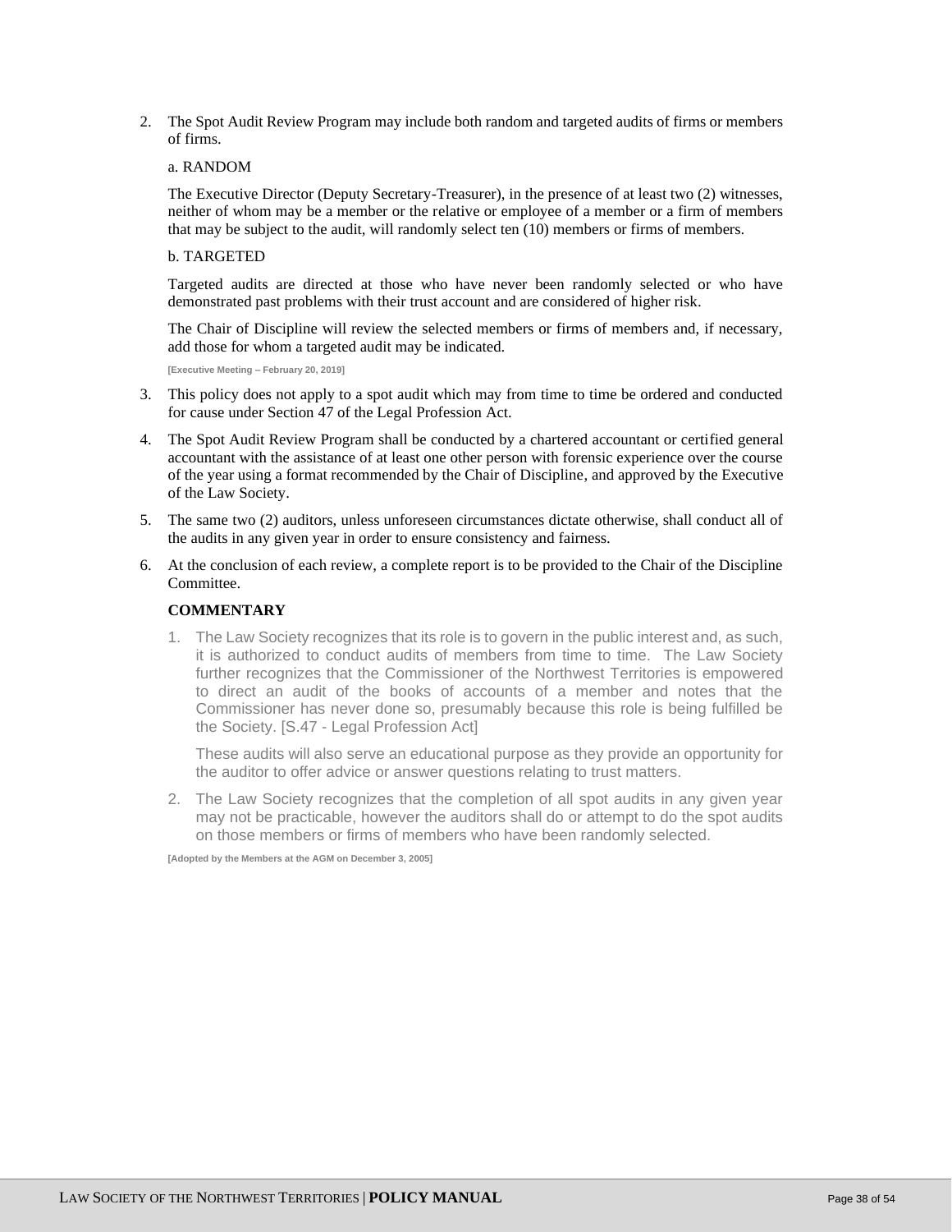2. The Spot Audit Review Program may include both random and targeted audits of firms or members of firms.

   a. RANDOM

   The Executive Director (Deputy Secretary-Treasurer), in the presence of at least two (2) witnesses, neither of whom may be a member or the relative or employee of a member or a firm of members that may be subject to the audit, will randomly select ten (10) members or firms of members.

   b. TARGETED

   Targeted audits are directed at those who have never been randomly selected or who have demonstrated past problems with their trust account and are considered of higher risk.

   The Chair of Discipline will review the selected members or firms of members and, if necessary, add those for whom a targeted audit may be indicated.

   **[Executive Meeting – February 20, 2019]**

3. This policy does not apply to a spot audit which may from time to time be ordered and conducted for cause under Section 47 of the Legal Profession Act.

4. The Spot Audit Review Program shall be conducted by a chartered accountant or certified general accountant with the assistance of at least one other person with forensic experience over the course of the year using a format recommended by the Chair of Discipline, and approved by the Executive of the Law Society.

5. The same two (2) auditors, unless unforeseen circumstances dictate otherwise, shall conduct all of the audits in any given year in order to ensure consistency and fairness.

6. At the conclusion of each review, a complete report is to be provided to the Chair of the Discipline Committee.

**COMMENTARY**

1. The Law Society recognizes that its role is to govern in the public interest and, as such, it is authorized to conduct audits of members from time to time. The Law Society further recognizes that the Commissioner of the Northwest Territories is empowered to direct an audit of the books of accounts of a member and notes that the Commissioner has never done so, presumably because this role is being fulfilled be the Society. [S.47 - Legal Profession Act]

   These audits will also serve an educational purpose as they provide an opportunity for the auditor to offer advice or answer questions relating to trust matters.

2. The Law Society recognizes that the completion of all spot audits in any given year may not be practicable, however the auditors shall do or attempt to do the spot audits on those members or firms of members who have been randomly selected.

**[Adopted by the Members at the AGM on December 3, 2005]**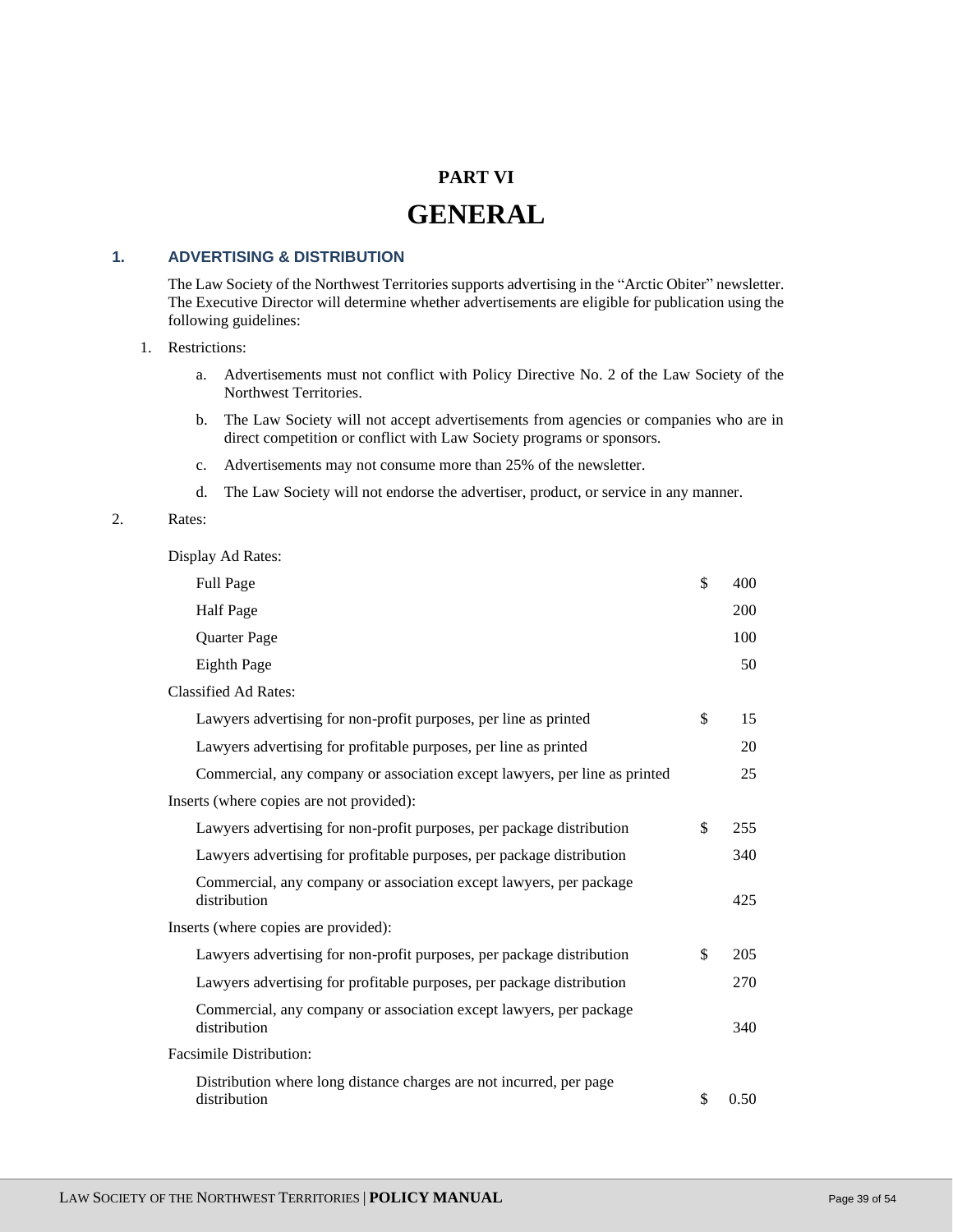# PART VI

# GENERAL

## 1. ADVERTISING & DISTRIBUTION

The Law Society of the Northwest Territories supports advertising in the "Arctic Obiter" newsletter. The Executive Director will determine whether advertisements are eligible for publication using the following guidelines:

1. Restrictions:

   a. Advertisements must not conflict with Policy Directive No. 2 of the Law Society of the Northwest Territories.

   b. The Law Society will not accept advertisements from agencies or companies who are in direct competition or conflict with Law Society programs or sponsors.

   c. Advertisements may not consume more than 25% of the newsletter.

   d. The Law Society will not endorse the advertiser, product, or service in any manner.

2. Rates:

| | | |
|---|---|---|
| **Display Ad Rates:** | | |
| Full Page | $ | 400 |
| Half Page | | 200 |
| Quarter Page | | 100 |
| Eighth Page | | 50 |
| **Classified Ad Rates:** | | |
| Lawyers advertising for non-profit purposes, per line as printed | $ | 15 |
| Lawyers advertising for profitable purposes, per line as printed | | 20 |
| Commercial, any company or association except lawyers, per line as printed | | 25 |
| **Inserts (where copies are not provided):** | | |
| Lawyers advertising for non-profit purposes, per package distribution | $ | 255 |
| Lawyers advertising for profitable purposes, per package distribution | | 340 |
| Commercial, any company or association except lawyers, per package distribution | | 425 |
| **Inserts (where copies are provided):** | | |
| Lawyers advertising for non-profit purposes, per package distribution | $ | 205 |
| Lawyers advertising for profitable purposes, per package distribution | | 270 |
| Commercial, any company or association except lawyers, per package distribution | | 340 |
| **Facsimile Distribution:** | | |
| Distribution where long distance charges are not incurred, per page distribution | $ | 0.50 |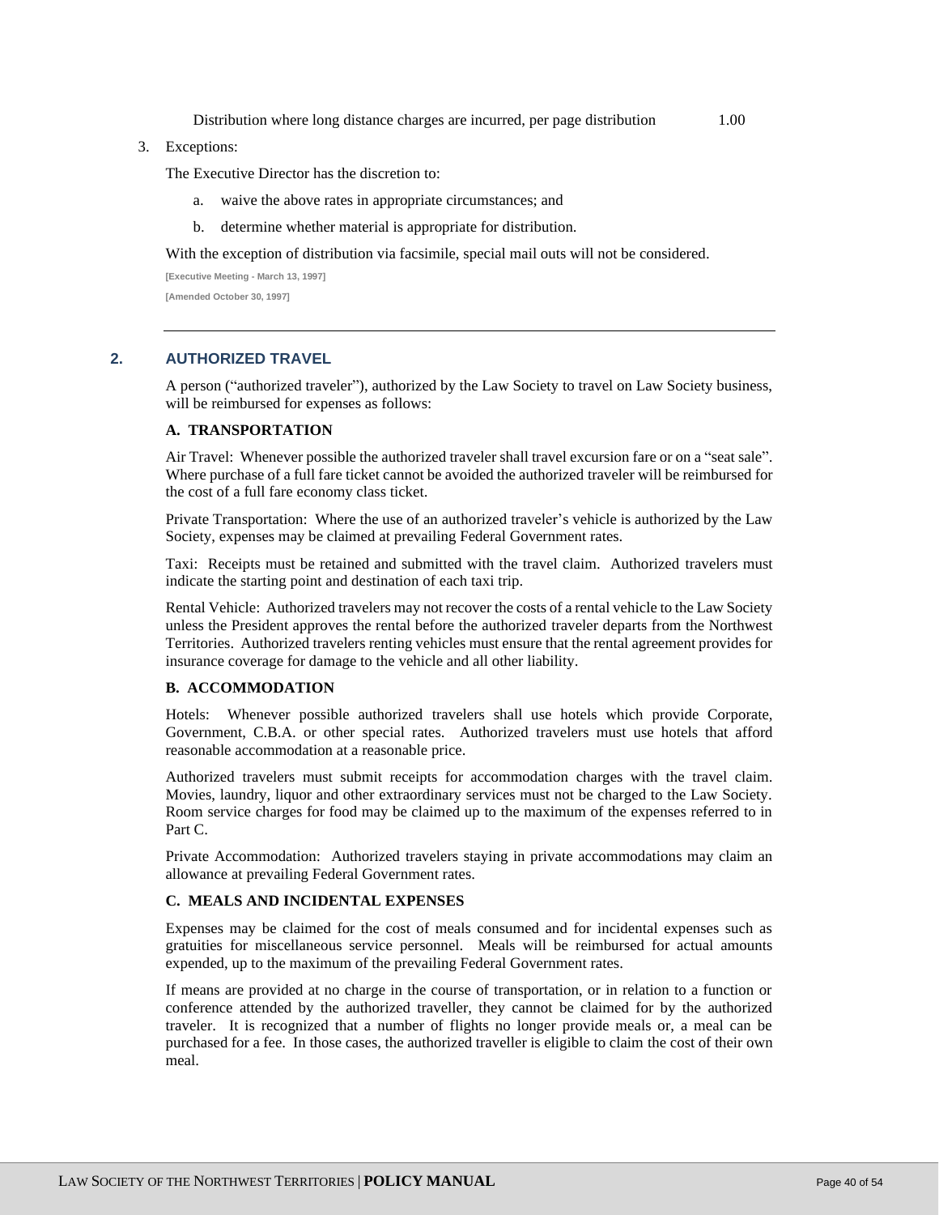Distribution where long distance charges are incurred, per page distribution 1.00

3. Exceptions:

   The Executive Director has the discretion to:

   a. waive the above rates in appropriate circumstances; and

   b. determine whether material is appropriate for distribution.

   With the exception of distribution via facsimile, special mail outs will not be considered.

   [Executive Meeting - March 13, 1997]

   [Amended October 30, 1997]

---

## 2. AUTHORIZED TRAVEL

A person ("authorized traveler"), authorized by the Law Society to travel on Law Society business, will be reimbursed for expenses as follows:

### A. TRANSPORTATION

Air Travel: Whenever possible the authorized traveler shall travel excursion fare or on a "seat sale". Where purchase of a full fare ticket cannot be avoided the authorized traveler will be reimbursed for the cost of a full fare economy class ticket.

Private Transportation: Where the use of an authorized traveler's vehicle is authorized by the Law Society, expenses may be claimed at prevailing Federal Government rates.

Taxi: Receipts must be retained and submitted with the travel claim. Authorized travelers must indicate the starting point and destination of each taxi trip.

Rental Vehicle: Authorized travelers may not recover the costs of a rental vehicle to the Law Society unless the President approves the rental before the authorized traveler departs from the Northwest Territories. Authorized travelers renting vehicles must ensure that the rental agreement provides for insurance coverage for damage to the vehicle and all other liability.

### B. ACCOMMODATION

Hotels: Whenever possible authorized travelers shall use hotels which provide Corporate, Government, C.B.A. or other special rates. Authorized travelers must use hotels that afford reasonable accommodation at a reasonable price.

Authorized travelers must submit receipts for accommodation charges with the travel claim. Movies, laundry, liquor and other extraordinary services must not be charged to the Law Society. Room service charges for food may be claimed up to the maximum of the expenses referred to in Part C.

Private Accommodation: Authorized travelers staying in private accommodations may claim an allowance at prevailing Federal Government rates.

### C. MEALS AND INCIDENTAL EXPENSES

Expenses may be claimed for the cost of meals consumed and for incidental expenses such as gratuities for miscellaneous service personnel. Meals will be reimbursed for actual amounts expended, up to the maximum of the prevailing Federal Government rates.

If means are provided at no charge in the course of transportation, or in relation to a function or conference attended by the authorized traveller, they cannot be claimed for by the authorized traveler. It is recognized that a number of flights no longer provide meals or, a meal can be purchased for a fee. In those cases, the authorized traveller is eligible to claim the cost of their own meal.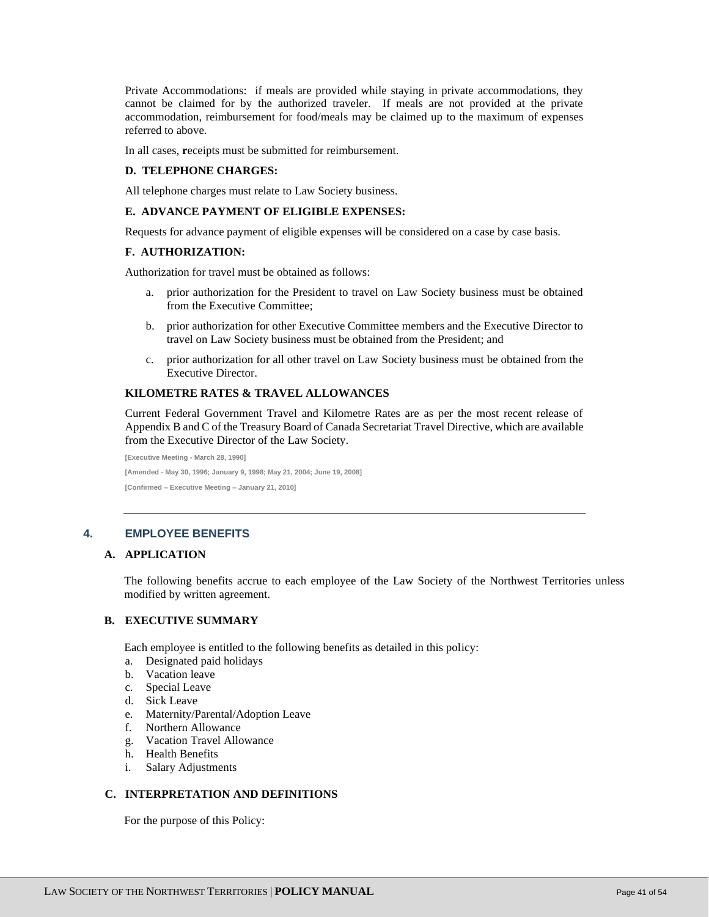Private Accommodations: if meals are provided while staying in private accommodations, they cannot be claimed for by the authorized traveler. If meals are not provided at the private accommodation, reimbursement for food/meals may be claimed up to the maximum of expenses referred to above.

In all cases, **r**eceipts must be submitted for reimbursement.

**D. TELEPHONE CHARGES:**

All telephone charges must relate to Law Society business.

**E. ADVANCE PAYMENT OF ELIGIBLE EXPENSES:**

Requests for advance payment of eligible expenses will be considered on a case by case basis.

**F. AUTHORIZATION:**

Authorization for travel must be obtained as follows:

a. prior authorization for the President to travel on Law Society business must be obtained from the Executive Committee;

b. prior authorization for other Executive Committee members and the Executive Director to travel on Law Society business must be obtained from the President; and

c. prior authorization for all other travel on Law Society business must be obtained from the Executive Director.

**KILOMETRE RATES & TRAVEL ALLOWANCES**

Current Federal Government Travel and Kilometre Rates are as per the most recent release of Appendix B and C of the Treasury Board of Canada Secretariat Travel Directive, which are available from the Executive Director of the Law Society.

[Executive Meeting - March 28, 1990]

[Amended - May 30, 1996; January 9, 1998; May 21, 2004; June 19, 2008]

[Confirmed – Executive Meeting – January 21, 2010]

---

## 4. EMPLOYEE BENEFITS

### A. APPLICATION

The following benefits accrue to each employee of the Law Society of the Northwest Territories unless modified by written agreement.

### B. EXECUTIVE SUMMARY

Each employee is entitled to the following benefits as detailed in this policy:

a. Designated paid holidays
b. Vacation leave
c. Special Leave
d. Sick Leave
e. Maternity/Parental/Adoption Leave
f. Northern Allowance
g. Vacation Travel Allowance
h. Health Benefits
i. Salary Adjustments

### C. INTERPRETATION AND DEFINITIONS

For the purpose of this Policy: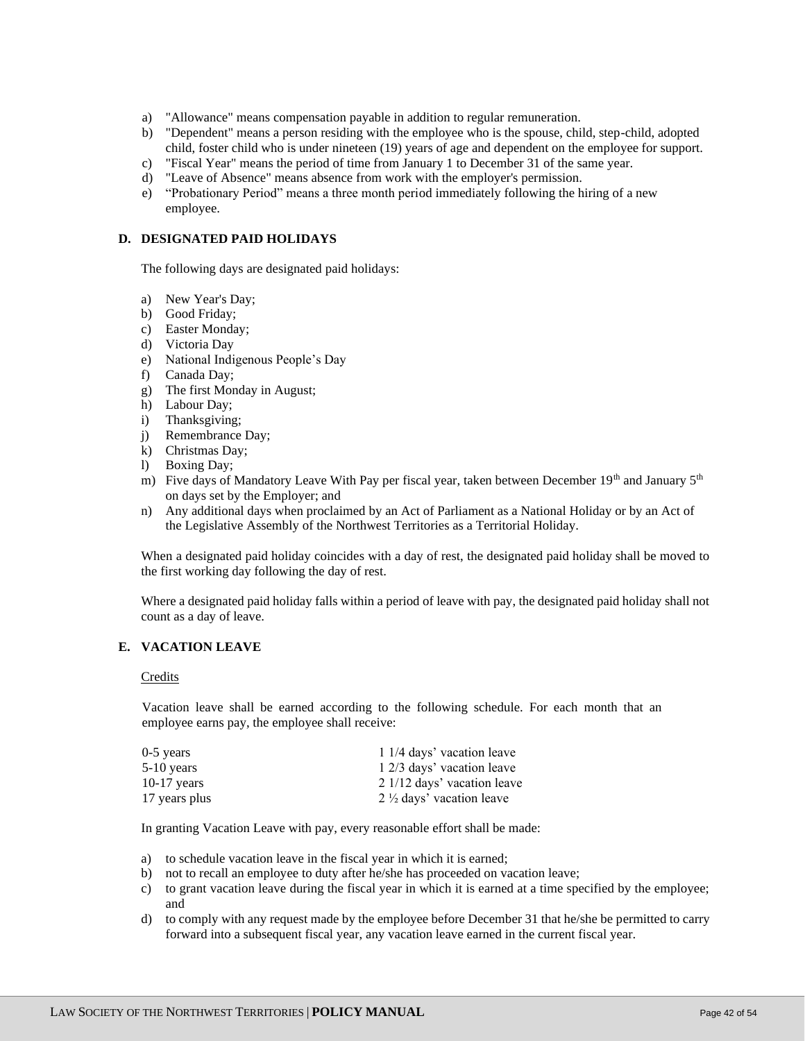a) "Allowance" means compensation payable in addition to regular remuneration.
b) "Dependent" means a person residing with the employee who is the spouse, child, step-child, adopted child, foster child who is under nineteen (19) years of age and dependent on the employee for support.
c) "Fiscal Year" means the period of time from January 1 to December 31 of the same year.
d) "Leave of Absence" means absence from work with the employer's permission.
e) "Probationary Period" means a three month period immediately following the hiring of a new employee.

## D. DESIGNATED PAID HOLIDAYS

The following days are designated paid holidays:

a) New Year's Day;
b) Good Friday;
c) Easter Monday;
d) Victoria Day
e) National Indigenous People's Day
f) Canada Day;
g) The first Monday in August;
h) Labour Day;
i) Thanksgiving;
j) Remembrance Day;
k) Christmas Day;
l) Boxing Day;
m) Five days of Mandatory Leave With Pay per fiscal year, taken between December 19th and January 5th on days set by the Employer; and
n) Any additional days when proclaimed by an Act of Parliament as a National Holiday or by an Act of the Legislative Assembly of the Northwest Territories as a Territorial Holiday.

When a designated paid holiday coincides with a day of rest, the designated paid holiday shall be moved to the first working day following the day of rest.

Where a designated paid holiday falls within a period of leave with pay, the designated paid holiday shall not count as a day of leave.

## E. VACATION LEAVE

Credits

Vacation leave shall be earned according to the following schedule. For each month that an employee earns pay, the employee shall receive:

| | |
|---|---|
| 0-5 years | 1 1/4 days' vacation leave |
| 5-10 years | 1 2/3 days' vacation leave |
| 10-17 years | 2 1/12 days' vacation leave |
| 17 years plus | 2 ½ days' vacation leave |

In granting Vacation Leave with pay, every reasonable effort shall be made:

a) to schedule vacation leave in the fiscal year in which it is earned;
b) not to recall an employee to duty after he/she has proceeded on vacation leave;
c) to grant vacation leave during the fiscal year in which it is earned at a time specified by the employee; and
d) to comply with any request made by the employee before December 31 that he/she be permitted to carry forward into a subsequent fiscal year, any vacation leave earned in the current fiscal year.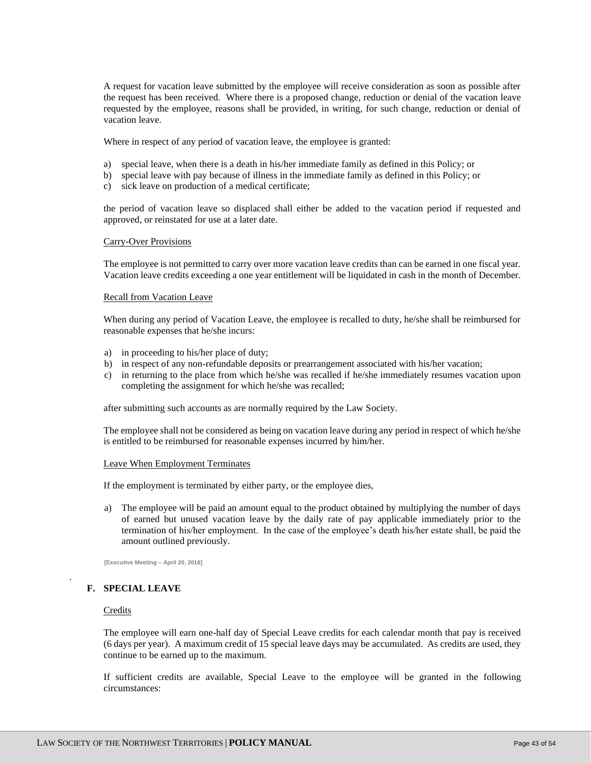A request for vacation leave submitted by the employee will receive consideration as soon as possible after the request has been received. Where there is a proposed change, reduction or denial of the vacation leave requested by the employee, reasons shall be provided, in writing, for such change, reduction or denial of vacation leave.

Where in respect of any period of vacation leave, the employee is granted:

a) special leave, when there is a death in his/her immediate family as defined in this Policy; or
b) special leave with pay because of illness in the immediate family as defined in this Policy; or
c) sick leave on production of a medical certificate;

the period of vacation leave so displaced shall either be added to the vacation period if requested and approved, or reinstated for use at a later date.

Carry-Over Provisions

The employee is not permitted to carry over more vacation leave credits than can be earned in one fiscal year. Vacation leave credits exceeding a one year entitlement will be liquidated in cash in the month of December.

Recall from Vacation Leave

When during any period of Vacation Leave, the employee is recalled to duty, he/she shall be reimbursed for reasonable expenses that he/she incurs:

a) in proceeding to his/her place of duty;
b) in respect of any non-refundable deposits or prearrangement associated with his/her vacation;
c) in returning to the place from which he/she was recalled if he/she immediately resumes vacation upon completing the assignment for which he/she was recalled;

after submitting such accounts as are normally required by the Law Society.

The employee shall not be considered as being on vacation leave during any period in respect of which he/she is entitled to be reimbursed for reasonable expenses incurred by him/her.

Leave When Employment Terminates

If the employment is terminated by either party, or the employee dies,

a) The employee will be paid an amount equal to the product obtained by multiplying the number of days of earned but unused vacation leave by the daily rate of pay applicable immediately prior to the termination of his/her employment. In the case of the employee's death his/her estate shall, be paid the amount outlined previously.

**[Executive Meeting – April 20, 2016]**

## F. SPECIAL LEAVE

Credits

The employee will earn one-half day of Special Leave credits for each calendar month that pay is received (6 days per year). A maximum credit of 15 special leave days may be accumulated. As credits are used, they continue to be earned up to the maximum.

If sufficient credits are available, Special Leave to the employee will be granted in the following circumstances: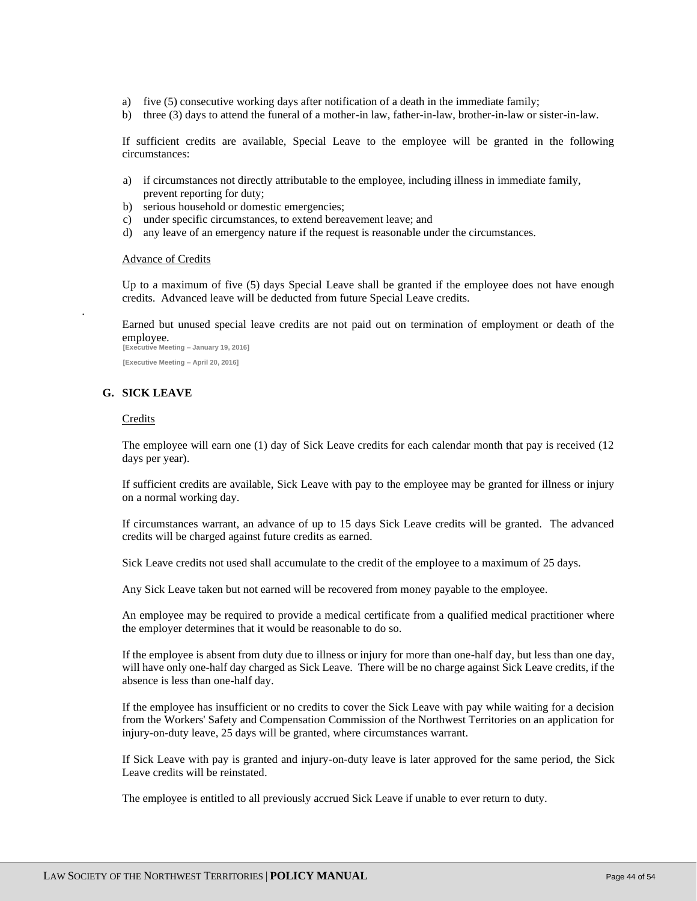a) five (5) consecutive working days after notification of a death in the immediate family;
b) three (3) days to attend the funeral of a mother-in law, father-in-law, brother-in-law or sister-in-law.

If sufficient credits are available, Special Leave to the employee will be granted in the following circumstances:

a) if circumstances not directly attributable to the employee, including illness in immediate family, prevent reporting for duty;
b) serious household or domestic emergencies;
c) under specific circumstances, to extend bereavement leave; and
d) any leave of an emergency nature if the request is reasonable under the circumstances.

Advance of Credits

Up to a maximum of five (5) days Special Leave shall be granted if the employee does not have enough credits. Advanced leave will be deducted from future Special Leave credits.

Earned but unused special leave credits are not paid out on termination of employment or death of the employee.

[Executive Meeting – January 19, 2016]

[Executive Meeting – April 20, 2016]

## G. SICK LEAVE

Credits

The employee will earn one (1) day of Sick Leave credits for each calendar month that pay is received (12 days per year).

If sufficient credits are available, Sick Leave with pay to the employee may be granted for illness or injury on a normal working day.

If circumstances warrant, an advance of up to 15 days Sick Leave credits will be granted. The advanced credits will be charged against future credits as earned.

Sick Leave credits not used shall accumulate to the credit of the employee to a maximum of 25 days.

Any Sick Leave taken but not earned will be recovered from money payable to the employee.

An employee may be required to provide a medical certificate from a qualified medical practitioner where the employer determines that it would be reasonable to do so.

If the employee is absent from duty due to illness or injury for more than one-half day, but less than one day, will have only one-half day charged as Sick Leave. There will be no charge against Sick Leave credits, if the absence is less than one-half day.

If the employee has insufficient or no credits to cover the Sick Leave with pay while waiting for a decision from the Workers' Safety and Compensation Commission of the Northwest Territories on an application for injury-on-duty leave, 25 days will be granted, where circumstances warrant.

If Sick Leave with pay is granted and injury-on-duty leave is later approved for the same period, the Sick Leave credits will be reinstated.

The employee is entitled to all previously accrued Sick Leave if unable to ever return to duty.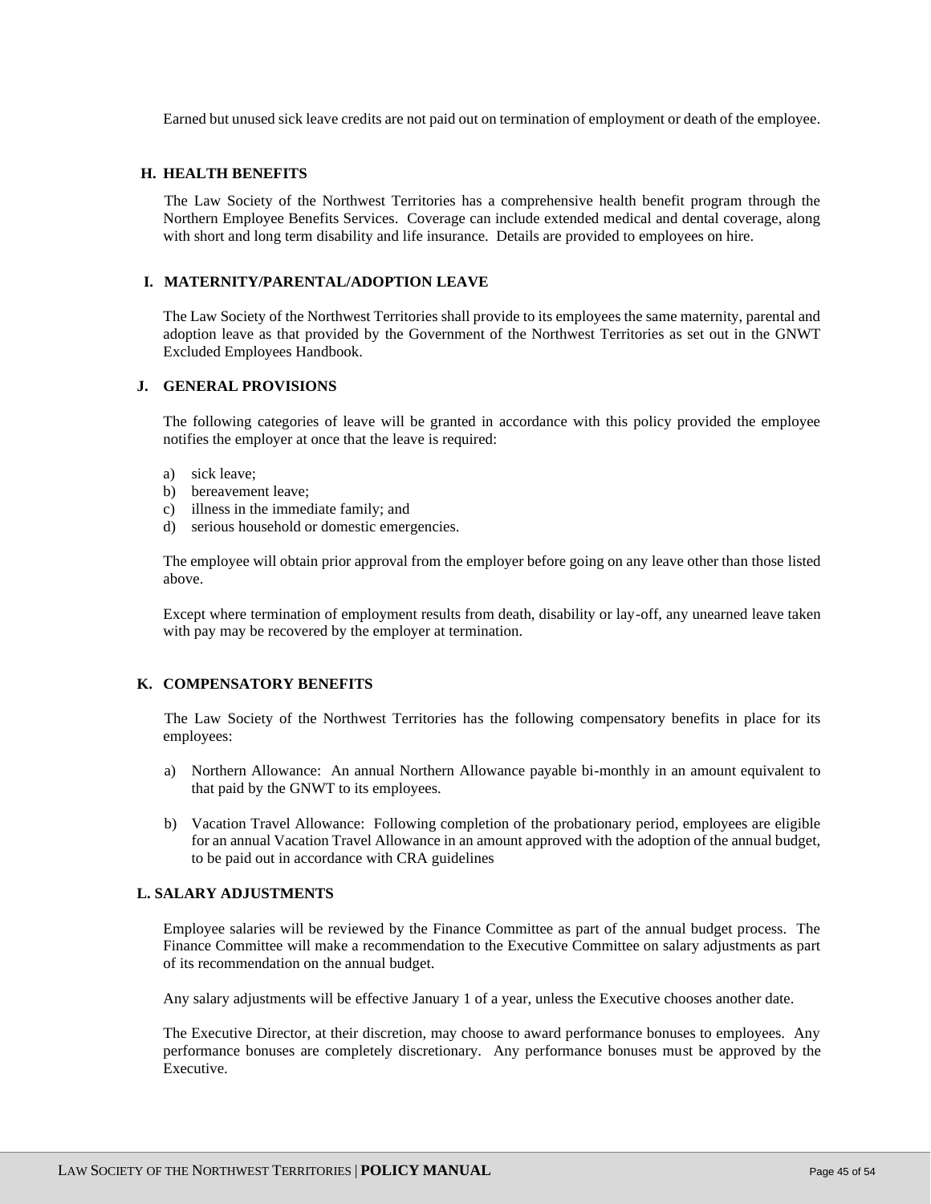Earned but unused sick leave credits are not paid out on termination of employment or death of the employee.

### H. HEALTH BENEFITS

The Law Society of the Northwest Territories has a comprehensive health benefit program through the Northern Employee Benefits Services. Coverage can include extended medical and dental coverage, along with short and long term disability and life insurance. Details are provided to employees on hire.

### I. MATERNITY/PARENTAL/ADOPTION LEAVE

The Law Society of the Northwest Territories shall provide to its employees the same maternity, parental and adoption leave as that provided by the Government of the Northwest Territories as set out in the GNWT Excluded Employees Handbook.

### J. GENERAL PROVISIONS

The following categories of leave will be granted in accordance with this policy provided the employee notifies the employer at once that the leave is required:

a) sick leave;
b) bereavement leave;
c) illness in the immediate family; and
d) serious household or domestic emergencies.

The employee will obtain prior approval from the employer before going on any leave other than those listed above.

Except where termination of employment results from death, disability or lay-off, any unearned leave taken with pay may be recovered by the employer at termination.

### K. COMPENSATORY BENEFITS

The Law Society of the Northwest Territories has the following compensatory benefits in place for its employees:

a) Northern Allowance: An annual Northern Allowance payable bi-monthly in an amount equivalent to that paid by the GNWT to its employees.

b) Vacation Travel Allowance: Following completion of the probationary period, employees are eligible for an annual Vacation Travel Allowance in an amount approved with the adoption of the annual budget, to be paid out in accordance with CRA guidelines

### L. SALARY ADJUSTMENTS

Employee salaries will be reviewed by the Finance Committee as part of the annual budget process. The Finance Committee will make a recommendation to the Executive Committee on salary adjustments as part of its recommendation on the annual budget.

Any salary adjustments will be effective January 1 of a year, unless the Executive chooses another date.

The Executive Director, at their discretion, may choose to award performance bonuses to employees. Any performance bonuses are completely discretionary. Any performance bonuses must be approved by the Executive.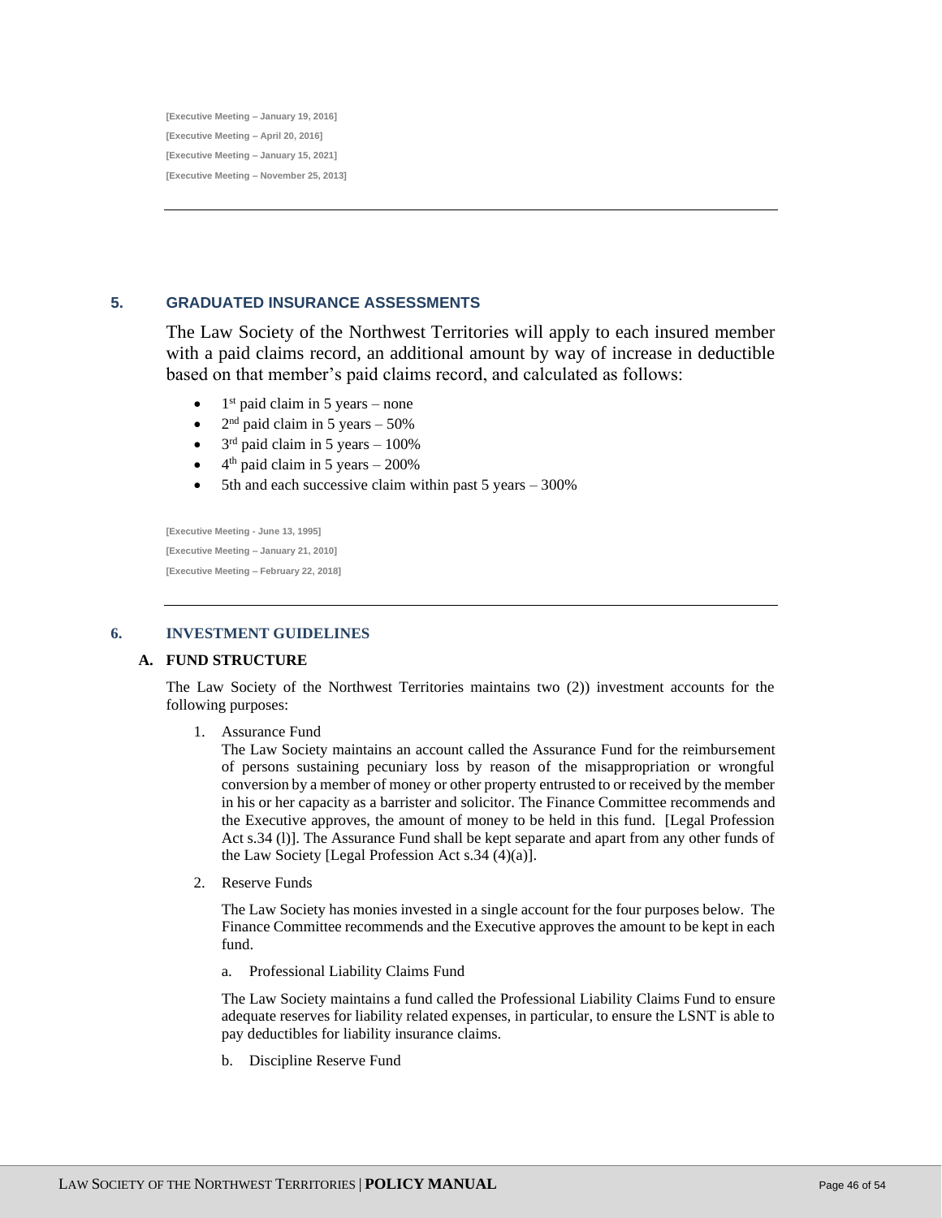[Executive Meeting – January 19, 2016]

[Executive Meeting – April 20, 2016]

[Executive Meeting – January 15, 2021]

[Executive Meeting – November 25, 2013]

---

## 5. GRADUATED INSURANCE ASSESSMENTS

The Law Society of the Northwest Territories will apply to each insured member with a paid claims record, an additional amount by way of increase in deductible based on that member's paid claims record, and calculated as follows:

- 1st paid claim in 5 years – none
- 2nd paid claim in 5 years – 50%
- 3rd paid claim in 5 years – 100%
- 4th paid claim in 5 years – 200%
- 5th and each successive claim within past 5 years – 300%

[Executive Meeting - June 13, 1995]

[Executive Meeting – January 21, 2010]

[Executive Meeting – February 22, 2018]

---

## 6. INVESTMENT GUIDELINES

### A. FUND STRUCTURE

The Law Society of the Northwest Territories maintains two (2)) investment accounts for the following purposes:

1. Assurance Fund

   The Law Society maintains an account called the Assurance Fund for the reimbursement of persons sustaining pecuniary loss by reason of the misappropriation or wrongful conversion by a member of money or other property entrusted to or received by the member in his or her capacity as a barrister and solicitor. The Finance Committee recommends and the Executive approves, the amount of money to be held in this fund. [Legal Profession Act s.34 (l)]. The Assurance Fund shall be kept separate and apart from any other funds of the Law Society [Legal Profession Act s.34 (4)(a)].

2. Reserve Funds

   The Law Society has monies invested in a single account for the four purposes below. The Finance Committee recommends and the Executive approves the amount to be kept in each fund.

   a. Professional Liability Claims Fund

   The Law Society maintains a fund called the Professional Liability Claims Fund to ensure adequate reserves for liability related expenses, in particular, to ensure the LSNT is able to pay deductibles for liability insurance claims.

   b. Discipline Reserve Fund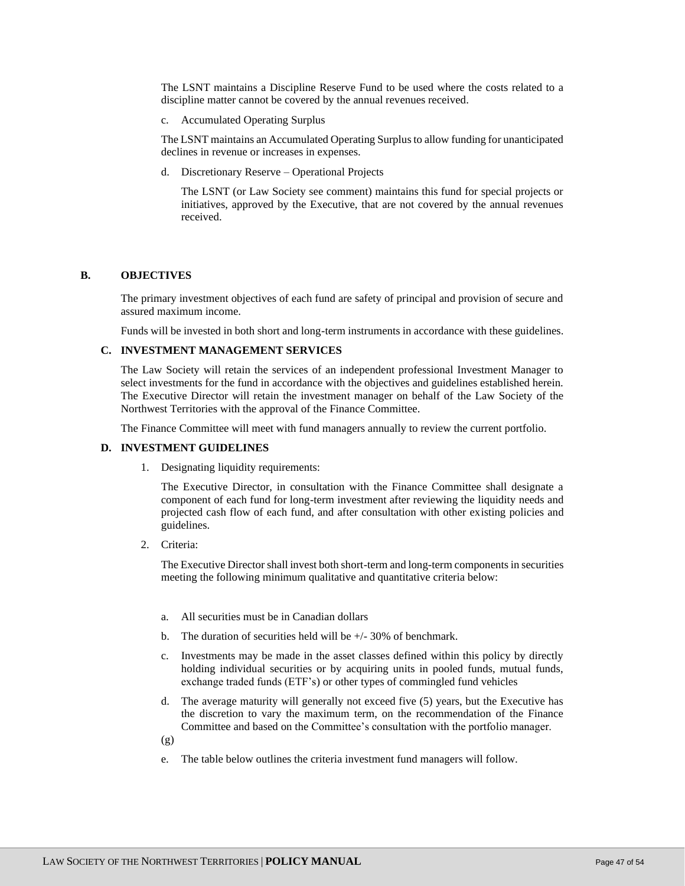The LSNT maintains a Discipline Reserve Fund to be used where the costs related to a discipline matter cannot be covered by the annual revenues received.

c. Accumulated Operating Surplus

The LSNT maintains an Accumulated Operating Surplus to allow funding for unanticipated declines in revenue or increases in expenses.

d. Discretionary Reserve – Operational Projects

The LSNT (or Law Society see comment) maintains this fund for special projects or initiatives, approved by the Executive, that are not covered by the annual revenues received.

## B. OBJECTIVES

The primary investment objectives of each fund are safety of principal and provision of secure and assured maximum income.

Funds will be invested in both short and long-term instruments in accordance with these guidelines.

## C. INVESTMENT MANAGEMENT SERVICES

The Law Society will retain the services of an independent professional Investment Manager to select investments for the fund in accordance with the objectives and guidelines established herein. The Executive Director will retain the investment manager on behalf of the Law Society of the Northwest Territories with the approval of the Finance Committee.

The Finance Committee will meet with fund managers annually to review the current portfolio.

## D. INVESTMENT GUIDELINES

1. Designating liquidity requirements:

   The Executive Director, in consultation with the Finance Committee shall designate a component of each fund for long-term investment after reviewing the liquidity needs and projected cash flow of each fund, and after consultation with other existing policies and guidelines.

2. Criteria:

   The Executive Director shall invest both short-term and long-term components in securities meeting the following minimum qualitative and quantitative criteria below:

   a. All securities must be in Canadian dollars

   b. The duration of securities held will be +/- 30% of benchmark.

   c. Investments may be made in the asset classes defined within this policy by directly holding individual securities or by acquiring units in pooled funds, mutual funds, exchange traded funds (ETF's) or other types of commingled fund vehicles

   d. The average maturity will generally not exceed five (5) years, but the Executive has the discretion to vary the maximum term, on the recommendation of the Finance Committee and based on the Committee's consultation with the portfolio manager.

   (g)

   e. The table below outlines the criteria investment fund managers will follow.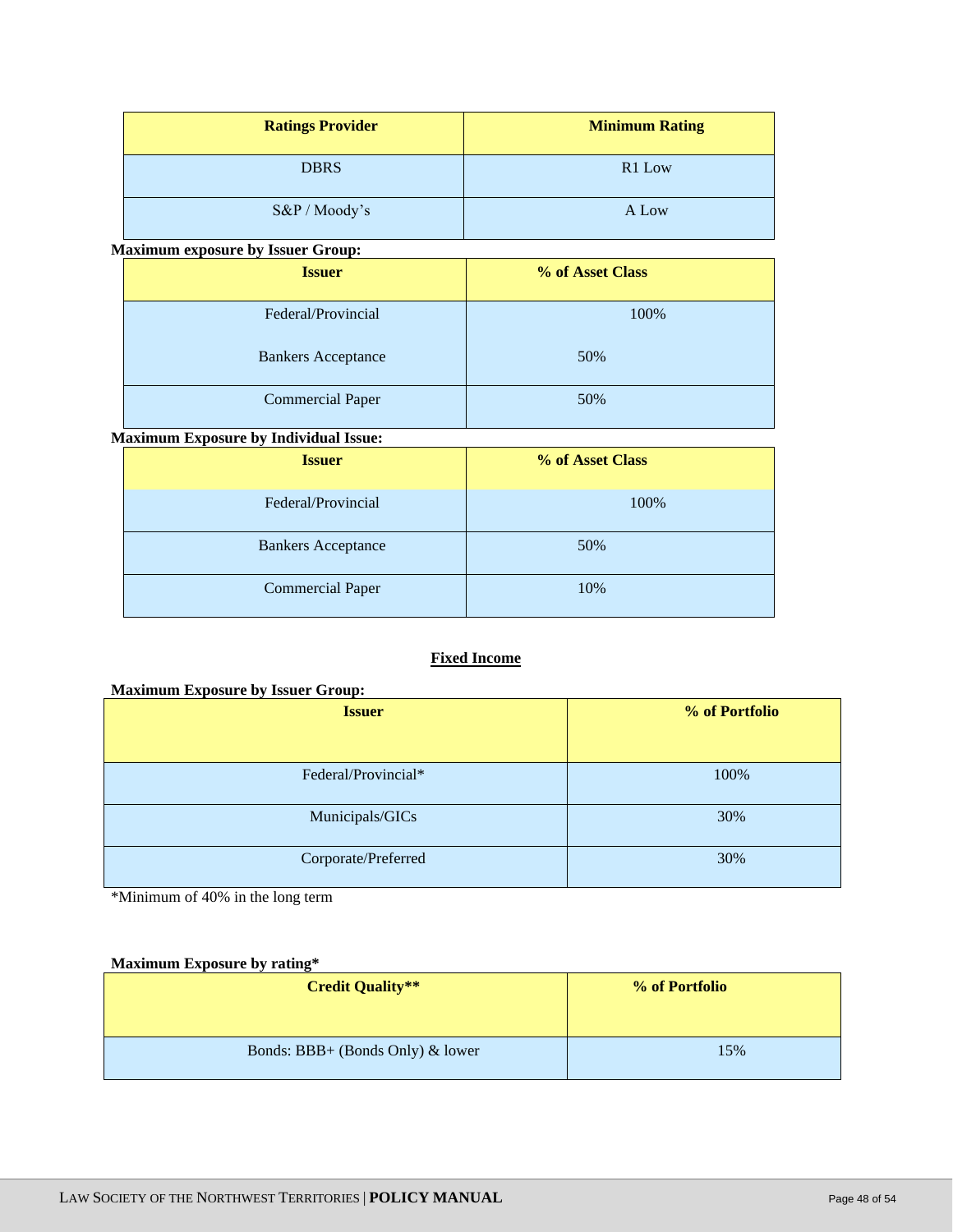| Ratings Provider | Minimum Rating |
| --- | --- |
| DBRS | R1 Low |
| S&P / Moody's | A Low |

**Maximum exposure by Issuer Group:**

| Issuer | % of Asset Class |
| --- | --- |
| Federal/Provincial | 100% |
| Bankers Acceptance | 50% |
| Commercial Paper | 50% |

**Maximum Exposure by Individual Issue:**

| Issuer | % of Asset Class |
| --- | --- |
| Federal/Provincial | 100% |
| Bankers Acceptance | 50% |
| Commercial Paper | 10% |

## Fixed Income

**Maximum Exposure by Issuer Group:**

| Issuer | % of Portfolio |
| --- | --- |
| Federal/Provincial* | 100% |
| Municipals/GICs | 30% |
| Corporate/Preferred | 30% |

*Minimum of 40% in the long term

**Maximum Exposure by rating***

| Credit Quality** | % of Portfolio |
| --- | --- |
| Bonds: BBB+ (Bonds Only) & lower | 15% |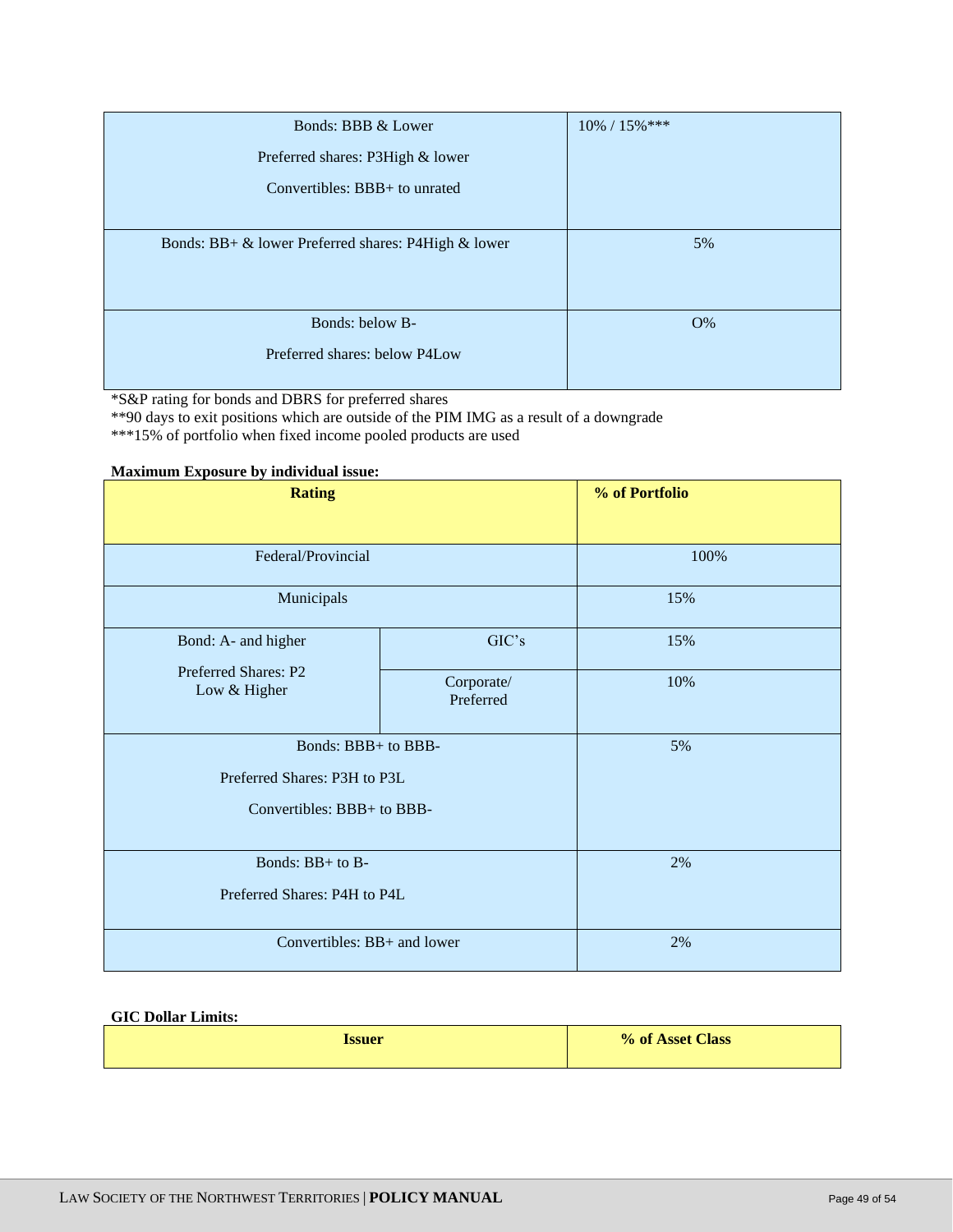| | |
|---|---|
| Bonds: BBB & Lower<br>Preferred shares: P3High & lower<br>Convertibles: BBB+ to unrated | 10% / 15%*** |
| Bonds: BB+ & lower Preferred shares: P4High & lower | 5% |
| Bonds: below B-<br>Preferred shares: below P4Low | O% |

*S&P rating for bonds and DBRS for preferred shares
**90 days to exit positions which are outside of the PIM IMG as a result of a downgrade
***15% of portfolio when fixed income pooled products are used

**Maximum Exposure by individual issue:**

| **Rating** | | **% of Portfolio** |
|---|---|---|
| Federal/Provincial | | 100% |
| Municipals | | 15% |
| Bond: A- and higher<br>Preferred Shares: P2 Low & Higher | GIC's | 15% |
| | Corporate/ Preferred | 10% |
| Bonds: BBB+ to BBB-<br>Preferred Shares: P3H to P3L<br>Convertibles: BBB+ to BBB- | | 5% |
| Bonds: BB+ to B-<br>Preferred Shares: P4H to P4L | | 2% |
| Convertibles: BB+ and lower | | 2% |

**GIC Dollar Limits:**

| **Issuer** | **% of Asset Class** |
|---|---|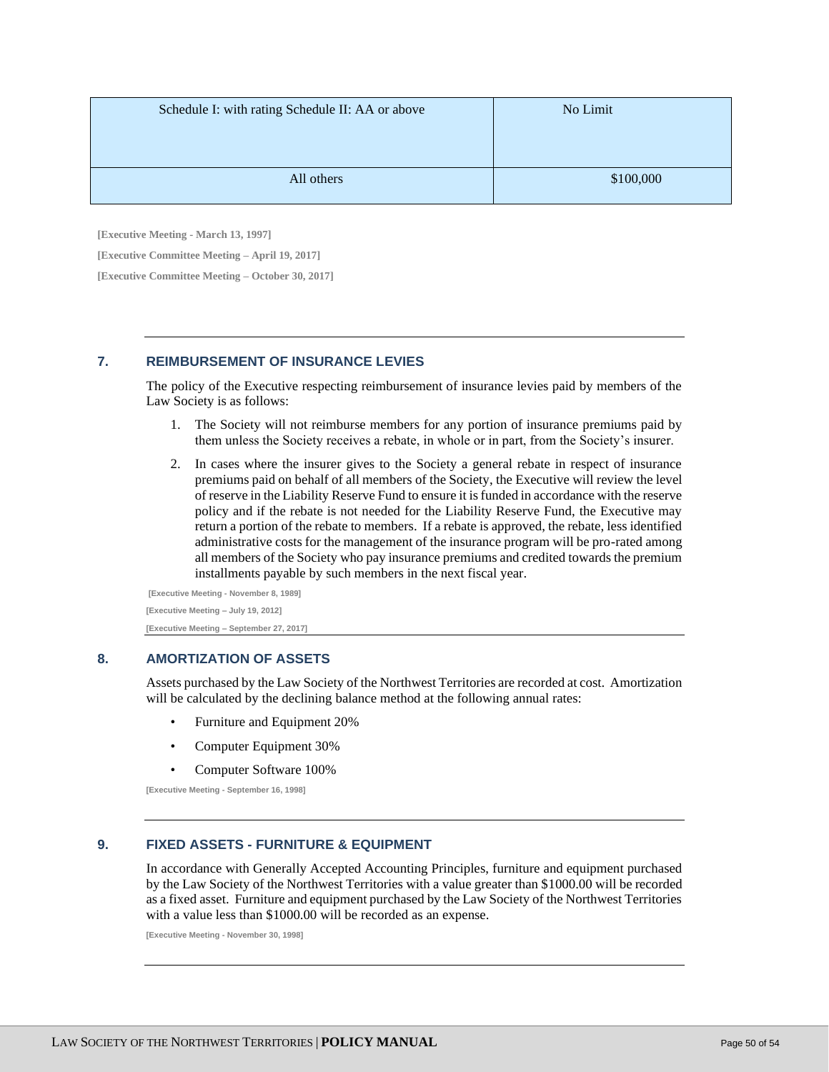| Schedule I: with rating Schedule II: AA or above | No Limit |
| --- | --- |
| All others | $100,000 |

**[Executive Meeting - March 13, 1997]**

**[Executive Committee Meeting – April 19, 2017]**

**[Executive Committee Meeting – October 30, 2017]**

## 7. REIMBURSEMENT OF INSURANCE LEVIES

The policy of the Executive respecting reimbursement of insurance levies paid by members of the Law Society is as follows:

1. The Society will not reimburse members for any portion of insurance premiums paid by them unless the Society receives a rebate, in whole or in part, from the Society's insurer.
2. In cases where the insurer gives to the Society a general rebate in respect of insurance premiums paid on behalf of all members of the Society, the Executive will review the level of reserve in the Liability Reserve Fund to ensure it is funded in accordance with the reserve policy and if the rebate is not needed for the Liability Reserve Fund, the Executive may return a portion of the rebate to members. If a rebate is approved, the rebate, less identified administrative costs for the management of the insurance program will be pro-rated among all members of the Society who pay insurance premiums and credited towards the premium installments payable by such members in the next fiscal year.

**[Executive Meeting - November 8, 1989]**

**[Executive Meeting – July 19, 2012]**

**[Executive Meeting – September 27, 2017]**

## 8. AMORTIZATION OF ASSETS

Assets purchased by the Law Society of the Northwest Territories are recorded at cost. Amortization will be calculated by the declining balance method at the following annual rates:

- Furniture and Equipment 20%
- Computer Equipment 30%
- Computer Software 100%

**[Executive Meeting - September 16, 1998]**

## 9. FIXED ASSETS - FURNITURE & EQUIPMENT

In accordance with Generally Accepted Accounting Principles, furniture and equipment purchased by the Law Society of the Northwest Territories with a value greater than $1000.00 will be recorded as a fixed asset. Furniture and equipment purchased by the Law Society of the Northwest Territories with a value less than $1000.00 will be recorded as an expense.

**[Executive Meeting - November 30, 1998]**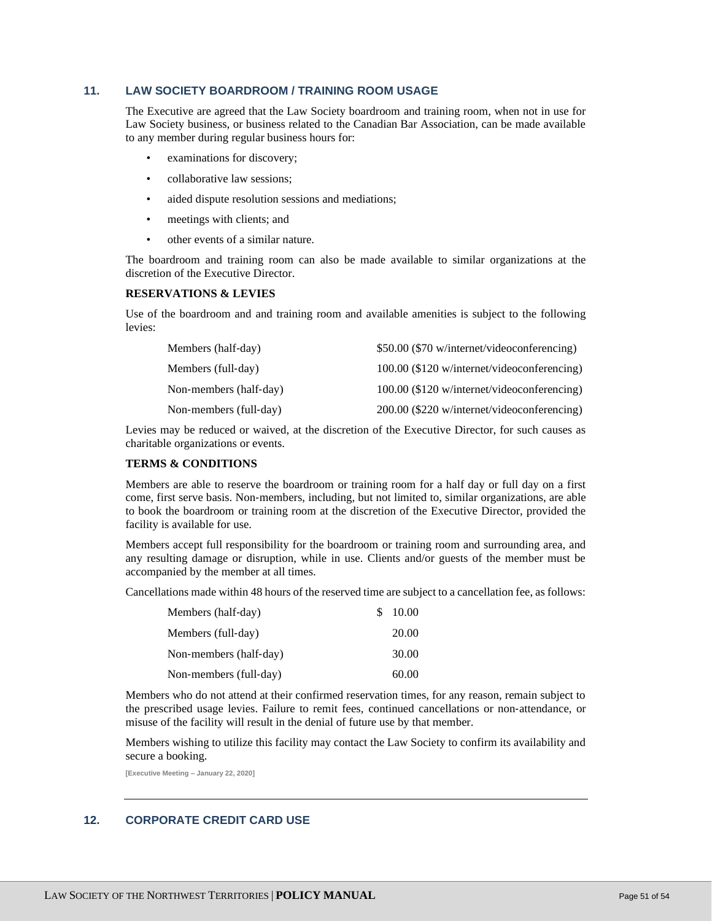## 11. LAW SOCIETY BOARDROOM / TRAINING ROOM USAGE

The Executive are agreed that the Law Society boardroom and training room, when not in use for Law Society business, or business related to the Canadian Bar Association, can be made available to any member during regular business hours for:

- examinations for discovery;
- collaborative law sessions;
- aided dispute resolution sessions and mediations;
- meetings with clients; and
- other events of a similar nature.

The boardroom and training room can also be made available to similar organizations at the discretion of the Executive Director.

**RESERVATIONS & LEVIES**

Use of the boardroom and and training room and available amenities is subject to the following levies:

| | |
|---|---|
| Members (half-day) | $50.00 ($70 w/internet/videoconferencing) |
| Members (full-day) | 100.00 ($120 w/internet/videoconferencing) |
| Non-members (half-day) | 100.00 ($120 w/internet/videoconferencing) |
| Non-members (full-day) | 200.00 ($220 w/internet/videoconferencing) |

Levies may be reduced or waived, at the discretion of the Executive Director, for such causes as charitable organizations or events.

**TERMS & CONDITIONS**

Members are able to reserve the boardroom or training room for a half day or full day on a first come, first serve basis. Non-members, including, but not limited to, similar organizations, are able to book the boardroom or training room at the discretion of the Executive Director, provided the facility is available for use.

Members accept full responsibility for the boardroom or training room and surrounding area, and any resulting damage or disruption, while in use. Clients and/or guests of the member must be accompanied by the member at all times.

Cancellations made within 48 hours of the reserved time are subject to a cancellation fee, as follows:

| | |
|---|---|
| Members (half-day) | $ 10.00 |
| Members (full-day) | 20.00 |
| Non-members (half-day) | 30.00 |
| Non-members (full-day) | 60.00 |

Members who do not attend at their confirmed reservation times, for any reason, remain subject to the prescribed usage levies. Failure to remit fees, continued cancellations or non-attendance, or misuse of the facility will result in the denial of future use by that member.

Members wishing to utilize this facility may contact the Law Society to confirm its availability and secure a booking.

[Executive Meeting – January 22, 2020]

---

## 12. CORPORATE CREDIT CARD USE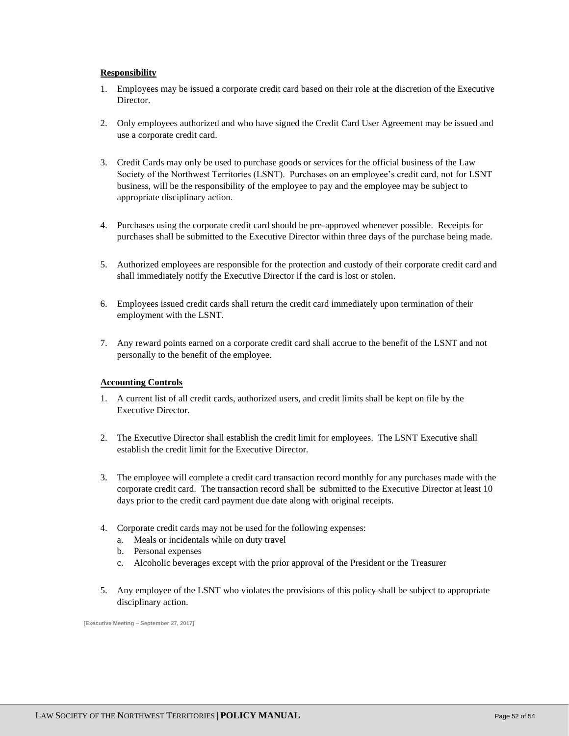**Responsibility**

1. Employees may be issued a corporate credit card based on their role at the discretion of the Executive Director.

2. Only employees authorized and who have signed the Credit Card User Agreement may be issued and use a corporate credit card.

3. Credit Cards may only be used to purchase goods or services for the official business of the Law Society of the Northwest Territories (LSNT). Purchases on an employee's credit card, not for LSNT business, will be the responsibility of the employee to pay and the employee may be subject to appropriate disciplinary action.

4. Purchases using the corporate credit card should be pre-approved whenever possible. Receipts for purchases shall be submitted to the Executive Director within three days of the purchase being made.

5. Authorized employees are responsible for the protection and custody of their corporate credit card and shall immediately notify the Executive Director if the card is lost or stolen.

6. Employees issued credit cards shall return the credit card immediately upon termination of their employment with the LSNT.

7. Any reward points earned on a corporate credit card shall accrue to the benefit of the LSNT and not personally to the benefit of the employee.

**Accounting Controls**

1. A current list of all credit cards, authorized users, and credit limits shall be kept on file by the Executive Director.

2. The Executive Director shall establish the credit limit for employees. The LSNT Executive shall establish the credit limit for the Executive Director.

3. The employee will complete a credit card transaction record monthly for any purchases made with the corporate credit card. The transaction record shall be submitted to the Executive Director at least 10 days prior to the credit card payment due date along with original receipts.

4. Corporate credit cards may not be used for the following expenses:
   a. Meals or incidentals while on duty travel
   b. Personal expenses
   c. Alcoholic beverages except with the prior approval of the President or the Treasurer

5. Any employee of the LSNT who violates the provisions of this policy shall be subject to appropriate disciplinary action.

[Executive Meeting – September 27, 2017]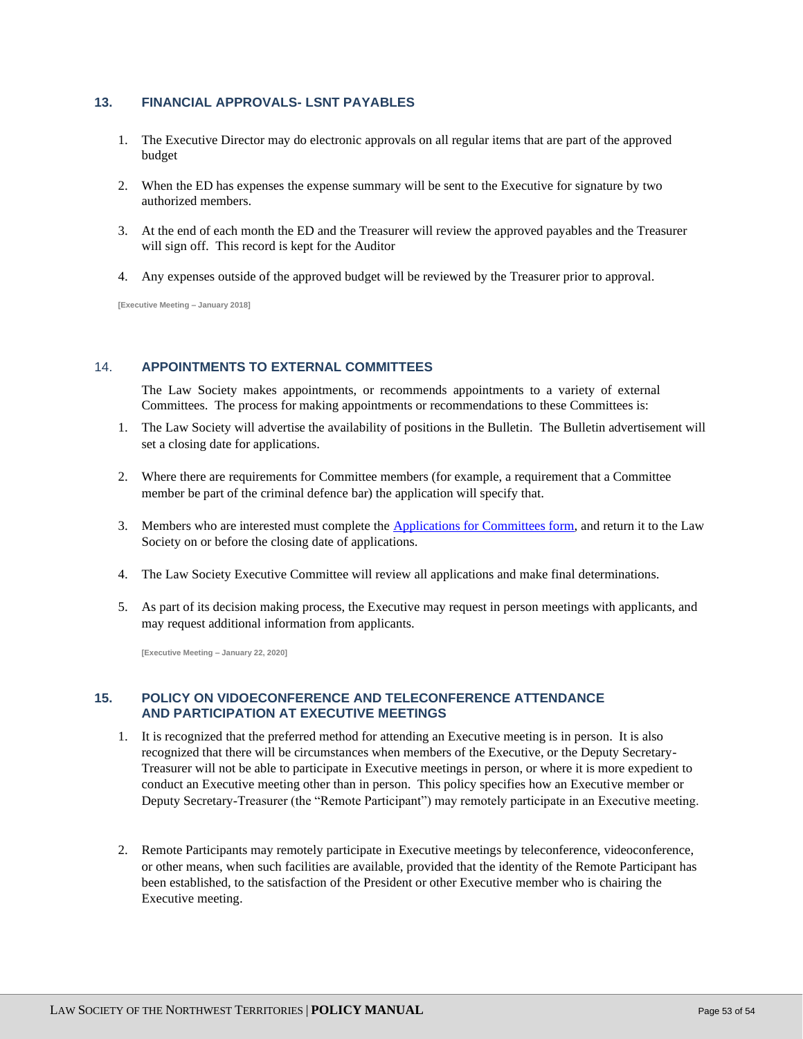## 13. FINANCIAL APPROVALS- LSNT PAYABLES

1. The Executive Director may do electronic approvals on all regular items that are part of the approved budget

2. When the ED has expenses the expense summary will be sent to the Executive for signature by two authorized members.

3. At the end of each month the ED and the Treasurer will review the approved payables and the Treasurer will sign off. This record is kept for the Auditor

4. Any expenses outside of the approved budget will be reviewed by the Treasurer prior to approval.

**[Executive Meeting – January 2018]**

## 14. APPOINTMENTS TO EXTERNAL COMMITTEES

The Law Society makes appointments, or recommends appointments to a variety of external Committees. The process for making appointments or recommendations to these Committees is:

1. The Law Society will advertise the availability of positions in the Bulletin. The Bulletin advertisement will set a closing date for applications.

2. Where there are requirements for Committee members (for example, a requirement that a Committee member be part of the criminal defence bar) the application will specify that.

3. Members who are interested must complete the Applications for Committees form, and return it to the Law Society on or before the closing date of applications.

4. The Law Society Executive Committee will review all applications and make final determinations.

5. As part of its decision making process, the Executive may request in person meetings with applicants, and may request additional information from applicants.

**[Executive Meeting – January 22, 2020]**

## 15. POLICY ON VIDOECONFERENCE AND TELECONFERENCE ATTENDANCE AND PARTICIPATION AT EXECUTIVE MEETINGS

1. It is recognized that the preferred method for attending an Executive meeting is in person. It is also recognized that there will be circumstances when members of the Executive, or the Deputy Secretary-Treasurer will not be able to participate in Executive meetings in person, or where it is more expedient to conduct an Executive meeting other than in person. This policy specifies how an Executive member or Deputy Secretary-Treasurer (the "Remote Participant") may remotely participate in an Executive meeting.

2. Remote Participants may remotely participate in Executive meetings by teleconference, videoconference, or other means, when such facilities are available, provided that the identity of the Remote Participant has been established, to the satisfaction of the President or other Executive member who is chairing the Executive meeting.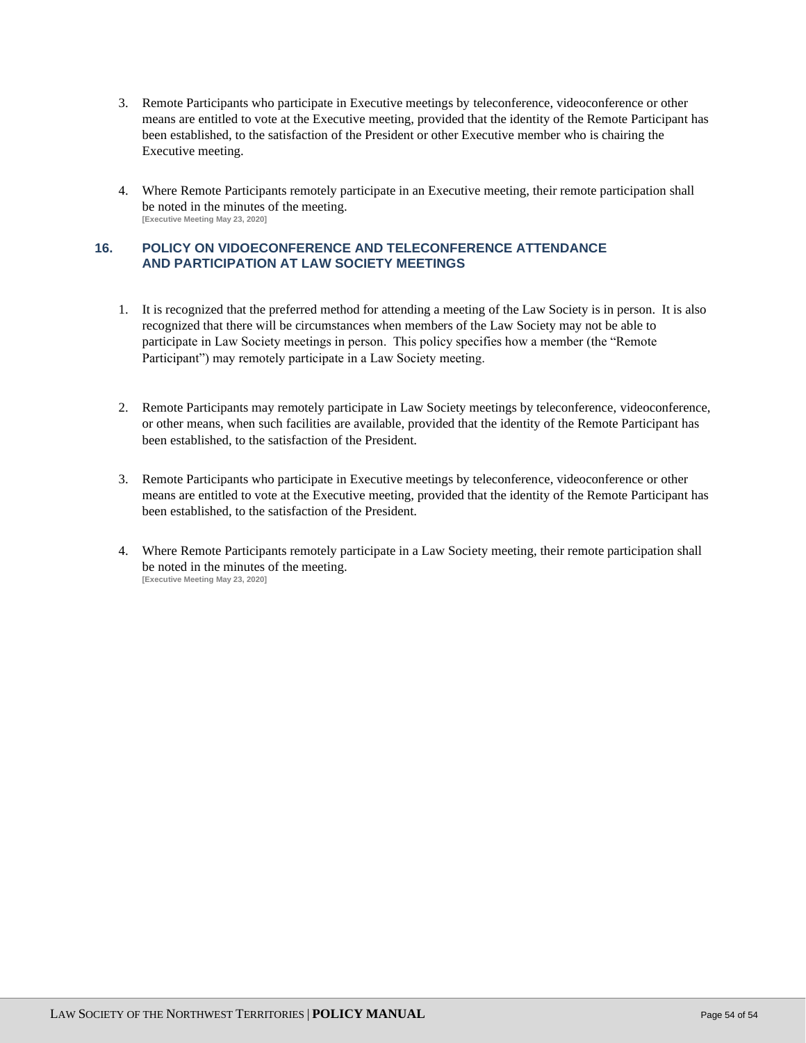3. Remote Participants who participate in Executive meetings by teleconference, videoconference or other means are entitled to vote at the Executive meeting, provided that the identity of the Remote Participant has been established, to the satisfaction of the President or other Executive member who is chairing the Executive meeting.

4. Where Remote Participants remotely participate in an Executive meeting, their remote participation shall be noted in the minutes of the meeting.
**[Executive Meeting May 23, 2020]**

## 16. POLICY ON VIDOECONFERENCE AND TELECONFERENCE ATTENDANCE AND PARTICIPATION AT LAW SOCIETY MEETINGS

1. It is recognized that the preferred method for attending a meeting of the Law Society is in person. It is also recognized that there will be circumstances when members of the Law Society may not be able to participate in Law Society meetings in person. This policy specifies how a member (the "Remote Participant") may remotely participate in a Law Society meeting.

2. Remote Participants may remotely participate in Law Society meetings by teleconference, videoconference, or other means, when such facilities are available, provided that the identity of the Remote Participant has been established, to the satisfaction of the President.

3. Remote Participants who participate in Executive meetings by teleconference, videoconference or other means are entitled to vote at the Executive meeting, provided that the identity of the Remote Participant has been established, to the satisfaction of the President.

4. Where Remote Participants remotely participate in a Law Society meeting, their remote participation shall be noted in the minutes of the meeting.
**[Executive Meeting May 23, 2020]**